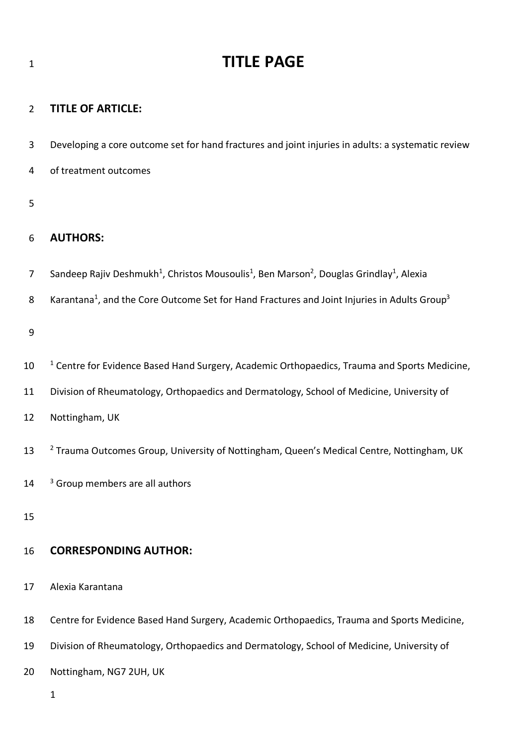# TITLE PAGE

## TITLE OF ARTICLE:

Developing a core outcome set for hand fractures and joint injuries in adults: a systematic review of treatment outcomes

## AUTHORS:

Sandeep Rajiv Deshmukh[1], Christos Mousoulis[1], Ben Marson[2], Douglas Grindlay[1], Alexia Karantana[1], and the Core Outcome Set for Hand Fractures and Joint Injuries in Adults Group[3]

[1] Centre for Evidence Based Hand Surgery, Academic Orthopaedics, Trauma and Sports Medicine, Division of Rheumatology, Orthopaedics and Dermatology, School of Medicine, University of Nottingham, UK

[2] Trauma Outcomes Group, University of Nottingham, Queen's Medical Centre, Nottingham, UK

[3] Group members are all authors

## CORRESPONDING AUTHOR:

Alexia Karantana

Centre for Evidence Based Hand Surgery, Academic Orthopaedics, Trauma and Sports Medicine, Division of Rheumatology, Orthopaedics and Dermatology, School of Medicine, University of Nottingham, NG7 2UH, UK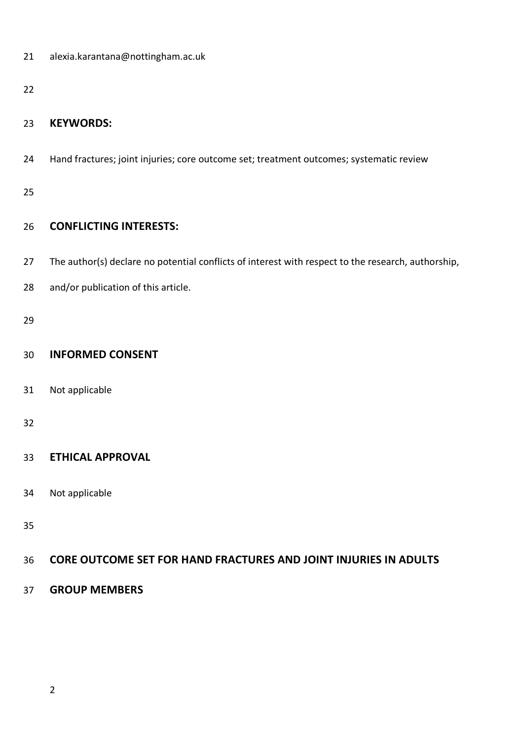alexia.karantana@nottingham.ac.uk

## KEYWORDS:

Hand fractures; joint injuries; core outcome set; treatment outcomes; systematic review

## CONFLICTING INTERESTS:

The author(s) declare no potential conflicts of interest with respect to the research, authorship, and/or publication of this article.

## INFORMED CONSENT

Not applicable

## ETHICAL APPROVAL

Not applicable

## CORE OUTCOME SET FOR HAND FRACTURES AND JOINT INJURIES IN ADULTS GROUP MEMBERS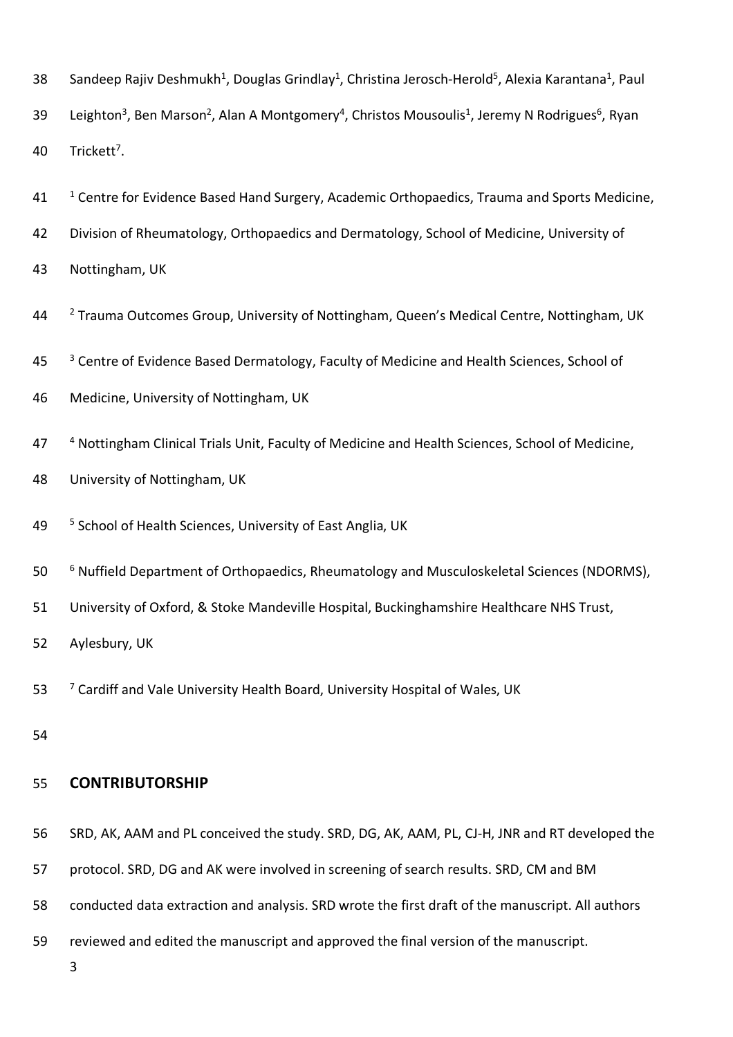Sandeep Rajiv Deshmukh[1], Douglas Grindlay[1], Christina Jerosch-Herold[5], Alexia Karantana[1], Paul Leighton[3], Ben Marson[2], Alan A Montgomery[4], Christos Mousoulis[1], Jeremy N Rodrigues[6], Ryan Trickett[7].

[1] Centre for Evidence Based Hand Surgery, Academic Orthopaedics, Trauma and Sports Medicine, Division of Rheumatology, Orthopaedics and Dermatology, School of Medicine, University of Nottingham, UK

[2] Trauma Outcomes Group, University of Nottingham, Queen's Medical Centre, Nottingham, UK

[3] Centre of Evidence Based Dermatology, Faculty of Medicine and Health Sciences, School of Medicine, University of Nottingham, UK

[4] Nottingham Clinical Trials Unit, Faculty of Medicine and Health Sciences, School of Medicine, University of Nottingham, UK

[5] School of Health Sciences, University of East Anglia, UK

[6] Nuffield Department of Orthopaedics, Rheumatology and Musculoskeletal Sciences (NDORMS), University of Oxford, & Stoke Mandeville Hospital, Buckinghamshire Healthcare NHS Trust, Aylesbury, UK

[7] Cardiff and Vale University Health Board, University Hospital of Wales, UK

## CONTRIBUTORSHIP

SRD, AK, AAM and PL conceived the study. SRD, DG, AK, AAM, PL, CJ-H, JNR and RT developed the protocol. SRD, DG and AK were involved in screening of search results. SRD, CM and BM conducted data extraction and analysis. SRD wrote the first draft of the manuscript. All authors reviewed and edited the manuscript and approved the final version of the manuscript.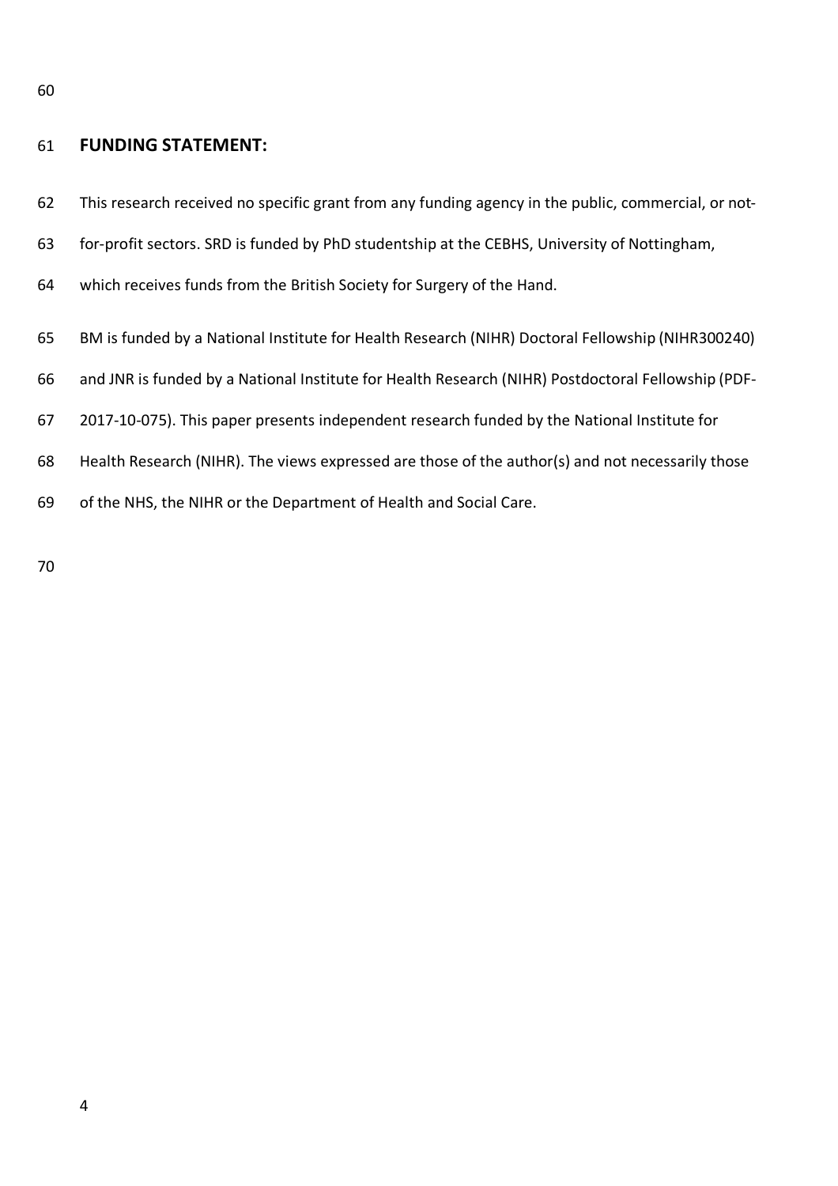## FUNDING STATEMENT:

This research received no specific grant from any funding agency in the public, commercial, or not-for-profit sectors. SRD is funded by PhD studentship at the CEBHS, University of Nottingham, which receives funds from the British Society for Surgery of the Hand.

BM is funded by a National Institute for Health Research (NIHR) Doctoral Fellowship (NIHR300240) and JNR is funded by a National Institute for Health Research (NIHR) Postdoctoral Fellowship (PDF-2017-10-075). This paper presents independent research funded by the National Institute for Health Research (NIHR). The views expressed are those of the author(s) and not necessarily those of the NHS, the NIHR or the Department of Health and Social Care.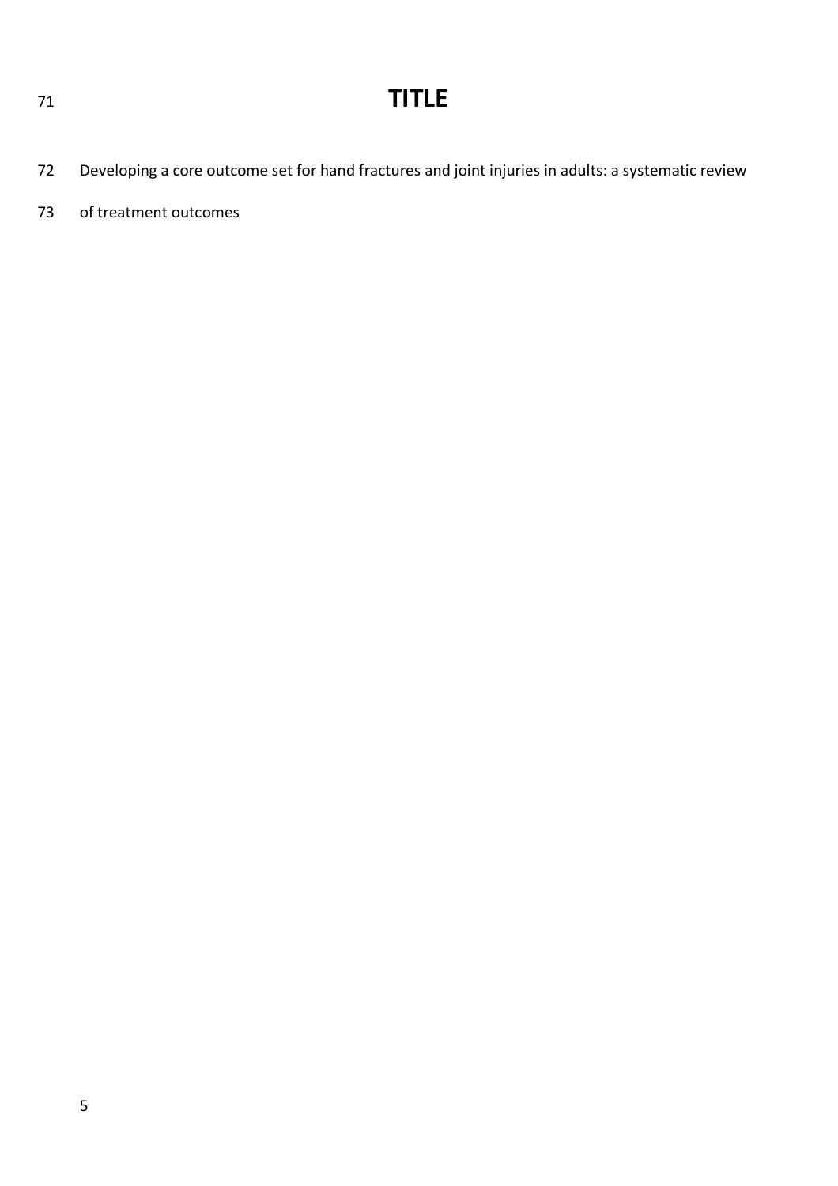# TITLE

Developing a core outcome set for hand fractures and joint injuries in adults: a systematic review of treatment outcomes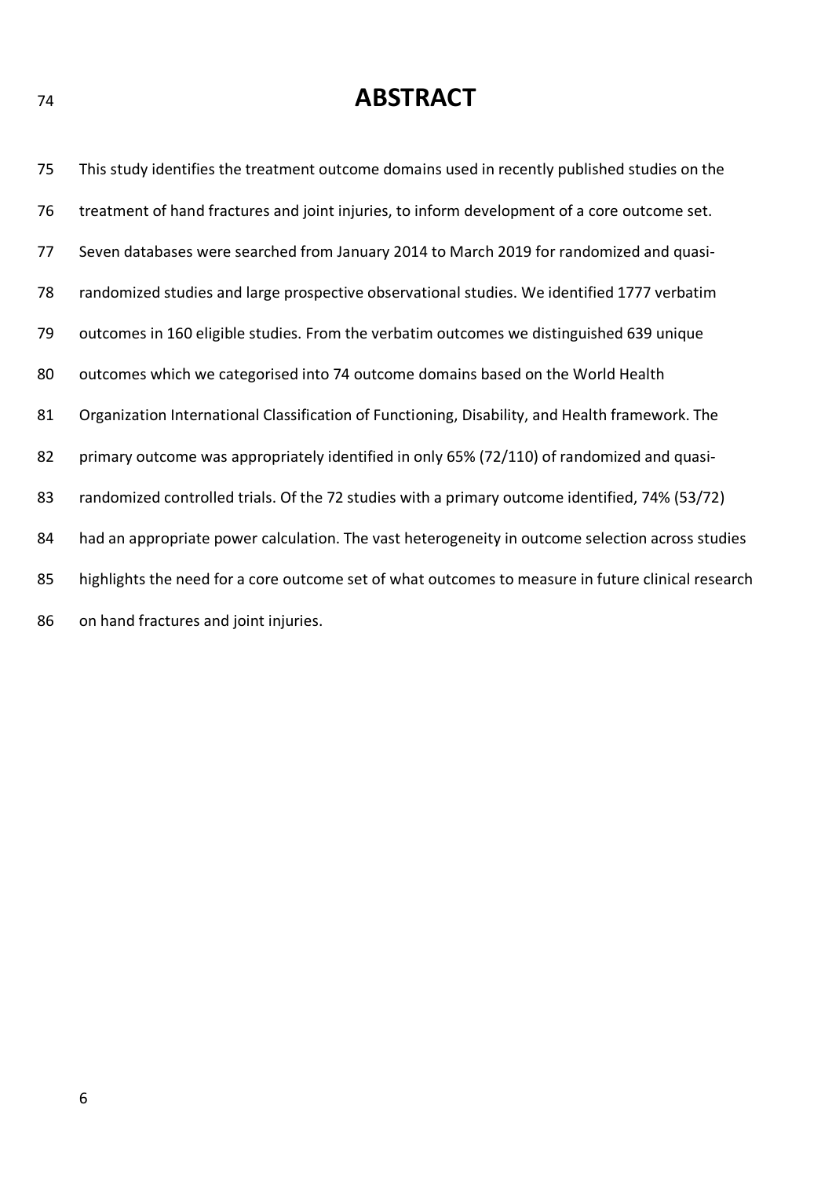# ABSTRACT

This study identifies the treatment outcome domains used in recently published studies on the treatment of hand fractures and joint injuries, to inform development of a core outcome set. Seven databases were searched from January 2014 to March 2019 for randomized and quasi-randomized studies and large prospective observational studies. We identified 1777 verbatim outcomes in 160 eligible studies. From the verbatim outcomes we distinguished 639 unique outcomes which we categorised into 74 outcome domains based on the World Health Organization International Classification of Functioning, Disability, and Health framework. The primary outcome was appropriately identified in only 65% (72/110) of randomized and quasi-randomized controlled trials. Of the 72 studies with a primary outcome identified, 74% (53/72) had an appropriate power calculation. The vast heterogeneity in outcome selection across studies highlights the need for a core outcome set of what outcomes to measure in future clinical research on hand fractures and joint injuries.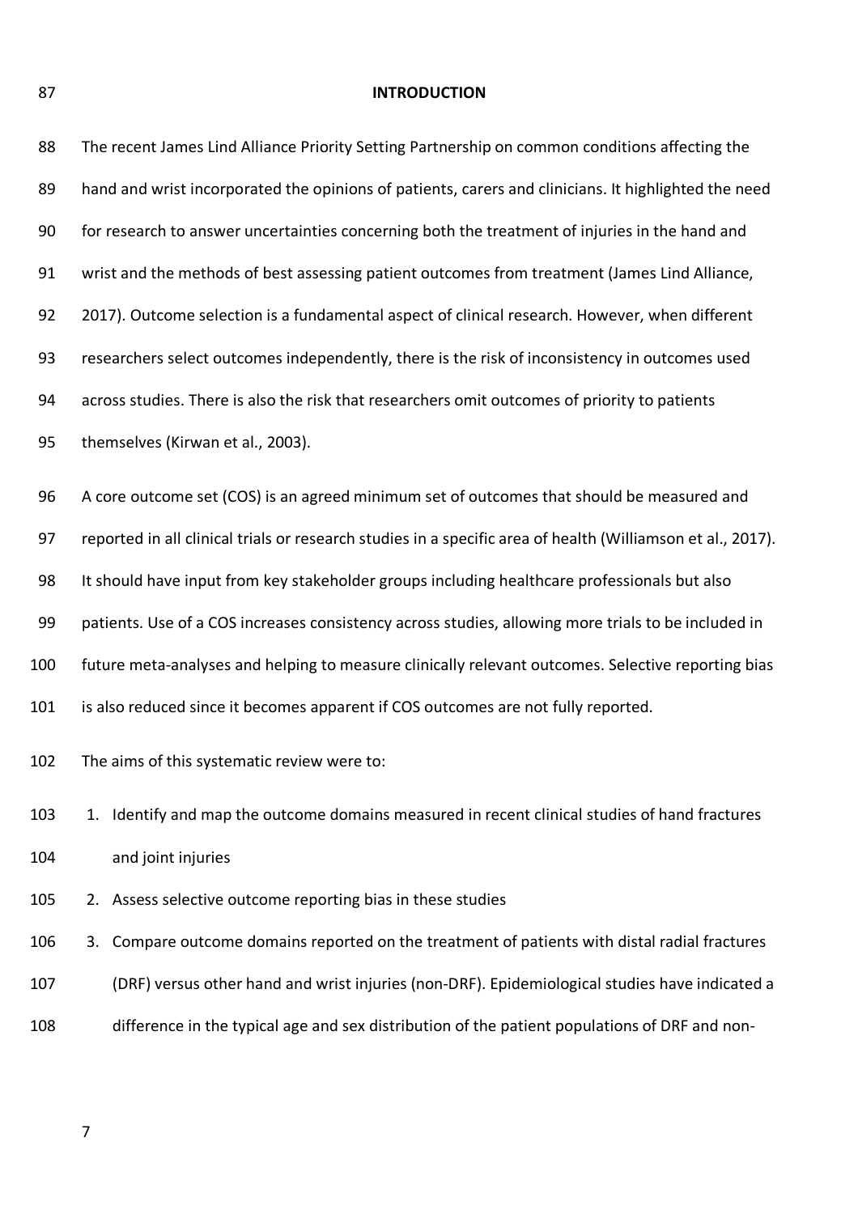## INTRODUCTION

The recent James Lind Alliance Priority Setting Partnership on common conditions affecting the hand and wrist incorporated the opinions of patients, carers and clinicians. It highlighted the need for research to answer uncertainties concerning both the treatment of injuries in the hand and wrist and the methods of best assessing patient outcomes from treatment (James Lind Alliance, 2017). Outcome selection is a fundamental aspect of clinical research. However, when different researchers select outcomes independently, there is the risk of inconsistency in outcomes used across studies. There is also the risk that researchers omit outcomes of priority to patients themselves (Kirwan et al., 2003).

A core outcome set (COS) is an agreed minimum set of outcomes that should be measured and reported in all clinical trials or research studies in a specific area of health (Williamson et al., 2017). It should have input from key stakeholder groups including healthcare professionals but also patients. Use of a COS increases consistency across studies, allowing more trials to be included in future meta-analyses and helping to measure clinically relevant outcomes. Selective reporting bias is also reduced since it becomes apparent if COS outcomes are not fully reported.

The aims of this systematic review were to:

1. Identify and map the outcome domains measured in recent clinical studies of hand fractures and joint injuries
2. Assess selective outcome reporting bias in these studies
3. Compare outcome domains reported on the treatment of patients with distal radial fractures (DRF) versus other hand and wrist injuries (non-DRF). Epidemiological studies have indicated a difference in the typical age and sex distribution of the patient populations of DRF and non-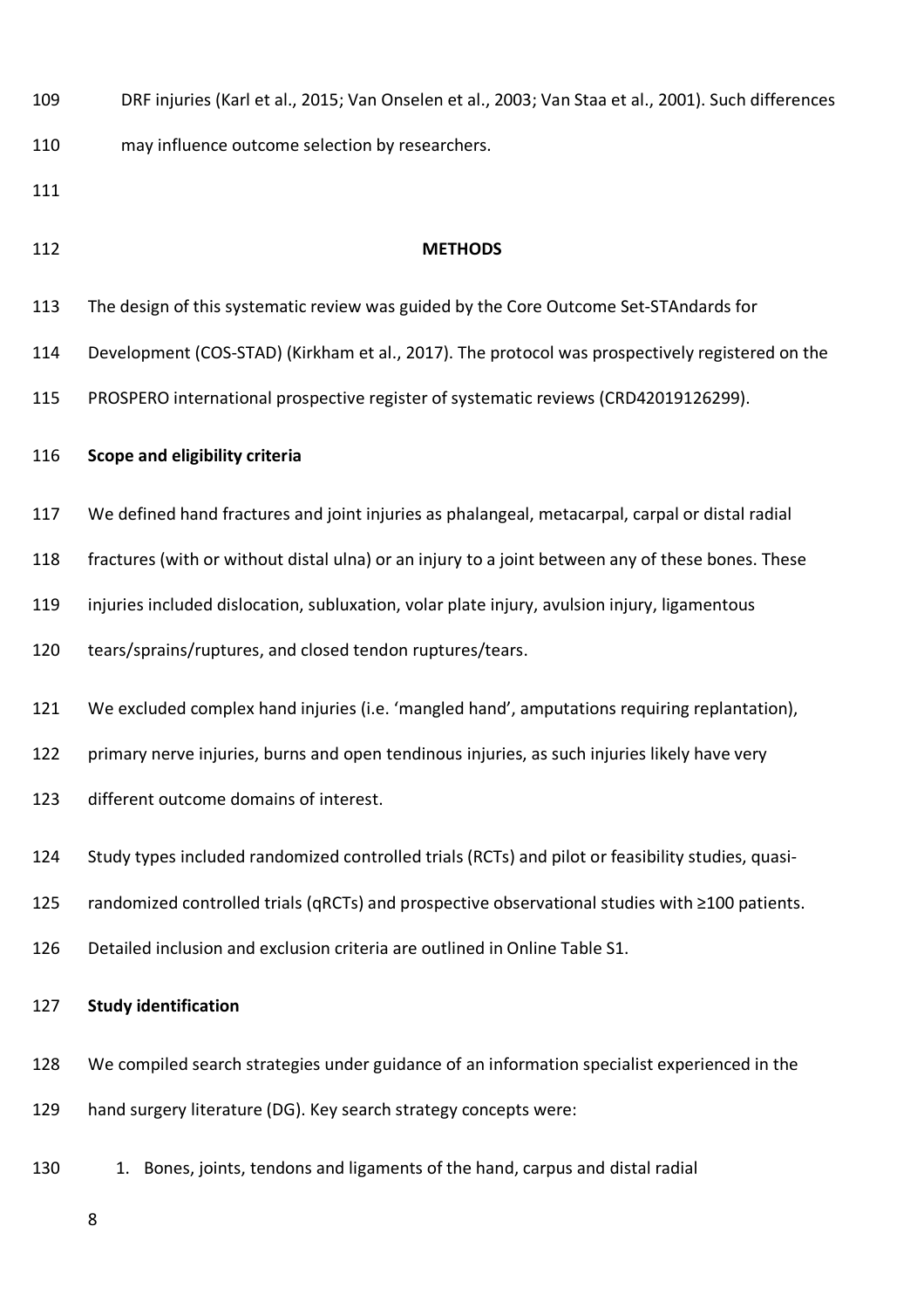DRF injuries (Karl et al., 2015; Van Onselen et al., 2003; Van Staa et al., 2001). Such differences may influence outcome selection by researchers.

## METHODS

The design of this systematic review was guided by the Core Outcome Set-STAndards for Development (COS-STAD) (Kirkham et al., 2017). The protocol was prospectively registered on the PROSPERO international prospective register of systematic reviews (CRD42019126299).

### Scope and eligibility criteria

We defined hand fractures and joint injuries as phalangeal, metacarpal, carpal or distal radial fractures (with or without distal ulna) or an injury to a joint between any of these bones. These injuries included dislocation, subluxation, volar plate injury, avulsion injury, ligamentous tears/sprains/ruptures, and closed tendon ruptures/tears.

We excluded complex hand injuries (i.e. 'mangled hand', amputations requiring replantation), primary nerve injuries, burns and open tendinous injuries, as such injuries likely have very different outcome domains of interest.

Study types included randomized controlled trials (RCTs) and pilot or feasibility studies, quasi-randomized controlled trials (qRCTs) and prospective observational studies with ≥100 patients. Detailed inclusion and exclusion criteria are outlined in Online Table S1.

### Study identification

We compiled search strategies under guidance of an information specialist experienced in the hand surgery literature (DG). Key search strategy concepts were:

1. Bones, joints, tendons and ligaments of the hand, carpus and distal radial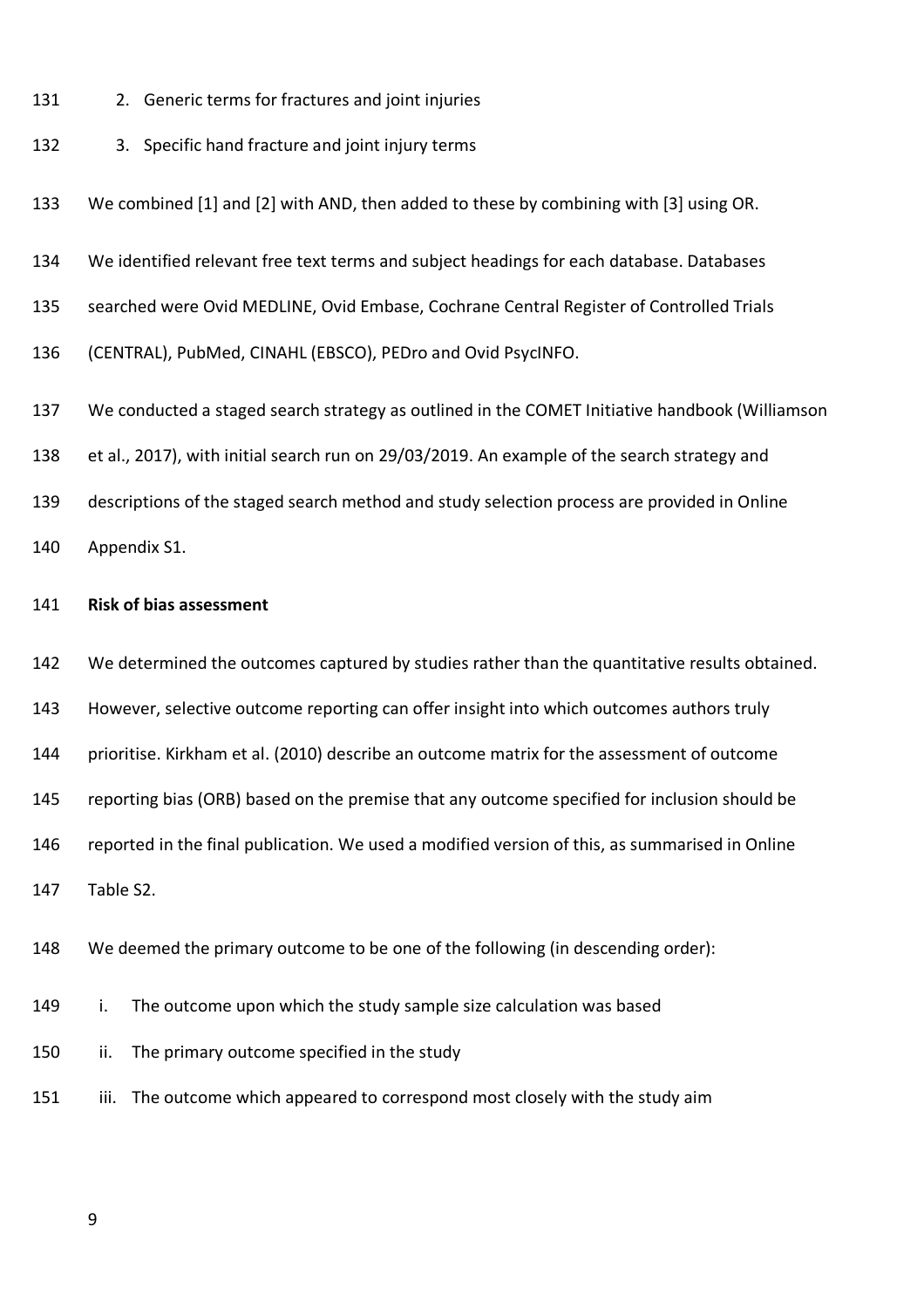2. Generic terms for fractures and joint injuries
3. Specific hand fracture and joint injury terms

We combined [1] and [2] with AND, then added to these by combining with [3] using OR.

We identified relevant free text terms and subject headings for each database. Databases searched were Ovid MEDLINE, Ovid Embase, Cochrane Central Register of Controlled Trials (CENTRAL), PubMed, CINAHL (EBSCO), PEDro and Ovid PsycINFO.

We conducted a staged search strategy as outlined in the COMET Initiative handbook (Williamson et al., 2017), with initial search run on 29/03/2019. An example of the search strategy and descriptions of the staged search method and study selection process are provided in Online Appendix S1.

**Risk of bias assessment**

We determined the outcomes captured by studies rather than the quantitative results obtained. However, selective outcome reporting can offer insight into which outcomes authors truly prioritise. Kirkham et al. (2010) describe an outcome matrix for the assessment of outcome reporting bias (ORB) based on the premise that any outcome specified for inclusion should be reported in the final publication. We used a modified version of this, as summarised in Online Table S2.

We deemed the primary outcome to be one of the following (in descending order):

i. The outcome upon which the study sample size calculation was based
ii. The primary outcome specified in the study
iii. The outcome which appeared to correspond most closely with the study aim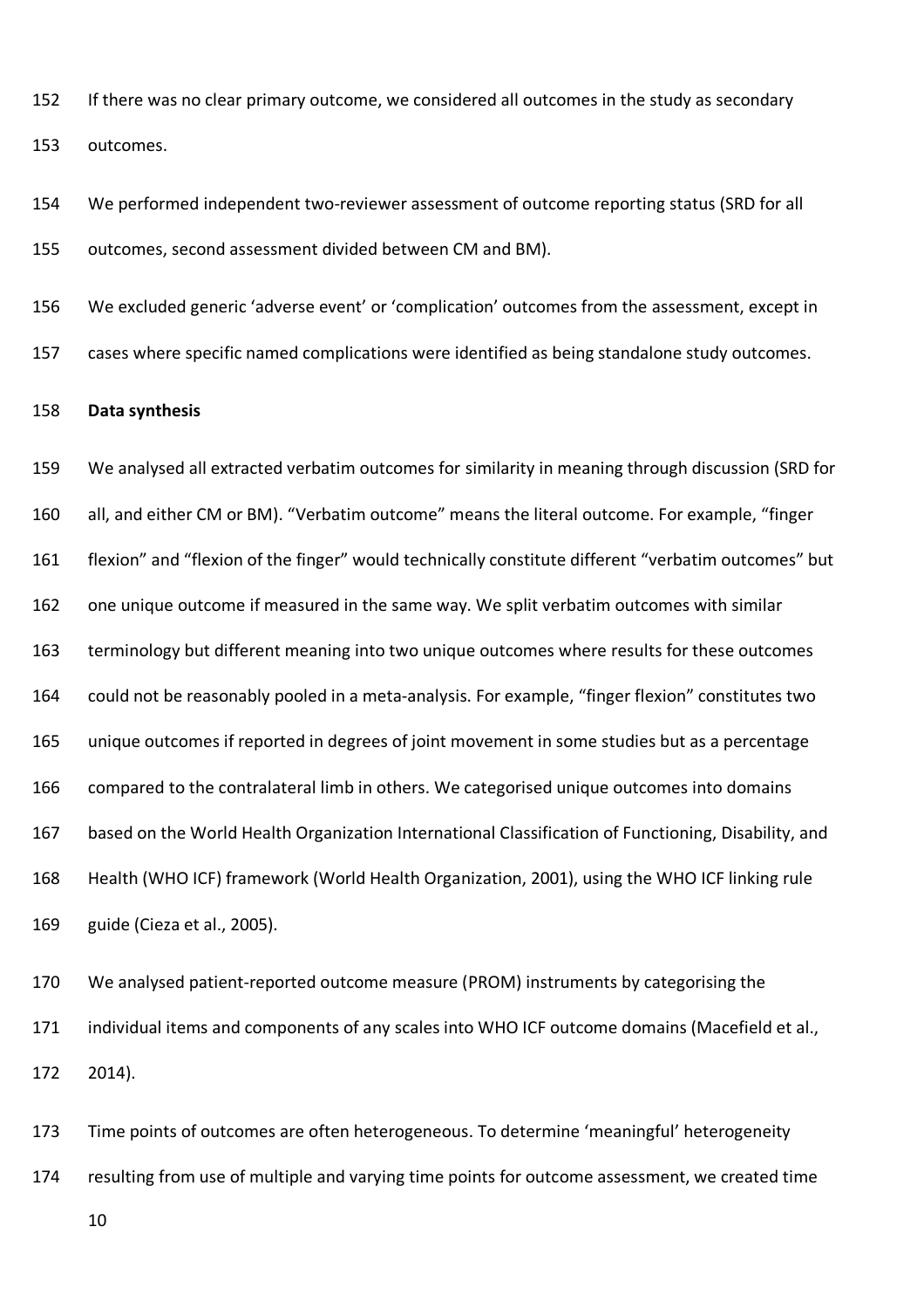If there was no clear primary outcome, we considered all outcomes in the study as secondary outcomes.

We performed independent two-reviewer assessment of outcome reporting status (SRD for all outcomes, second assessment divided between CM and BM).

We excluded generic 'adverse event' or 'complication' outcomes from the assessment, except in cases where specific named complications were identified as being standalone study outcomes.

**Data synthesis**

We analysed all extracted verbatim outcomes for similarity in meaning through discussion (SRD for all, and either CM or BM). "Verbatim outcome" means the literal outcome. For example, "finger flexion" and "flexion of the finger" would technically constitute different "verbatim outcomes" but one unique outcome if measured in the same way. We split verbatim outcomes with similar terminology but different meaning into two unique outcomes where results for these outcomes could not be reasonably pooled in a meta-analysis. For example, "finger flexion" constitutes two unique outcomes if reported in degrees of joint movement in some studies but as a percentage compared to the contralateral limb in others. We categorised unique outcomes into domains based on the World Health Organization International Classification of Functioning, Disability, and Health (WHO ICF) framework (World Health Organization, 2001), using the WHO ICF linking rule guide (Cieza et al., 2005).

We analysed patient-reported outcome measure (PROM) instruments by categorising the individual items and components of any scales into WHO ICF outcome domains (Macefield et al., 2014).

Time points of outcomes are often heterogeneous. To determine 'meaningful' heterogeneity resulting from use of multiple and varying time points for outcome assessment, we created time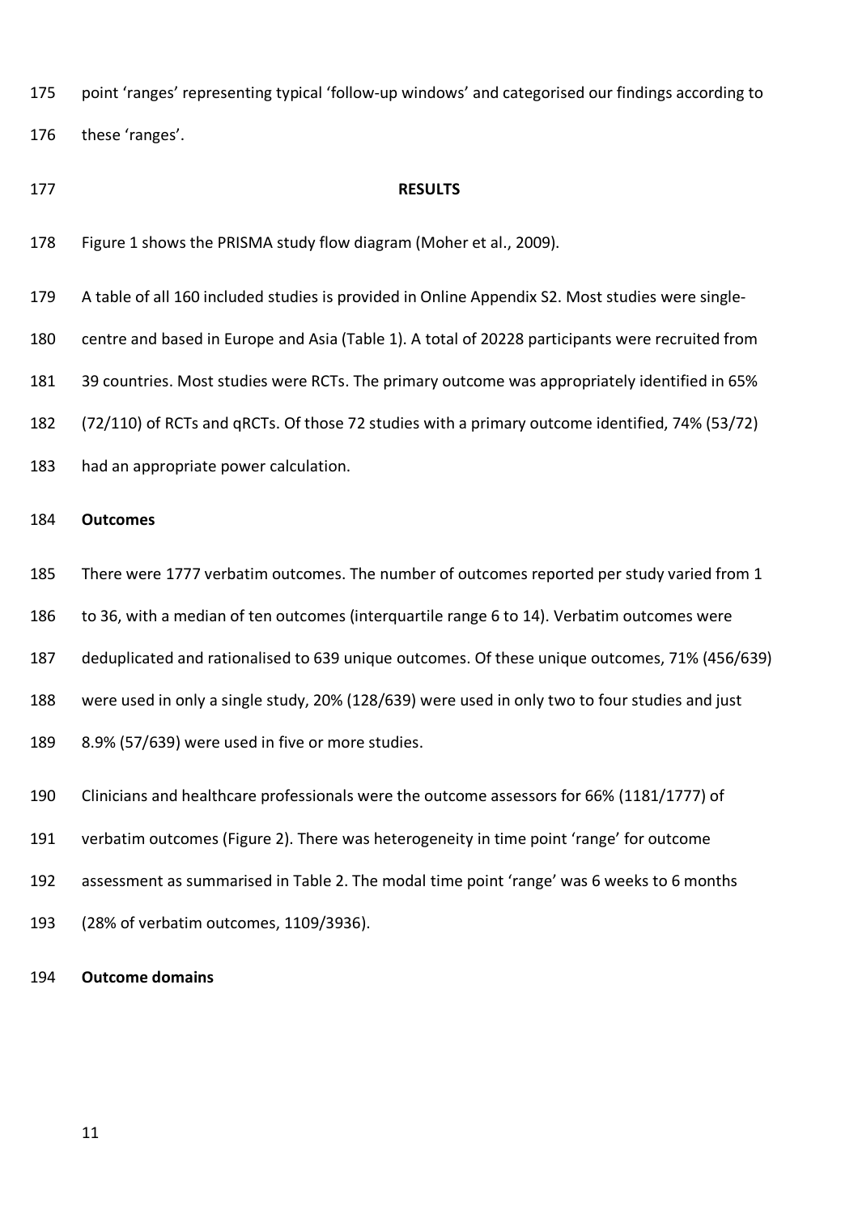point 'ranges' representing typical 'follow-up windows' and categorised our findings according to these 'ranges'.

## RESULTS

Figure 1 shows the PRISMA study flow diagram (Moher et al., 2009).

A table of all 160 included studies is provided in Online Appendix S2. Most studies were single-centre and based in Europe and Asia (Table 1). A total of 20228 participants were recruited from 39 countries. Most studies were RCTs. The primary outcome was appropriately identified in 65% (72/110) of RCTs and qRCTs. Of those 72 studies with a primary outcome identified, 74% (53/72) had an appropriate power calculation.

### Outcomes

There were 1777 verbatim outcomes. The number of outcomes reported per study varied from 1 to 36, with a median of ten outcomes (interquartile range 6 to 14). Verbatim outcomes were deduplicated and rationalised to 639 unique outcomes. Of these unique outcomes, 71% (456/639) were used in only a single study, 20% (128/639) were used in only two to four studies and just 8.9% (57/639) were used in five or more studies.

Clinicians and healthcare professionals were the outcome assessors for 66% (1181/1777) of verbatim outcomes (Figure 2). There was heterogeneity in time point 'range' for outcome assessment as summarised in Table 2. The modal time point 'range' was 6 weeks to 6 months (28% of verbatim outcomes, 1109/3936).

### Outcome domains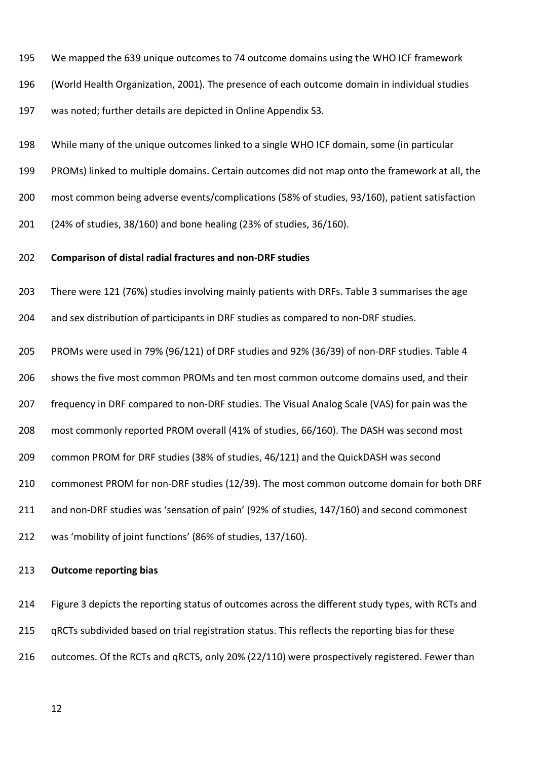We mapped the 639 unique outcomes to 74 outcome domains using the WHO ICF framework (World Health Organization, 2001). The presence of each outcome domain in individual studies was noted; further details are depicted in Online Appendix S3.

While many of the unique outcomes linked to a single WHO ICF domain, some (in particular PROMs) linked to multiple domains. Certain outcomes did not map onto the framework at all, the most common being adverse events/complications (58% of studies, 93/160), patient satisfaction (24% of studies, 38/160) and bone healing (23% of studies, 36/160).

**Comparison of distal radial fractures and non-DRF studies**

There were 121 (76%) studies involving mainly patients with DRFs. Table 3 summarises the age and sex distribution of participants in DRF studies as compared to non-DRF studies.

PROMs were used in 79% (96/121) of DRF studies and 92% (36/39) of non-DRF studies. Table 4 shows the five most common PROMs and ten most common outcome domains used, and their frequency in DRF compared to non-DRF studies. The Visual Analog Scale (VAS) for pain was the most commonly reported PROM overall (41% of studies, 66/160). The DASH was second most common PROM for DRF studies (38% of studies, 46/121) and the QuickDASH was second commonest PROM for non-DRF studies (12/39). The most common outcome domain for both DRF and non-DRF studies was 'sensation of pain' (92% of studies, 147/160) and second commonest was 'mobility of joint functions' (86% of studies, 137/160).

**Outcome reporting bias**

Figure 3 depicts the reporting status of outcomes across the different study types, with RCTs and qRCTs subdivided based on trial registration status. This reflects the reporting bias for these outcomes. Of the RCTs and qRCTS, only 20% (22/110) were prospectively registered. Fewer than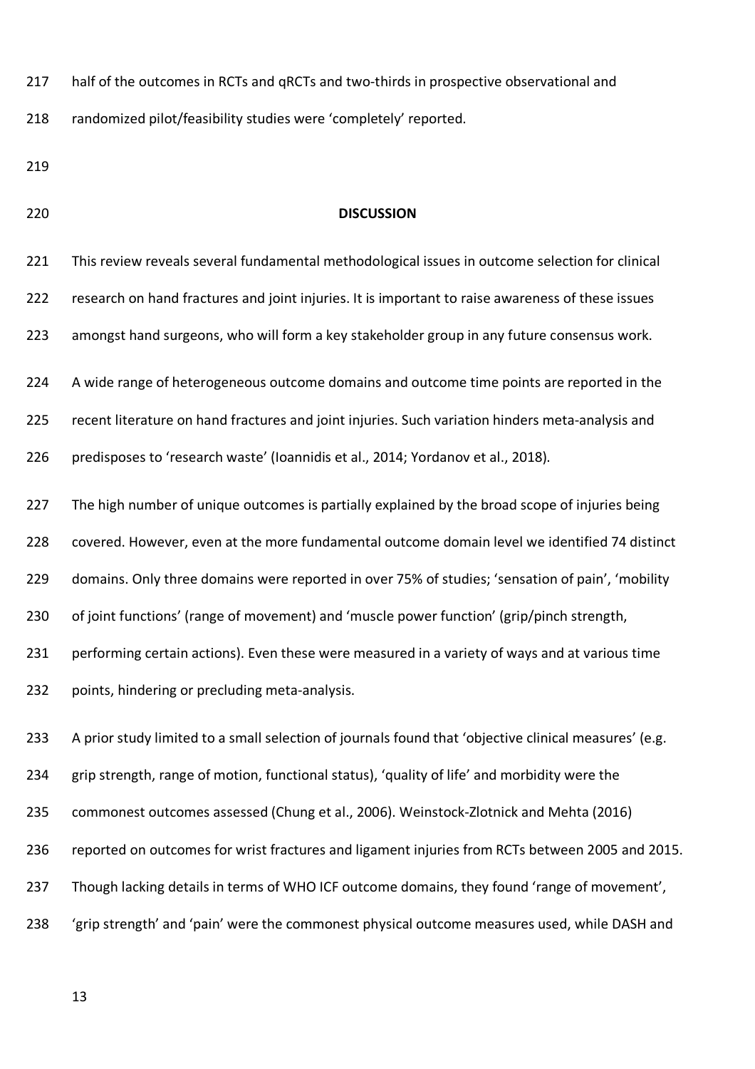half of the outcomes in RCTs and qRCTs and two-thirds in prospective observational and randomized pilot/feasibility studies were 'completely' reported.

## DISCUSSION

This review reveals several fundamental methodological issues in outcome selection for clinical research on hand fractures and joint injuries. It is important to raise awareness of these issues amongst hand surgeons, who will form a key stakeholder group in any future consensus work.

A wide range of heterogeneous outcome domains and outcome time points are reported in the recent literature on hand fractures and joint injuries. Such variation hinders meta-analysis and predisposes to 'research waste' (Ioannidis et al., 2014; Yordanov et al., 2018).

The high number of unique outcomes is partially explained by the broad scope of injuries being covered. However, even at the more fundamental outcome domain level we identified 74 distinct domains. Only three domains were reported in over 75% of studies; 'sensation of pain', 'mobility of joint functions' (range of movement) and 'muscle power function' (grip/pinch strength, performing certain actions). Even these were measured in a variety of ways and at various time points, hindering or precluding meta-analysis.

A prior study limited to a small selection of journals found that 'objective clinical measures' (e.g. grip strength, range of motion, functional status), 'quality of life' and morbidity were the commonest outcomes assessed (Chung et al., 2006). Weinstock-Zlotnick and Mehta (2016) reported on outcomes for wrist fractures and ligament injuries from RCTs between 2005 and 2015. Though lacking details in terms of WHO ICF outcome domains, they found 'range of movement', 'grip strength' and 'pain' were the commonest physical outcome measures used, while DASH and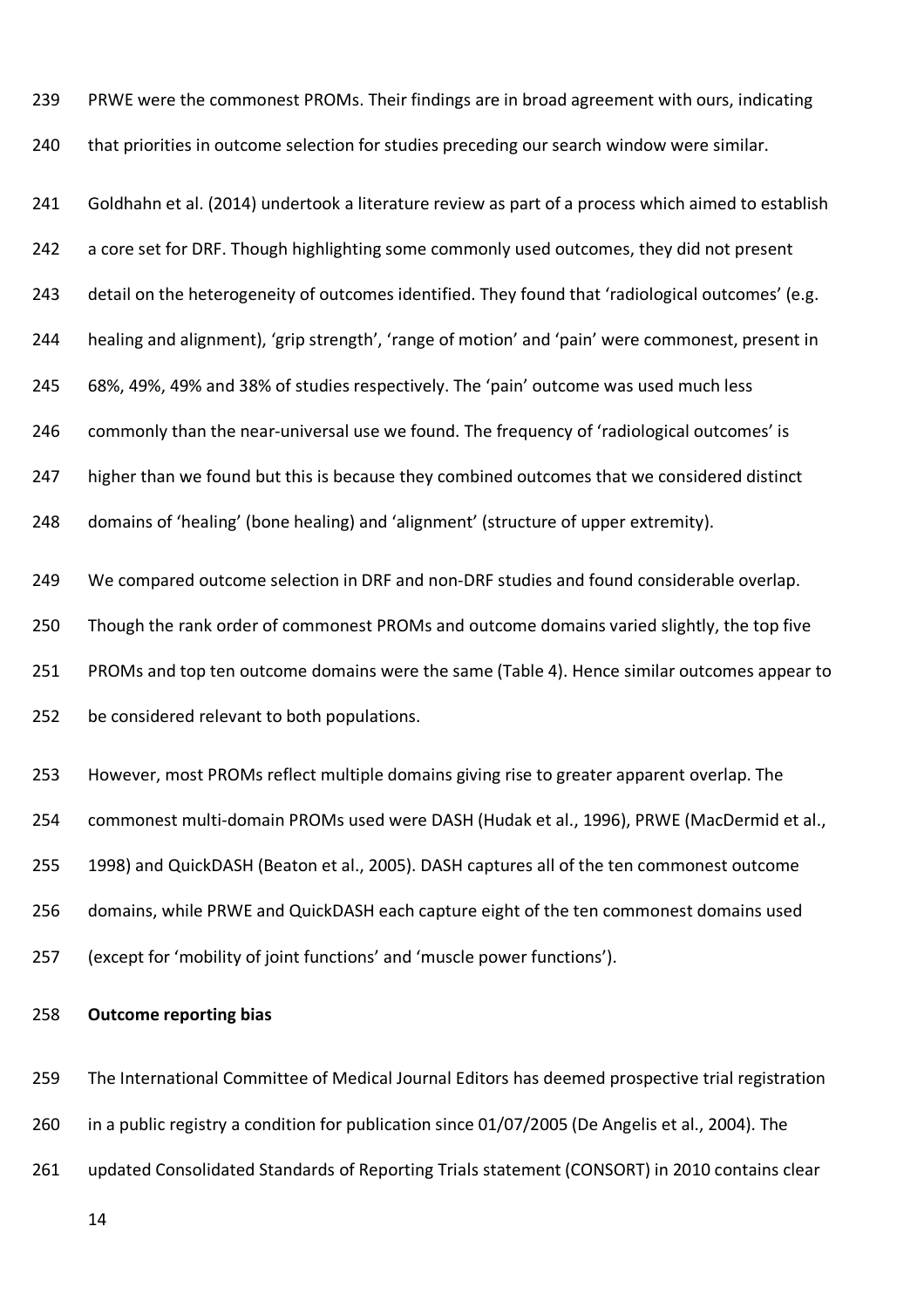PRWE were the commonest PROMs. Their findings are in broad agreement with ours, indicating that priorities in outcome selection for studies preceding our search window were similar.

Goldhahn et al. (2014) undertook a literature review as part of a process which aimed to establish a core set for DRF. Though highlighting some commonly used outcomes, they did not present detail on the heterogeneity of outcomes identified. They found that 'radiological outcomes' (e.g. healing and alignment), 'grip strength', 'range of motion' and 'pain' were commonest, present in 68%, 49%, 49% and 38% of studies respectively. The 'pain' outcome was used much less commonly than the near-universal use we found. The frequency of 'radiological outcomes' is higher than we found but this is because they combined outcomes that we considered distinct domains of 'healing' (bone healing) and 'alignment' (structure of upper extremity).

We compared outcome selection in DRF and non-DRF studies and found considerable overlap. Though the rank order of commonest PROMs and outcome domains varied slightly, the top five PROMs and top ten outcome domains were the same (Table 4). Hence similar outcomes appear to be considered relevant to both populations.

However, most PROMs reflect multiple domains giving rise to greater apparent overlap. The commonest multi-domain PROMs used were DASH (Hudak et al., 1996), PRWE (MacDermid et al., 1998) and QuickDASH (Beaton et al., 2005). DASH captures all of the ten commonest outcome domains, while PRWE and QuickDASH each capture eight of the ten commonest domains used (except for 'mobility of joint functions' and 'muscle power functions').

**Outcome reporting bias**

The International Committee of Medical Journal Editors has deemed prospective trial registration in a public registry a condition for publication since 01/07/2005 (De Angelis et al., 2004). The updated Consolidated Standards of Reporting Trials statement (CONSORT) in 2010 contains clear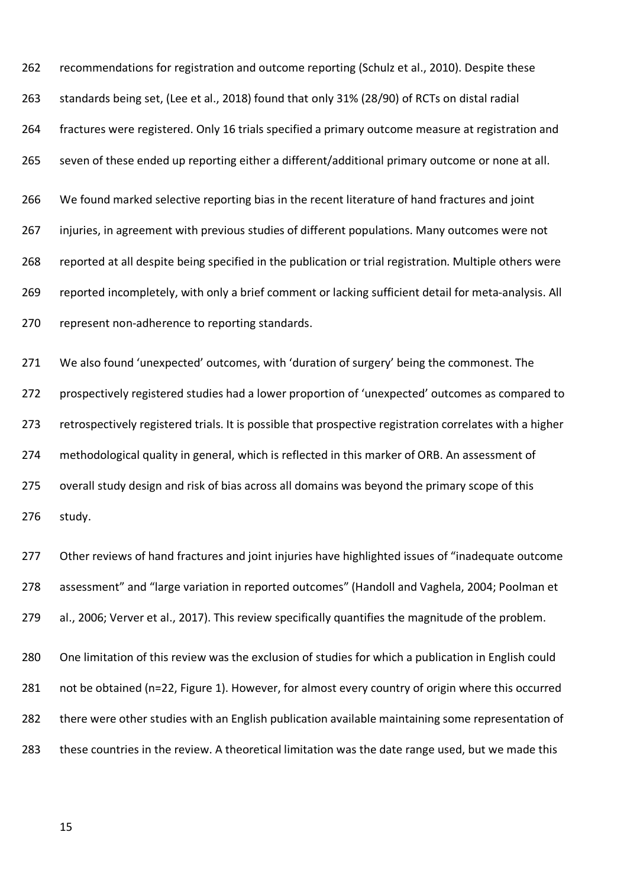recommendations for registration and outcome reporting (Schulz et al., 2010). Despite these standards being set, (Lee et al., 2018) found that only 31% (28/90) of RCTs on distal radial fractures were registered. Only 16 trials specified a primary outcome measure at registration and seven of these ended up reporting either a different/additional primary outcome or none at all.

We found marked selective reporting bias in the recent literature of hand fractures and joint injuries, in agreement with previous studies of different populations. Many outcomes were not reported at all despite being specified in the publication or trial registration. Multiple others were reported incompletely, with only a brief comment or lacking sufficient detail for meta-analysis. All represent non-adherence to reporting standards.

We also found 'unexpected' outcomes, with 'duration of surgery' being the commonest. The prospectively registered studies had a lower proportion of 'unexpected' outcomes as compared to retrospectively registered trials. It is possible that prospective registration correlates with a higher methodological quality in general, which is reflected in this marker of ORB. An assessment of overall study design and risk of bias across all domains was beyond the primary scope of this study.

Other reviews of hand fractures and joint injuries have highlighted issues of "inadequate outcome assessment" and "large variation in reported outcomes" (Handoll and Vaghela, 2004; Poolman et al., 2006; Verver et al., 2017). This review specifically quantifies the magnitude of the problem.

One limitation of this review was the exclusion of studies for which a publication in English could not be obtained (n=22, Figure 1). However, for almost every country of origin where this occurred there were other studies with an English publication available maintaining some representation of these countries in the review. A theoretical limitation was the date range used, but we made this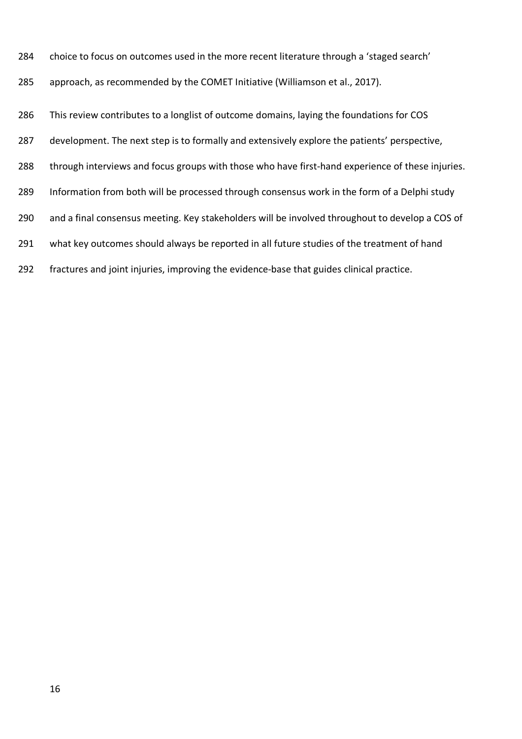choice to focus on outcomes used in the more recent literature through a 'staged search' approach, as recommended by the COMET Initiative (Williamson et al., 2017).

This review contributes to a longlist of outcome domains, laying the foundations for COS development. The next step is to formally and extensively explore the patients' perspective, through interviews and focus groups with those who have first-hand experience of these injuries. Information from both will be processed through consensus work in the form of a Delphi study and a final consensus meeting. Key stakeholders will be involved throughout to develop a COS of what key outcomes should always be reported in all future studies of the treatment of hand fractures and joint injuries, improving the evidence-base that guides clinical practice.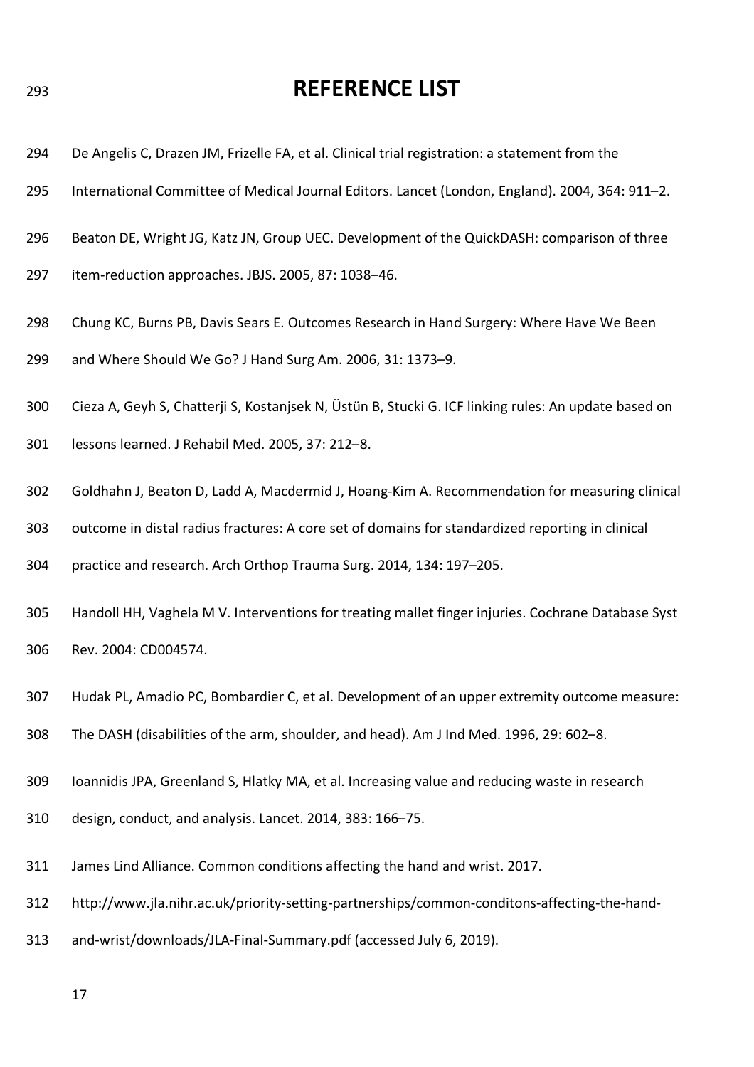# REFERENCE LIST

De Angelis C, Drazen JM, Frizelle FA, et al. Clinical trial registration: a statement from the International Committee of Medical Journal Editors. Lancet (London, England). 2004, 364: 911–2.

Beaton DE, Wright JG, Katz JN, Group UEC. Development of the QuickDASH: comparison of three item-reduction approaches. JBJS. 2005, 87: 1038–46.

Chung KC, Burns PB, Davis Sears E. Outcomes Research in Hand Surgery: Where Have We Been and Where Should We Go? J Hand Surg Am. 2006, 31: 1373–9.

Cieza A, Geyh S, Chatterji S, Kostanjsek N, Üstün B, Stucki G. ICF linking rules: An update based on lessons learned. J Rehabil Med. 2005, 37: 212–8.

Goldhahn J, Beaton D, Ladd A, Macdermid J, Hoang-Kim A. Recommendation for measuring clinical outcome in distal radius fractures: A core set of domains for standardized reporting in clinical practice and research. Arch Orthop Trauma Surg. 2014, 134: 197–205.

Handoll HH, Vaghela M V. Interventions for treating mallet finger injuries. Cochrane Database Syst Rev. 2004: CD004574.

Hudak PL, Amadio PC, Bombardier C, et al. Development of an upper extremity outcome measure: The DASH (disabilities of the arm, shoulder, and head). Am J Ind Med. 1996, 29: 602–8.

Ioannidis JPA, Greenland S, Hlatky MA, et al. Increasing value and reducing waste in research design, conduct, and analysis. Lancet. 2014, 383: 166–75.

James Lind Alliance. Common conditions affecting the hand and wrist. 2017. http://www.jla.nihr.ac.uk/priority-setting-partnerships/common-conditons-affecting-the-hand-and-wrist/downloads/JLA-Final-Summary.pdf (accessed July 6, 2019).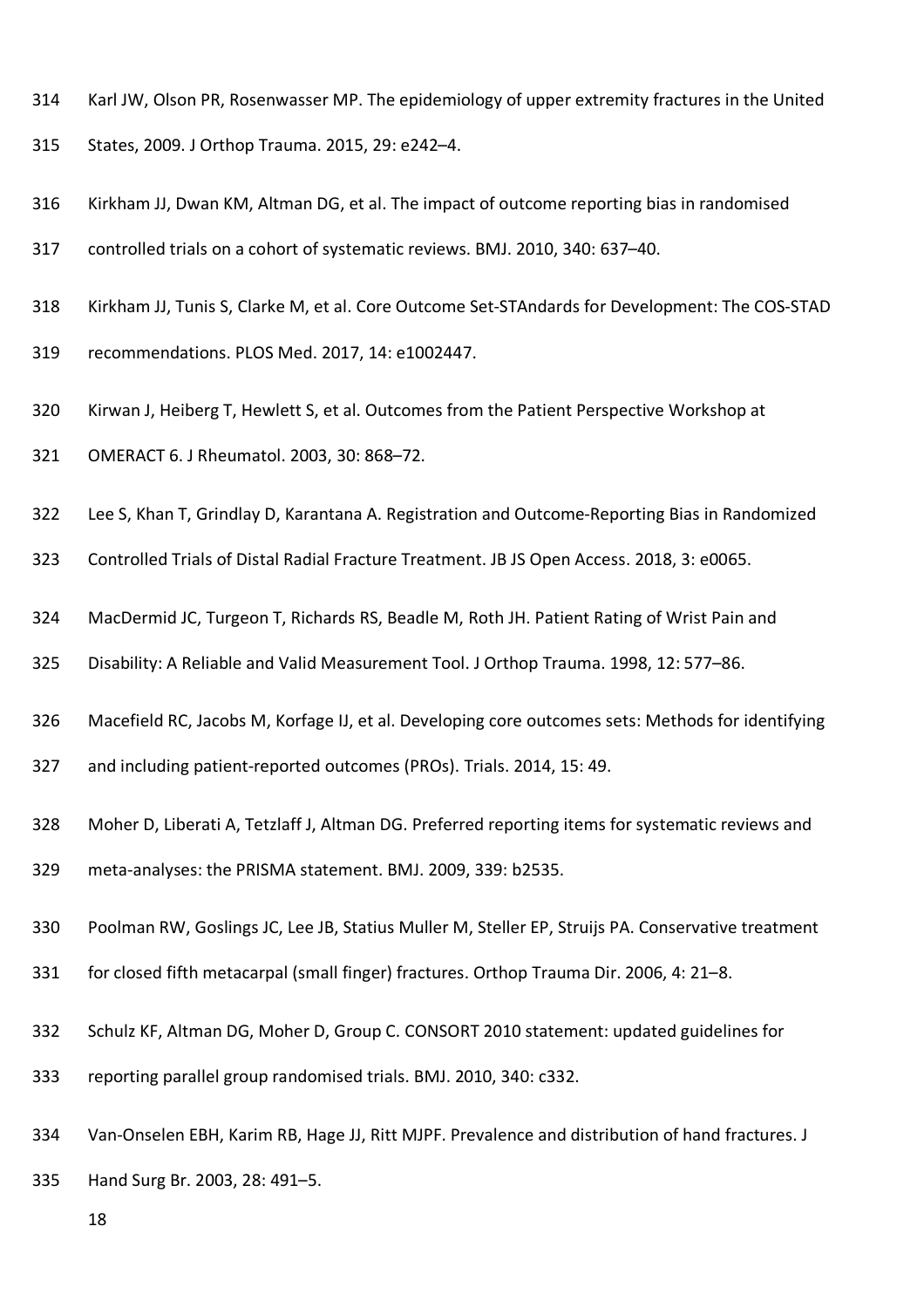Karl JW, Olson PR, Rosenwasser MP. The epidemiology of upper extremity fractures in the United States, 2009. J Orthop Trauma. 2015, 29: e242–4.

Kirkham JJ, Dwan KM, Altman DG, et al. The impact of outcome reporting bias in randomised controlled trials on a cohort of systematic reviews. BMJ. 2010, 340: 637–40.

Kirkham JJ, Tunis S, Clarke M, et al. Core Outcome Set-STAndards for Development: The COS-STAD recommendations. PLOS Med. 2017, 14: e1002447.

Kirwan J, Heiberg T, Hewlett S, et al. Outcomes from the Patient Perspective Workshop at OMERACT 6. J Rheumatol. 2003, 30: 868–72.

Lee S, Khan T, Grindlay D, Karantana A. Registration and Outcome-Reporting Bias in Randomized Controlled Trials of Distal Radial Fracture Treatment. JB JS Open Access. 2018, 3: e0065.

MacDermid JC, Turgeon T, Richards RS, Beadle M, Roth JH. Patient Rating of Wrist Pain and Disability: A Reliable and Valid Measurement Tool. J Orthop Trauma. 1998, 12: 577–86.

Macefield RC, Jacobs M, Korfage IJ, et al. Developing core outcomes sets: Methods for identifying and including patient-reported outcomes (PROs). Trials. 2014, 15: 49.

Moher D, Liberati A, Tetzlaff J, Altman DG. Preferred reporting items for systematic reviews and meta-analyses: the PRISMA statement. BMJ. 2009, 339: b2535.

Poolman RW, Goslings JC, Lee JB, Statius Muller M, Steller EP, Struijs PA. Conservative treatment for closed fifth metacarpal (small finger) fractures. Orthop Trauma Dir. 2006, 4: 21–8.

Schulz KF, Altman DG, Moher D, Group C. CONSORT 2010 statement: updated guidelines for reporting parallel group randomised trials. BMJ. 2010, 340: c332.

Van-Onselen EBH, Karim RB, Hage JJ, Ritt MJPF. Prevalence and distribution of hand fractures. J Hand Surg Br. 2003, 28: 491–5.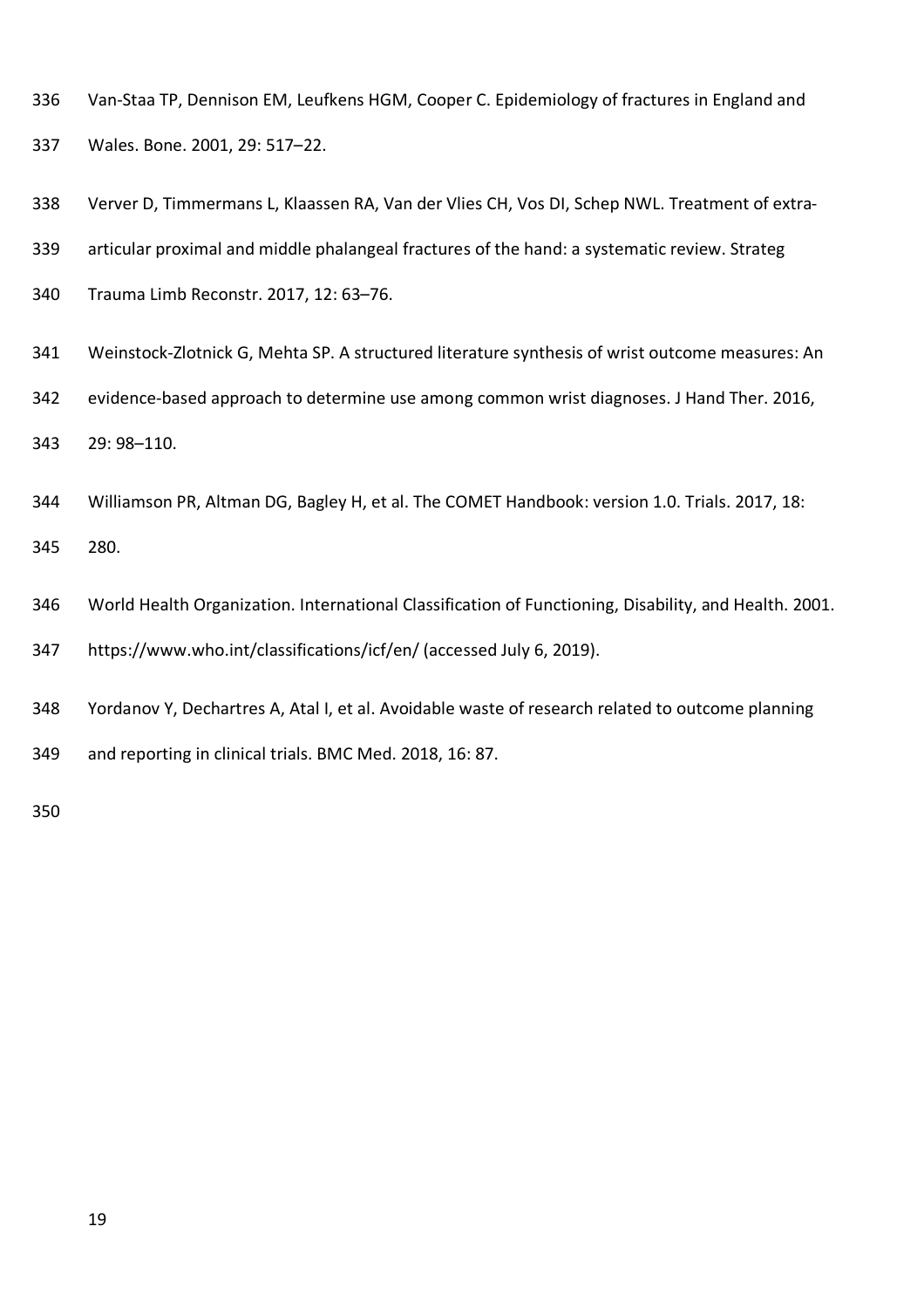Van-Staa TP, Dennison EM, Leufkens HGM, Cooper C. Epidemiology of fractures in England and Wales. Bone. 2001, 29: 517–22.

Verver D, Timmermans L, Klaassen RA, Van der Vlies CH, Vos DI, Schep NWL. Treatment of extra-articular proximal and middle phalangeal fractures of the hand: a systematic review. Strateg Trauma Limb Reconstr. 2017, 12: 63–76.

Weinstock-Zlotnick G, Mehta SP. A structured literature synthesis of wrist outcome measures: An evidence-based approach to determine use among common wrist diagnoses. J Hand Ther. 2016, 29: 98–110.

Williamson PR, Altman DG, Bagley H, et al. The COMET Handbook: version 1.0. Trials. 2017, 18: 280.

World Health Organization. International Classification of Functioning, Disability, and Health. 2001. https://www.who.int/classifications/icf/en/ (accessed July 6, 2019).

Yordanov Y, Dechartres A, Atal I, et al. Avoidable waste of research related to outcome planning and reporting in clinical trials. BMC Med. 2018, 16: 87.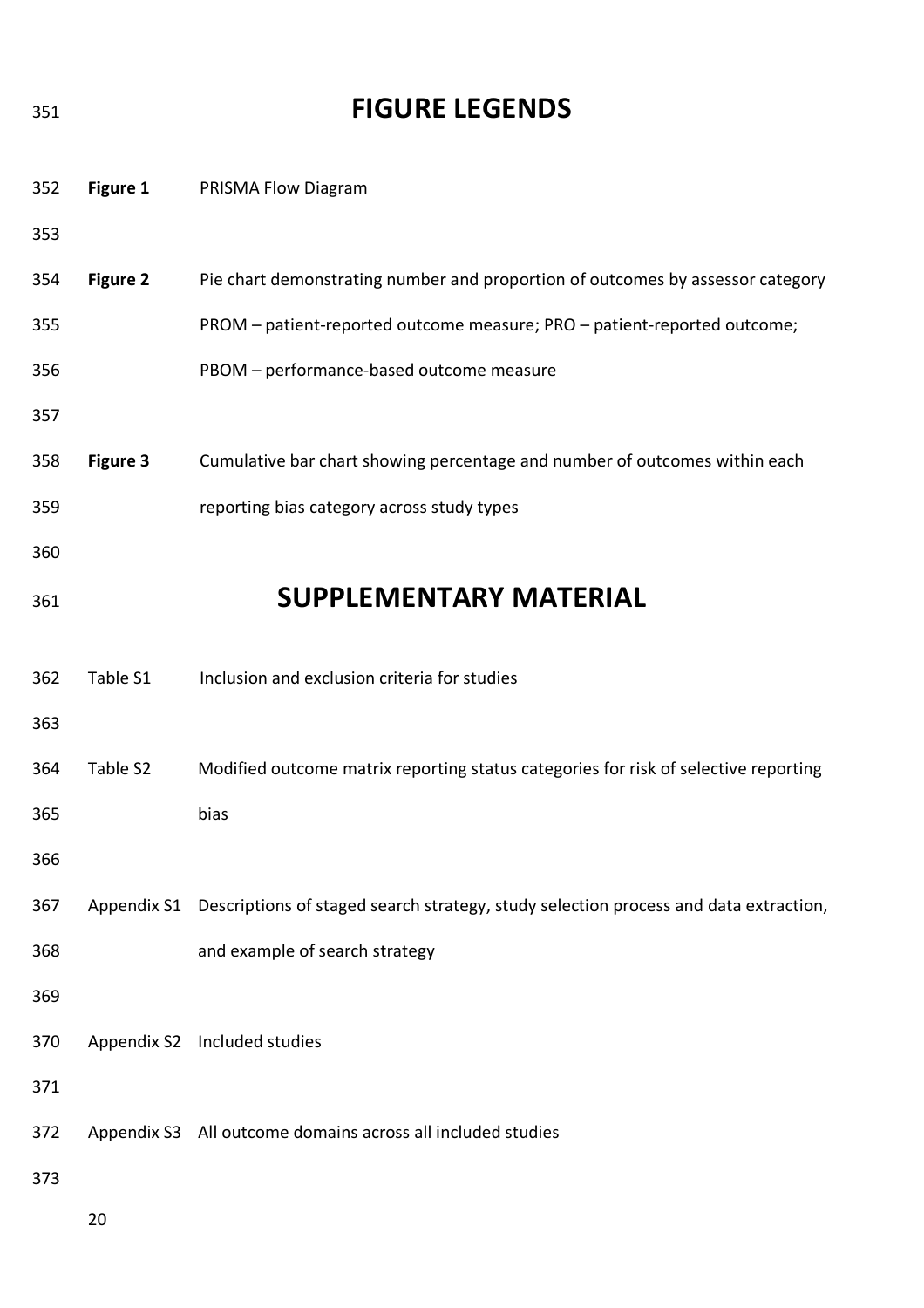# FIGURE LEGENDS

**Figure 1** PRISMA Flow Diagram

**Figure 2** Pie chart demonstrating number and proportion of outcomes by assessor category PROM – patient-reported outcome measure; PRO – patient-reported outcome; PBOM – performance-based outcome measure

**Figure 3** Cumulative bar chart showing percentage and number of outcomes within each reporting bias category across study types

# SUPPLEMENTARY MATERIAL

Table S1 Inclusion and exclusion criteria for studies

Table S2 Modified outcome matrix reporting status categories for risk of selective reporting bias

Appendix S1 Descriptions of staged search strategy, study selection process and data extraction, and example of search strategy

Appendix S2 Included studies

Appendix S3 All outcome domains across all included studies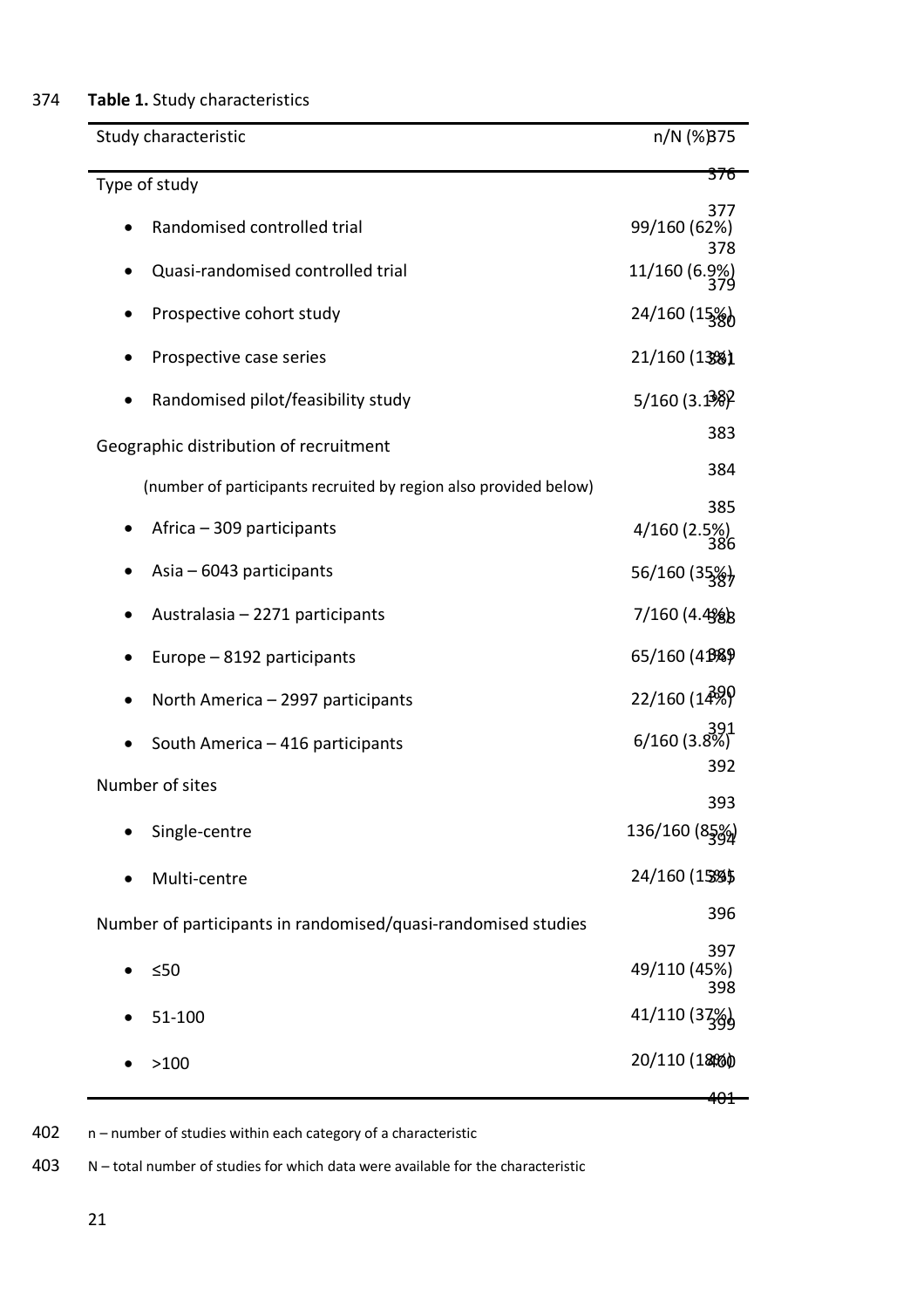**Table 1.** Study characteristics

| Study characteristic | n/N (%) |
|---|---|
| Type of study | |
| • Randomised controlled trial | 99/160 (62%) |
| • Quasi-randomised controlled trial | 11/160 (6.9%) |
| • Prospective cohort study | 24/160 (15%) |
| • Prospective case series | 21/160 (13%) |
| • Randomised pilot/feasibility study | 5/160 (3.1%) |
| Geographic distribution of recruitment | |
| (number of participants recruited by region also provided below) | |
| • Africa – 309 participants | 4/160 (2.5%) |
| • Asia – 6043 participants | 56/160 (35%) |
| • Australasia – 2271 participants | 7/160 (4.4%) |
| • Europe – 8192 participants | 65/160 (41%) |
| • North America – 2997 participants | 22/160 (14%) |
| • South America – 416 participants | 6/160 (3.8%) |
| Number of sites | |
| • Single-centre | 136/160 (85%) |
| • Multi-centre | 24/160 (15%) |
| Number of participants in randomised/quasi-randomised studies | |
| • ≤50 | 49/110 (45%) |
| • 51-100 | 41/110 (37%) |
| • >100 | 20/110 (18%) |

n – number of studies within each category of a characteristic

N – total number of studies for which data were available for the characteristic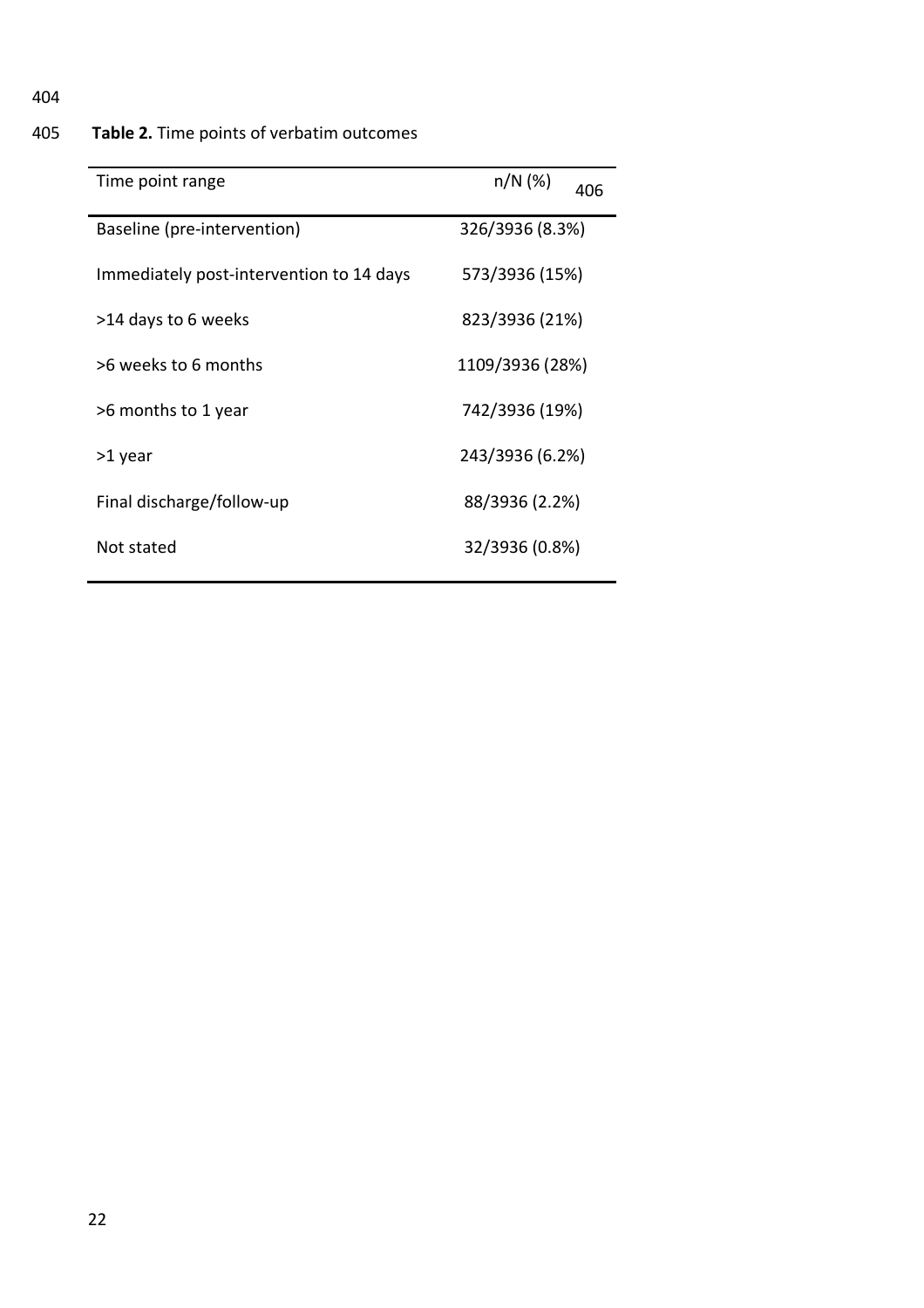**Table 2.** Time points of verbatim outcomes

| Time point range | n/N (%) |
|---|---|
| Baseline (pre-intervention) | 326/3936 (8.3%) |
| Immediately post-intervention to 14 days | 573/3936 (15%) |
| >14 days to 6 weeks | 823/3936 (21%) |
| >6 weeks to 6 months | 1109/3936 (28%) |
| >6 months to 1 year | 742/3936 (19%) |
| >1 year | 243/3936 (6.2%) |
| Final discharge/follow-up | 88/3936 (2.2%) |
| Not stated | 32/3936 (0.8%) |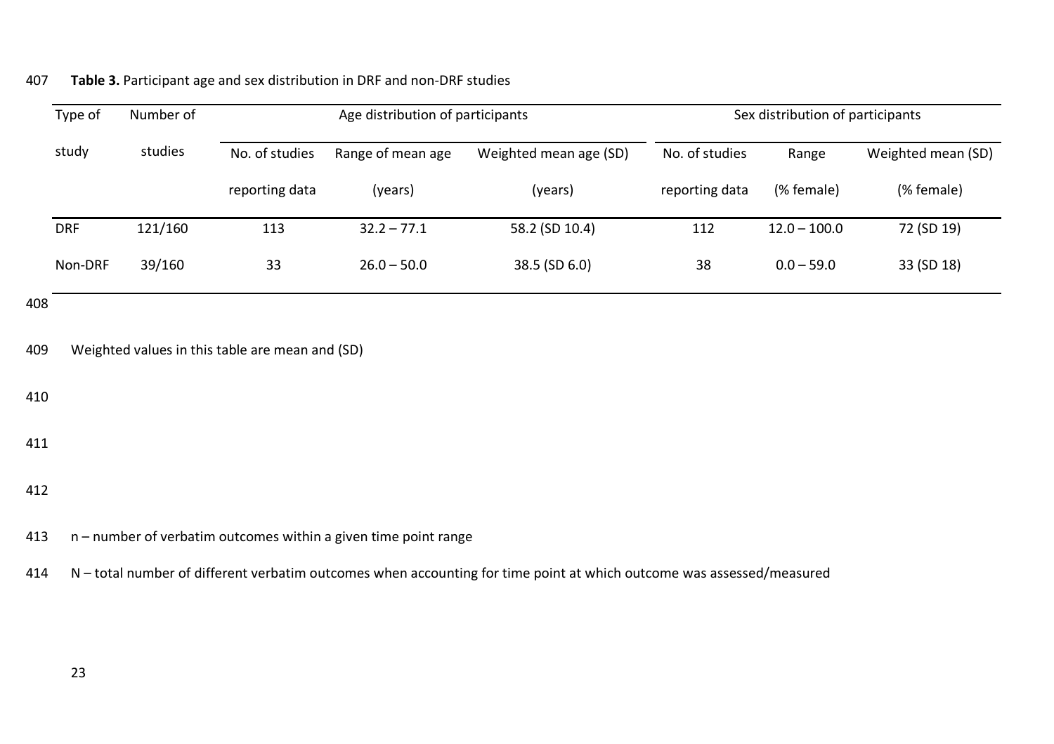**Table 3.** Participant age and sex distribution in DRF and non-DRF studies

| Type of study | Number of studies | Age distribution of participants | | | Sex distribution of participants | | |
|---|---|---|---|---|---|---|---|
| | | No. of studies reporting data | Range of mean age (years) | Weighted mean age (SD) (years) | No. of studies reporting data | Range (% female) | Weighted mean (SD) (% female) |
| DRF | 121/160 | 113 | 32.2 – 77.1 | 58.2 (SD 10.4) | 112 | 12.0 – 100.0 | 72 (SD 19) |
| Non-DRF | 39/160 | 33 | 26.0 – 50.0 | 38.5 (SD 6.0) | 38 | 0.0 – 59.0 | 33 (SD 18) |

Weighted values in this table are mean and (SD)

n – number of verbatim outcomes within a given time point range

N – total number of different verbatim outcomes when accounting for time point at which outcome was assessed/measured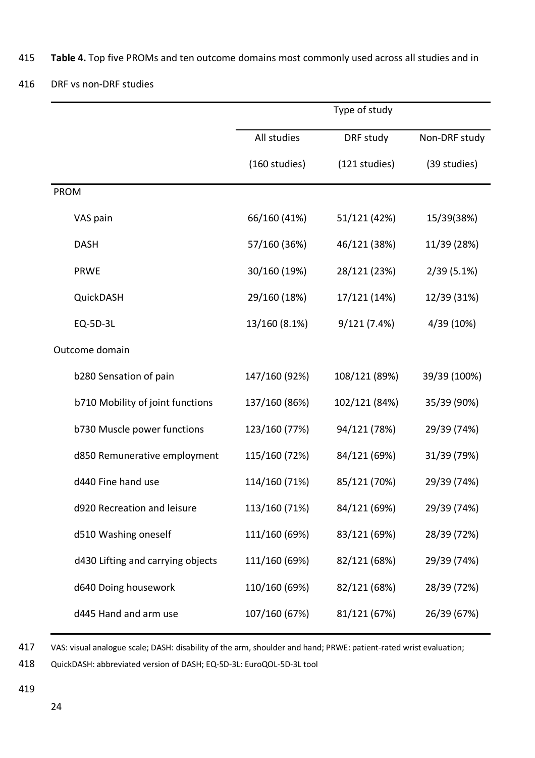**Table 4.** Top five PROMs and ten outcome domains most commonly used across all studies and in DRF vs non-DRF studies

| | Type of study | | |
|---|---|---|---|
| | All studies (160 studies) | DRF study (121 studies) | Non-DRF study (39 studies) |
| PROM | | | |
| VAS pain | 66/160 (41%) | 51/121 (42%) | 15/39(38%) |
| DASH | 57/160 (36%) | 46/121 (38%) | 11/39 (28%) |
| PRWE | 30/160 (19%) | 28/121 (23%) | 2/39 (5.1%) |
| QuickDASH | 29/160 (18%) | 17/121 (14%) | 12/39 (31%) |
| EQ-5D-3L | 13/160 (8.1%) | 9/121 (7.4%) | 4/39 (10%) |
| Outcome domain | | | |
| b280 Sensation of pain | 147/160 (92%) | 108/121 (89%) | 39/39 (100%) |
| b710 Mobility of joint functions | 137/160 (86%) | 102/121 (84%) | 35/39 (90%) |
| b730 Muscle power functions | 123/160 (77%) | 94/121 (78%) | 29/39 (74%) |
| d850 Remunerative employment | 115/160 (72%) | 84/121 (69%) | 31/39 (79%) |
| d440 Fine hand use | 114/160 (71%) | 85/121 (70%) | 29/39 (74%) |
| d920 Recreation and leisure | 113/160 (71%) | 84/121 (69%) | 29/39 (74%) |
| d510 Washing oneself | 111/160 (69%) | 83/121 (69%) | 28/39 (72%) |
| d430 Lifting and carrying objects | 111/160 (69%) | 82/121 (68%) | 29/39 (74%) |
| d640 Doing housework | 110/160 (69%) | 82/121 (68%) | 28/39 (72%) |
| d445 Hand and arm use | 107/160 (67%) | 81/121 (67%) | 26/39 (67%) |

VAS: visual analogue scale; DASH: disability of the arm, shoulder and hand; PRWE: patient-rated wrist evaluation; QuickDASH: abbreviated version of DASH; EQ-5D-3L: EuroQOL-5D-3L tool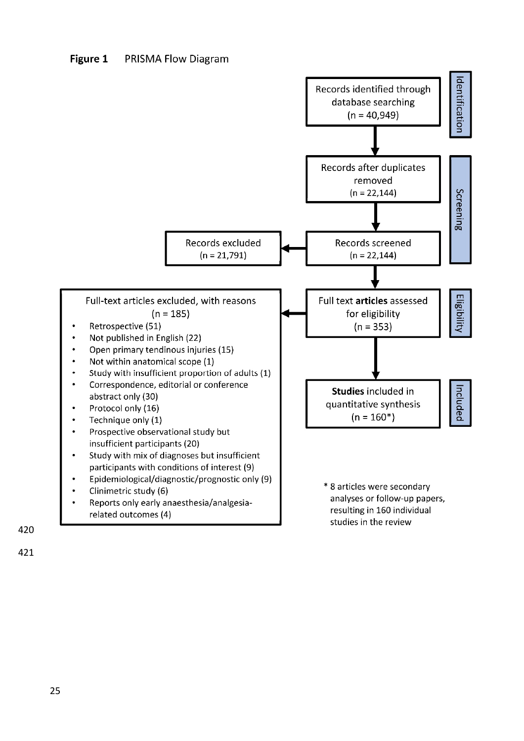**Figure 1** PRISMA Flow Diagram

**Identification**

Records identified through database searching (n = 40,949)

**Screening**

Records after duplicates removed (n = 22,144)

Records screened (n = 22,144)

Records excluded (n = 21,791)

**Eligibility**

Full text **articles** assessed for eligibility (n = 353)

Full-text articles excluded, with reasons (n = 185)

- Retrospective (51)
- Not published in English (22)
- Open primary tendinous injuries (15)
- Not within anatomical scope (1)
- Study with insufficient proportion of adults (1)
- Correspondence, editorial or conference abstract only (30)
- Protocol only (16)
- Technique only (1)
- Prospective observational study but insufficient participants (20)
- Study with mix of diagnoses but insufficient participants with conditions of interest (9)
- Epidemiological/diagnostic/prognostic only (9)
- Clinimetric study (6)
- Reports only early anaesthesia/analgesia-related outcomes (4)

**Included**

**Studies** included in quantitative synthesis (n = 160*)

* 8 articles were secondary analyses or follow-up papers, resulting in 160 individual studies in the review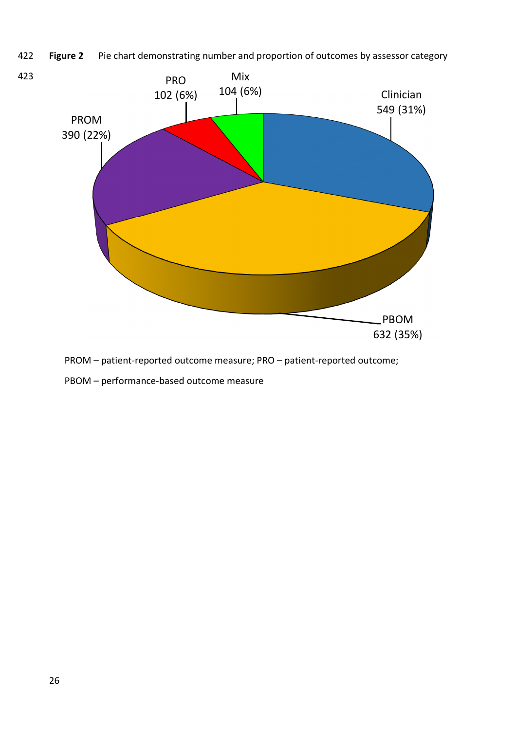**Figure 2** Pie chart demonstrating number and proportion of outcomes by assessor category

PROM – patient-reported outcome measure; PRO – patient-reported outcome;

PBOM – performance-based outcome measure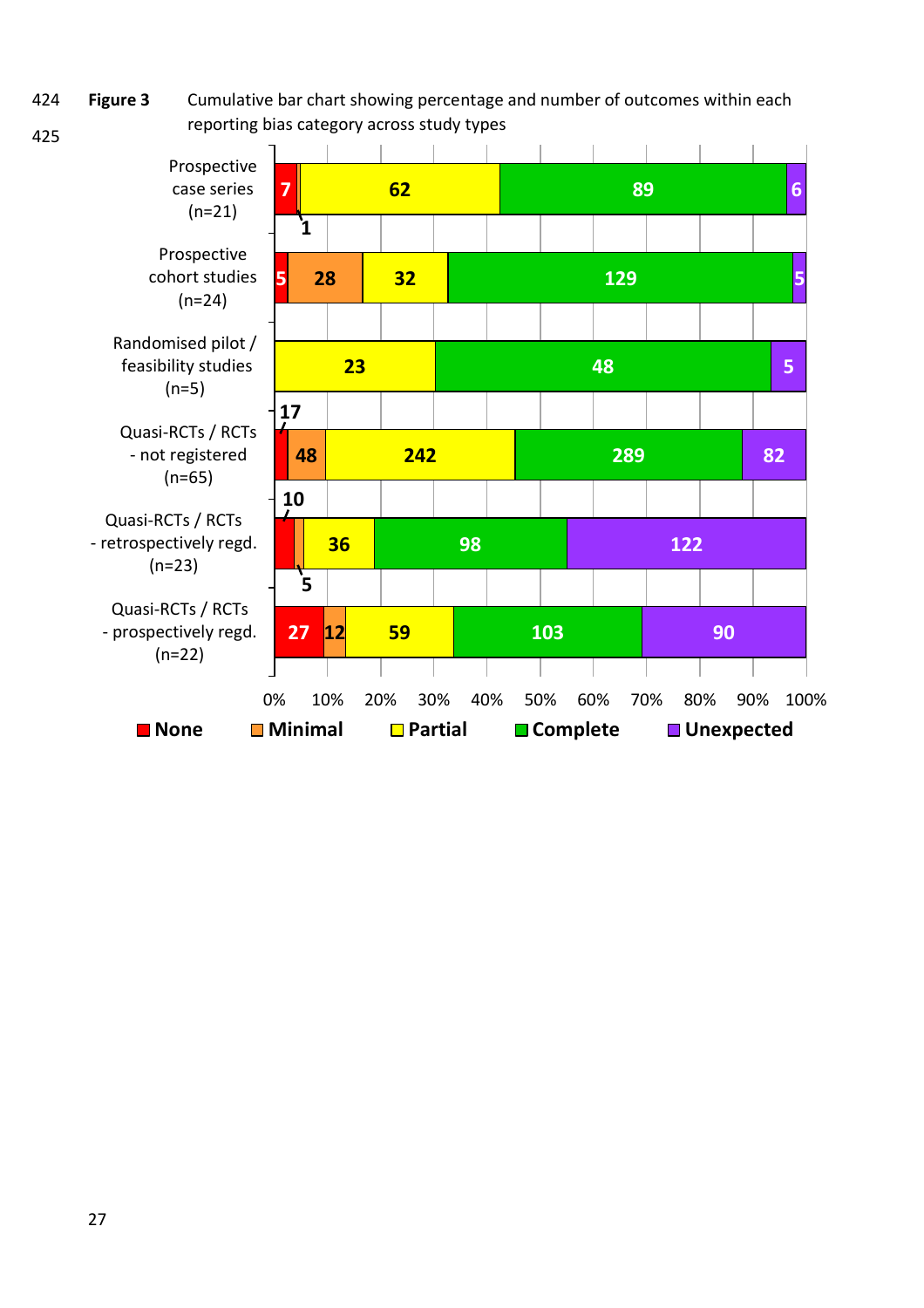**Figure 3** Cumulative bar chart showing percentage and number of outcomes within each reporting bias category across study types

| Study type | None | Minimal | Partial | Complete | Unexpected |
|---|---|---|---|---|---|
| Prospective case series (n=21) | 7 | 1 | 62 | 89 | 6 |
| Prospective cohort studies (n=24) | 5 | 28 | 32 | 129 | 5 |
| Randomised pilot / feasibility studies (n=5) | | | 23 | 48 | 5 |
| Quasi-RCTs / RCTs - not registered (n=65) | 17 | 48 | 242 | 289 | 82 |
| Quasi-RCTs / RCTs - retrospectively regd. (n=23) | 10 | 5 | 36 | 98 | 122 |
| Quasi-RCTs / RCTs - prospectively regd. (n=22) | 27 | 12 | 59 | 103 | 90 |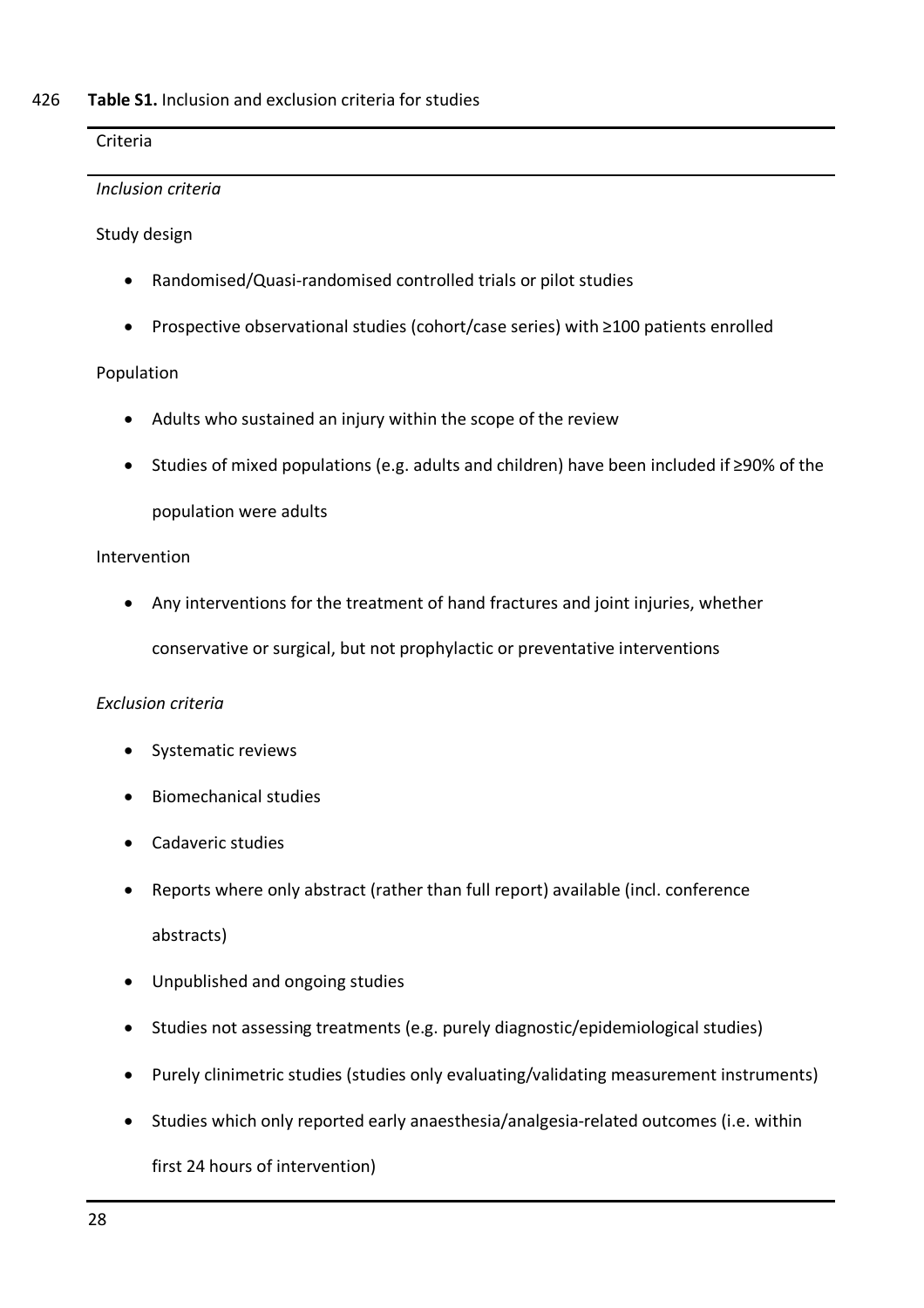**Table S1.** Inclusion and exclusion criteria for studies

Criteria

*Inclusion criteria*

Study design

- Randomised/Quasi-randomised controlled trials or pilot studies
- Prospective observational studies (cohort/case series) with ≥100 patients enrolled

Population

- Adults who sustained an injury within the scope of the review
- Studies of mixed populations (e.g. adults and children) have been included if ≥90% of the population were adults

Intervention

- Any interventions for the treatment of hand fractures and joint injuries, whether conservative or surgical, but not prophylactic or preventative interventions

*Exclusion criteria*

- Systematic reviews
- Biomechanical studies
- Cadaveric studies
- Reports where only abstract (rather than full report) available (incl. conference abstracts)
- Unpublished and ongoing studies
- Studies not assessing treatments (e.g. purely diagnostic/epidemiological studies)
- Purely clinimetric studies (studies only evaluating/validating measurement instruments)
- Studies which only reported early anaesthesia/analgesia-related outcomes (i.e. within first 24 hours of intervention)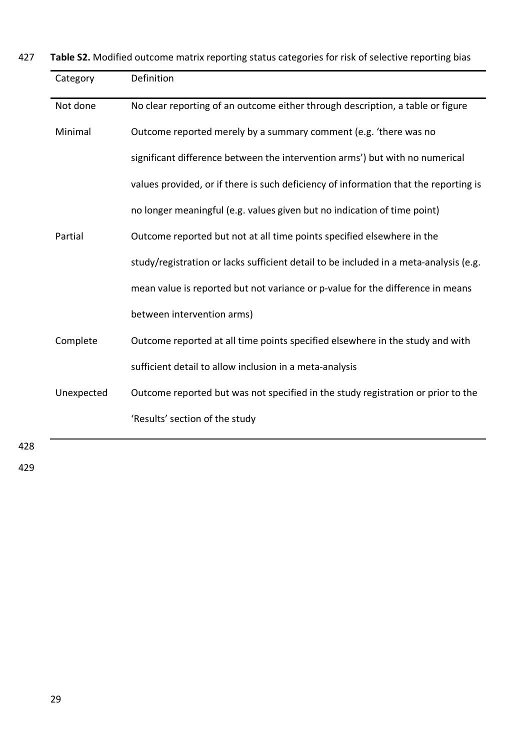**Table S2.** Modified outcome matrix reporting status categories for risk of selective reporting bias

| Category | Definition |
|---|---|
| Not done | No clear reporting of an outcome either through description, a table or figure |
| Minimal | Outcome reported merely by a summary comment (e.g. 'there was no significant difference between the intervention arms') but with no numerical values provided, or if there is such deficiency of information that the reporting is no longer meaningful (e.g. values given but no indication of time point) |
| Partial | Outcome reported but not at all time points specified elsewhere in the study/registration or lacks sufficient detail to be included in a meta-analysis (e.g. mean value is reported but not variance or p-value for the difference in means between intervention arms) |
| Complete | Outcome reported at all time points specified elsewhere in the study and with sufficient detail to allow inclusion in a meta-analysis |
| Unexpected | Outcome reported but was not specified in the study registration or prior to the 'Results' section of the study |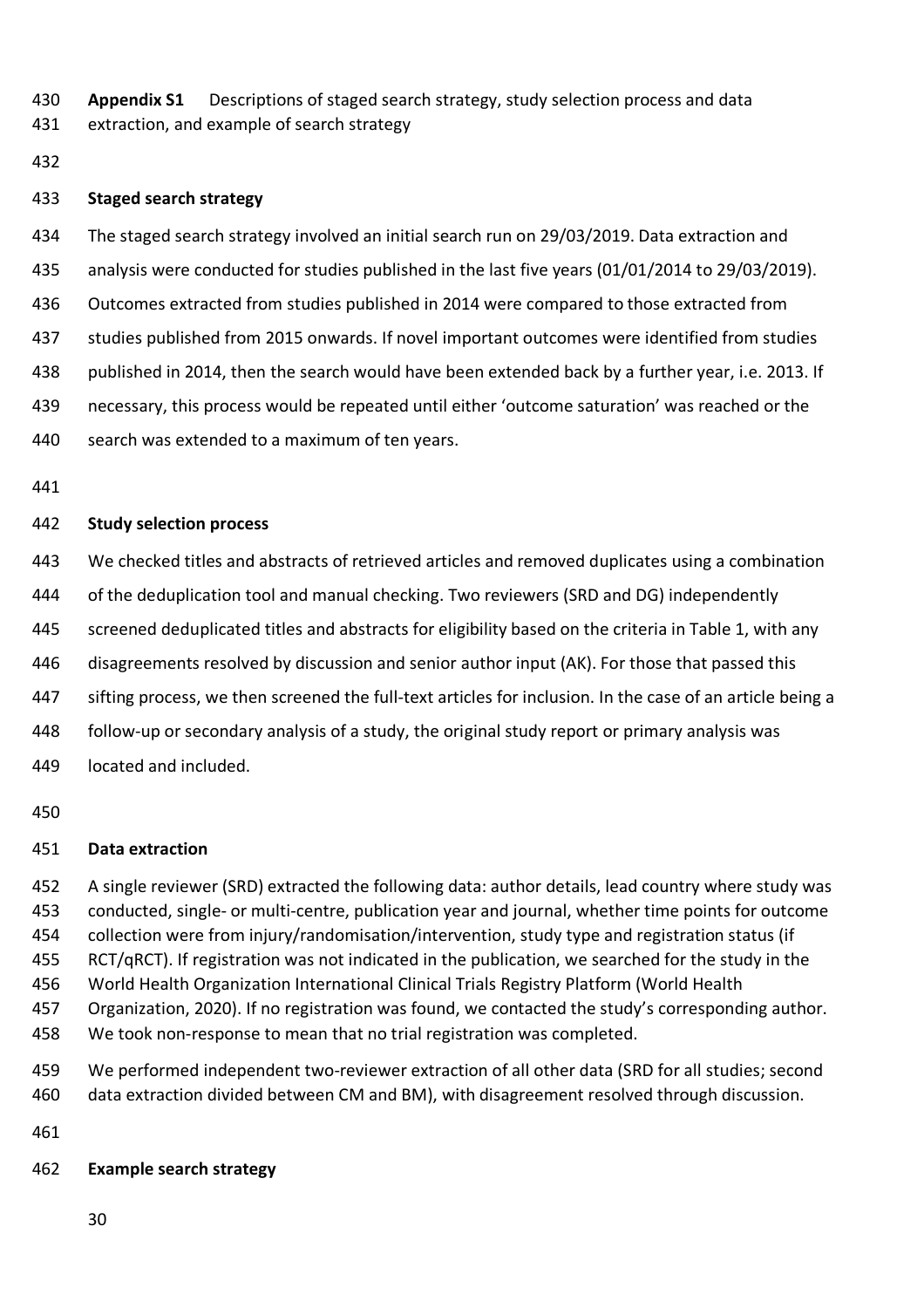**Appendix S1** Descriptions of staged search strategy, study selection process and data extraction, and example of search strategy

## Staged search strategy

The staged search strategy involved an initial search run on 29/03/2019. Data extraction and analysis were conducted for studies published in the last five years (01/01/2014 to 29/03/2019). Outcomes extracted from studies published in 2014 were compared to those extracted from studies published from 2015 onwards. If novel important outcomes were identified from studies published in 2014, then the search would have been extended back by a further year, i.e. 2013. If necessary, this process would be repeated until either 'outcome saturation' was reached or the search was extended to a maximum of ten years.

## Study selection process

We checked titles and abstracts of retrieved articles and removed duplicates using a combination of the deduplication tool and manual checking. Two reviewers (SRD and DG) independently screened deduplicated titles and abstracts for eligibility based on the criteria in Table 1, with any disagreements resolved by discussion and senior author input (AK). For those that passed this sifting process, we then screened the full-text articles for inclusion. In the case of an article being a follow-up or secondary analysis of a study, the original study report or primary analysis was located and included.

## Data extraction

A single reviewer (SRD) extracted the following data: author details, lead country where study was conducted, single- or multi-centre, publication year and journal, whether time points for outcome collection were from injury/randomisation/intervention, study type and registration status (if RCT/qRCT). If registration was not indicated in the publication, we searched for the study in the World Health Organization International Clinical Trials Registry Platform (World Health Organization, 2020). If no registration was found, we contacted the study's corresponding author. We took non-response to mean that no trial registration was completed.

We performed independent two-reviewer extraction of all other data (SRD for all studies; second data extraction divided between CM and BM), with disagreement resolved through discussion.

## Example search strategy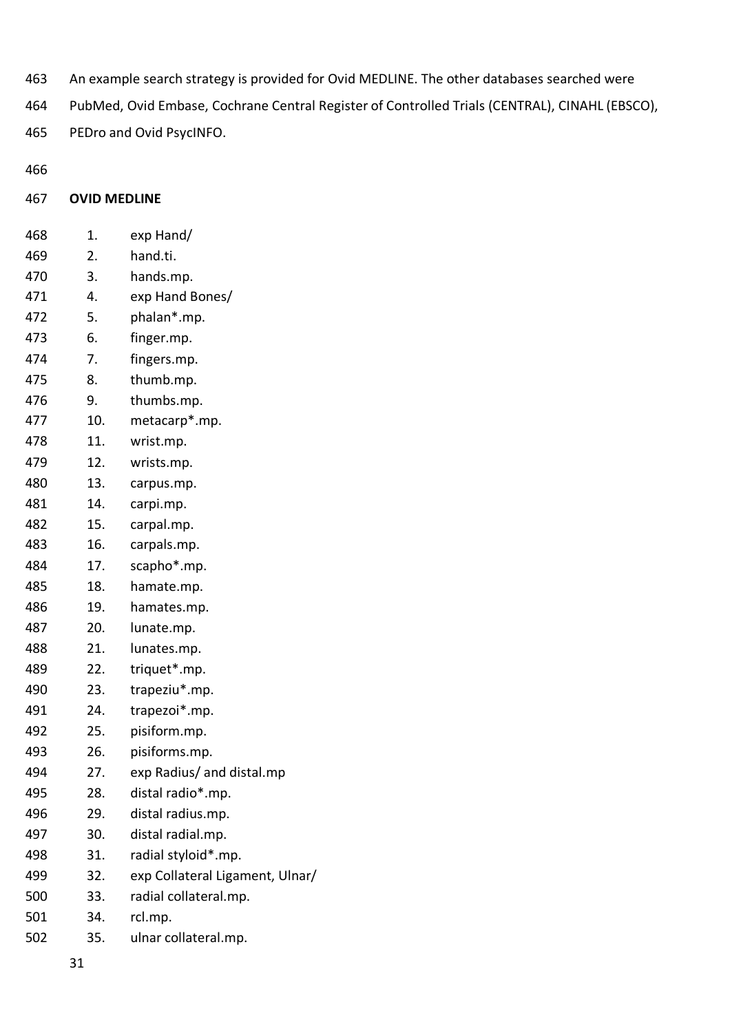An example search strategy is provided for Ovid MEDLINE. The other databases searched were PubMed, Ovid Embase, Cochrane Central Register of Controlled Trials (CENTRAL), CINAHL (EBSCO), PEDro and Ovid PsycINFO.

**OVID MEDLINE**

1. exp Hand/
2. hand.ti.
3. hands.mp.
4. exp Hand Bones/
5. phalan*.mp.
6. finger.mp.
7. fingers.mp.
8. thumb.mp.
9. thumbs.mp.
10. metacarp*.mp.
11. wrist.mp.
12. wrists.mp.
13. carpus.mp.
14. carpi.mp.
15. carpal.mp.
16. carpals.mp.
17. scapho*.mp.
18. hamate.mp.
19. hamates.mp.
20. lunate.mp.
21. lunates.mp.
22. triquet*.mp.
23. trapeziu*.mp.
24. trapezoi*.mp.
25. pisiform.mp.
26. pisiforms.mp.
27. exp Radius/ and distal.mp
28. distal radio*.mp.
29. distal radius.mp.
30. distal radial.mp.
31. radial styloid*.mp.
32. exp Collateral Ligament, Ulnar/
33. radial collateral.mp.
34. rcl.mp.
35. ulnar collateral.mp.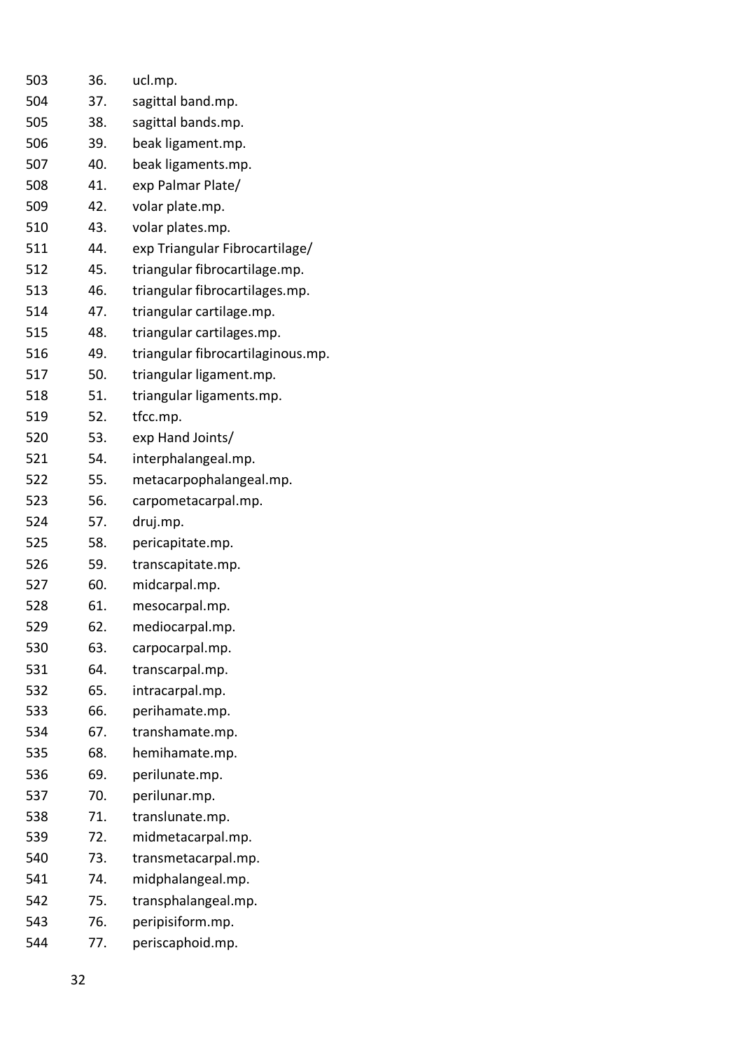36. ucl.mp.
37. sagittal band.mp.
38. sagittal bands.mp.
39. beak ligament.mp.
40. beak ligaments.mp.
41. exp Palmar Plate/
42. volar plate.mp.
43. volar plates.mp.
44. exp Triangular Fibrocartilage/
45. triangular fibrocartilage.mp.
46. triangular fibrocartilages.mp.
47. triangular cartilage.mp.
48. triangular cartilages.mp.
49. triangular fibrocartilaginous.mp.
50. triangular ligament.mp.
51. triangular ligaments.mp.
52. tfcc.mp.
53. exp Hand Joints/
54. interphalangeal.mp.
55. metacarpophalangeal.mp.
56. carpometacarpal.mp.
57. druj.mp.
58. pericapitate.mp.
59. transcapitate.mp.
60. midcarpal.mp.
61. mesocarpal.mp.
62. mediocarpal.mp.
63. carpocarpal.mp.
64. transcarpal.mp.
65. intracarpal.mp.
66. perihamate.mp.
67. transhamate.mp.
68. hemihamate.mp.
69. perilunate.mp.
70. perilunar.mp.
71. translunate.mp.
72. midmetacarpal.mp.
73. transmetacarpal.mp.
74. midphalangeal.mp.
75. transphalangeal.mp.
76. peripisiform.mp.
77. periscaphoid.mp.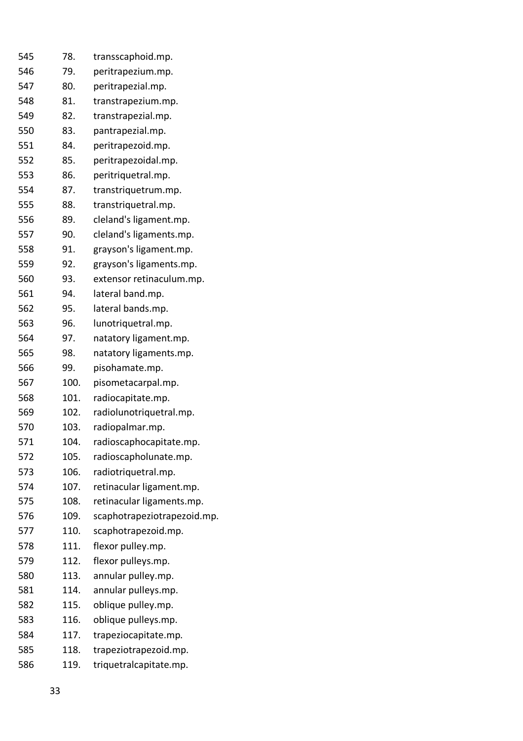78. transscaphoid.mp.
79. peritrapezium.mp.
80. peritrapezial.mp.
81. transtrapezium.mp.
82. transtrapezial.mp.
83. pantrapezial.mp.
84. peritrapezoid.mp.
85. peritrapezoidal.mp.
86. peritriquetral.mp.
87. transtriquetrum.mp.
88. transtriquetral.mp.
89. cleland's ligament.mp.
90. cleland's ligaments.mp.
91. grayson's ligament.mp.
92. grayson's ligaments.mp.
93. extensor retinaculum.mp.
94. lateral band.mp.
95. lateral bands.mp.
96. lunotriquetral.mp.
97. natatory ligament.mp.
98. natatory ligaments.mp.
99. pisohamate.mp.
100. pisometacarpal.mp.
101. radiocapitate.mp.
102. radiolunotriquetral.mp.
103. radiopalmar.mp.
104. radioscaphocapitate.mp.
105. radioscapholunate.mp.
106. radiotriquetral.mp.
107. retinacular ligament.mp.
108. retinacular ligaments.mp.
109. scaphotrapeziotrapezoid.mp.
110. scaphotrapezoid.mp.
111. flexor pulley.mp.
112. flexor pulleys.mp.
113. annular pulley.mp.
114. annular pulleys.mp.
115. oblique pulley.mp.
116. oblique pulleys.mp.
117. trapeziocapitate.mp.
118. trapeziotrapezoid.mp.
119. triquetralcapitate.mp.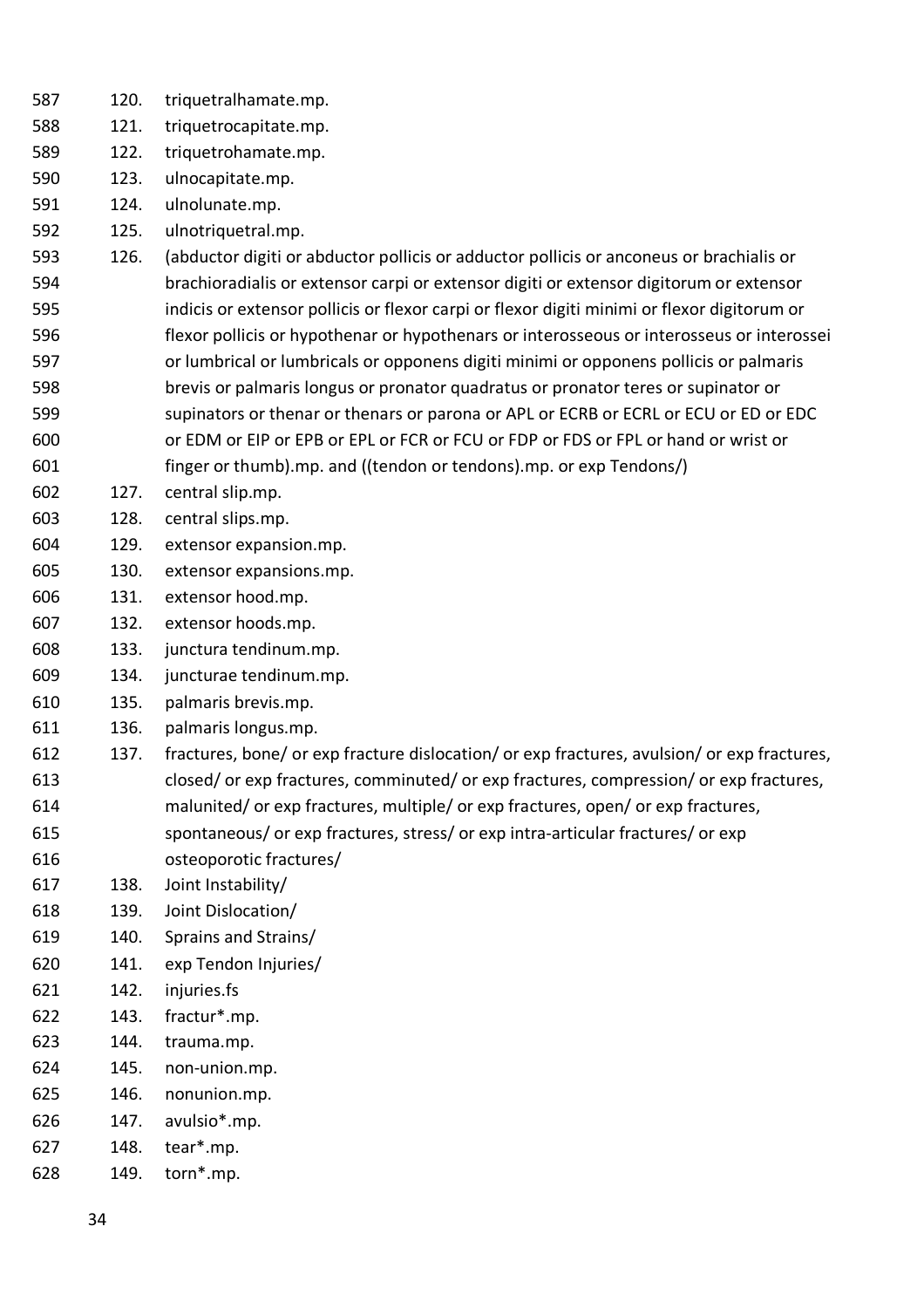120. triquetralhamate.mp.
121. triquetrocapitate.mp.
122. triquetrohamate.mp.
123. ulnocapitate.mp.
124. ulnolunate.mp.
125. ulnotriquetral.mp.
126. (abductor digiti or abductor pollicis or adductor pollicis or anconeus or brachialis or brachioradialis or extensor carpi or extensor digiti or extensor digitorum or extensor indicis or extensor pollicis or flexor carpi or flexor digiti minimi or flexor digitorum or flexor pollicis or hypothenar or hypothenars or interosseous or interosseus or interossei or lumbrical or lumbricals or opponens digiti minimi or opponens pollicis or palmaris brevis or palmaris longus or pronator quadratus or pronator teres or supinator or supinators or thenar or thenars or parona or APL or ECRB or ECRL or ECU or ED or EDC or EDM or EIP or EPB or EPL or FCR or FCU or FDP or FDS or FPL or hand or wrist or finger or thumb).mp. and ((tendon or tendons).mp. or exp Tendons/)
127. central slip.mp.
128. central slips.mp.
129. extensor expansion.mp.
130. extensor expansions.mp.
131. extensor hood.mp.
132. extensor hoods.mp.
133. junctura tendinum.mp.
134. juncturae tendinum.mp.
135. palmaris brevis.mp.
136. palmaris longus.mp.
137. fractures, bone/ or exp fracture dislocation/ or exp fractures, avulsion/ or exp fractures, closed/ or exp fractures, comminuted/ or exp fractures, compression/ or exp fractures, malunited/ or exp fractures, multiple/ or exp fractures, open/ or exp fractures, spontaneous/ or exp fractures, stress/ or exp intra-articular fractures/ or exp osteoporotic fractures/
138. Joint Instability/
139. Joint Dislocation/
140. Sprains and Strains/
141. exp Tendon Injuries/
142. injuries.fs
143. fractur*.mp.
144. trauma.mp.
145. non-union.mp.
146. nonunion.mp.
147. avulsio*.mp.
148. tear*.mp.
149. torn*.mp.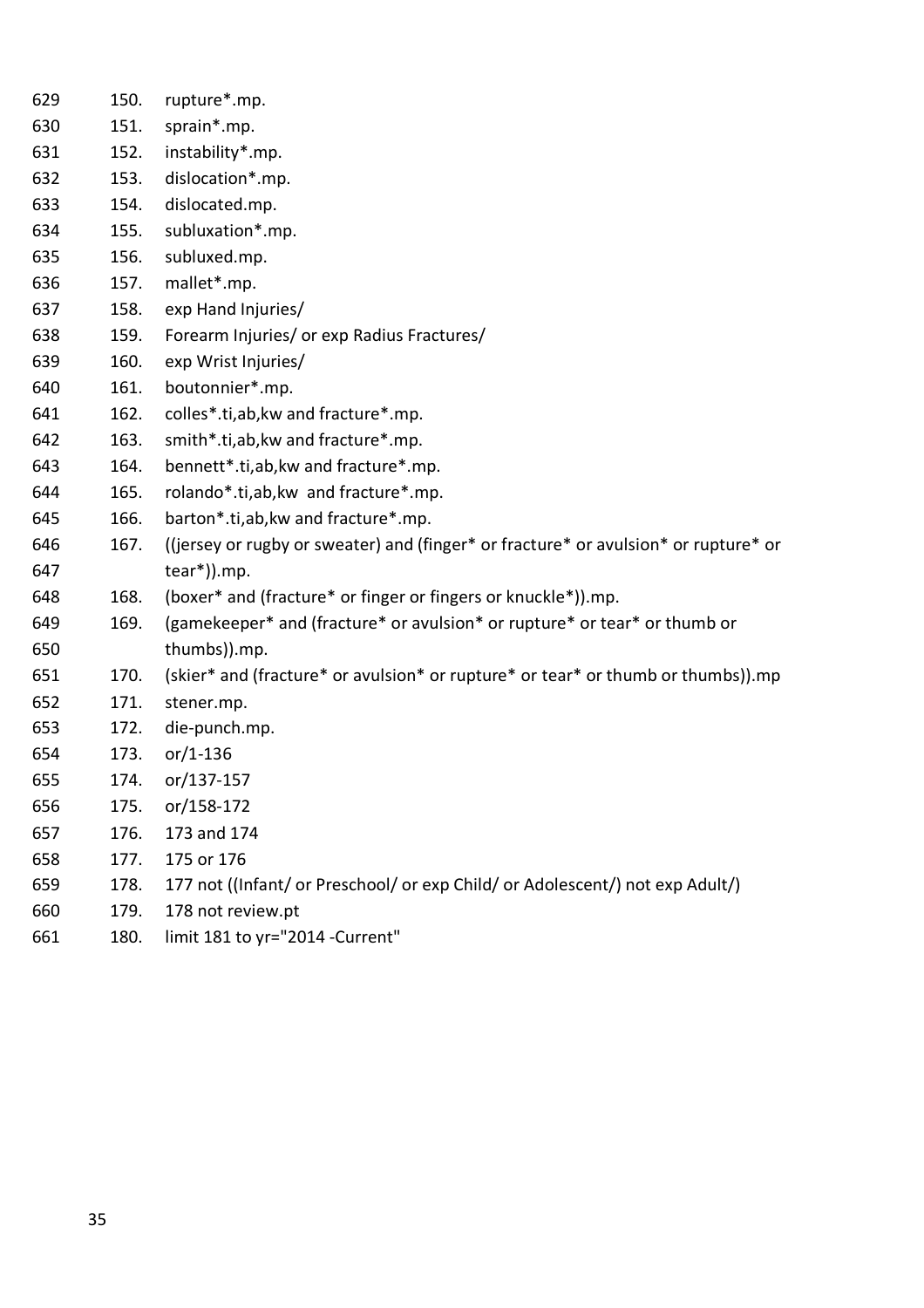150. rupture*.mp.
151. sprain*.mp.
152. instability*.mp.
153. dislocation*.mp.
154. dislocated.mp.
155. subluxation*.mp.
156. subluxed.mp.
157. mallet*.mp.
158. exp Hand Injuries/
159. Forearm Injuries/ or exp Radius Fractures/
160. exp Wrist Injuries/
161. boutonnier*.mp.
162. colles*.ti,ab,kw and fracture*.mp.
163. smith*.ti,ab,kw and fracture*.mp.
164. bennett*.ti,ab,kw and fracture*.mp.
165. rolando*.ti,ab,kw  and fracture*.mp.
166. barton*.ti,ab,kw and fracture*.mp.
167. ((jersey or rugby or sweater) and (finger* or fracture* or avulsion* or rupture* or tear*)).mp.
168. (boxer* and (fracture* or finger or fingers or knuckle*)).mp.
169. (gamekeeper* and (fracture* or avulsion* or rupture* or tear* or thumb or thumbs)).mp.
170. (skier* and (fracture* or avulsion* or rupture* or tear* or thumb or thumbs)).mp
171. stener.mp.
172. die-punch.mp.
173. or/1-136
174. or/137-157
175. or/158-172
176. 173 and 174
177. 175 or 176
178. 177 not ((Infant/ or Preschool/ or exp Child/ or Adolescent/) not exp Adult/)
179. 178 not review.pt
180. limit 181 to yr="2014 -Current"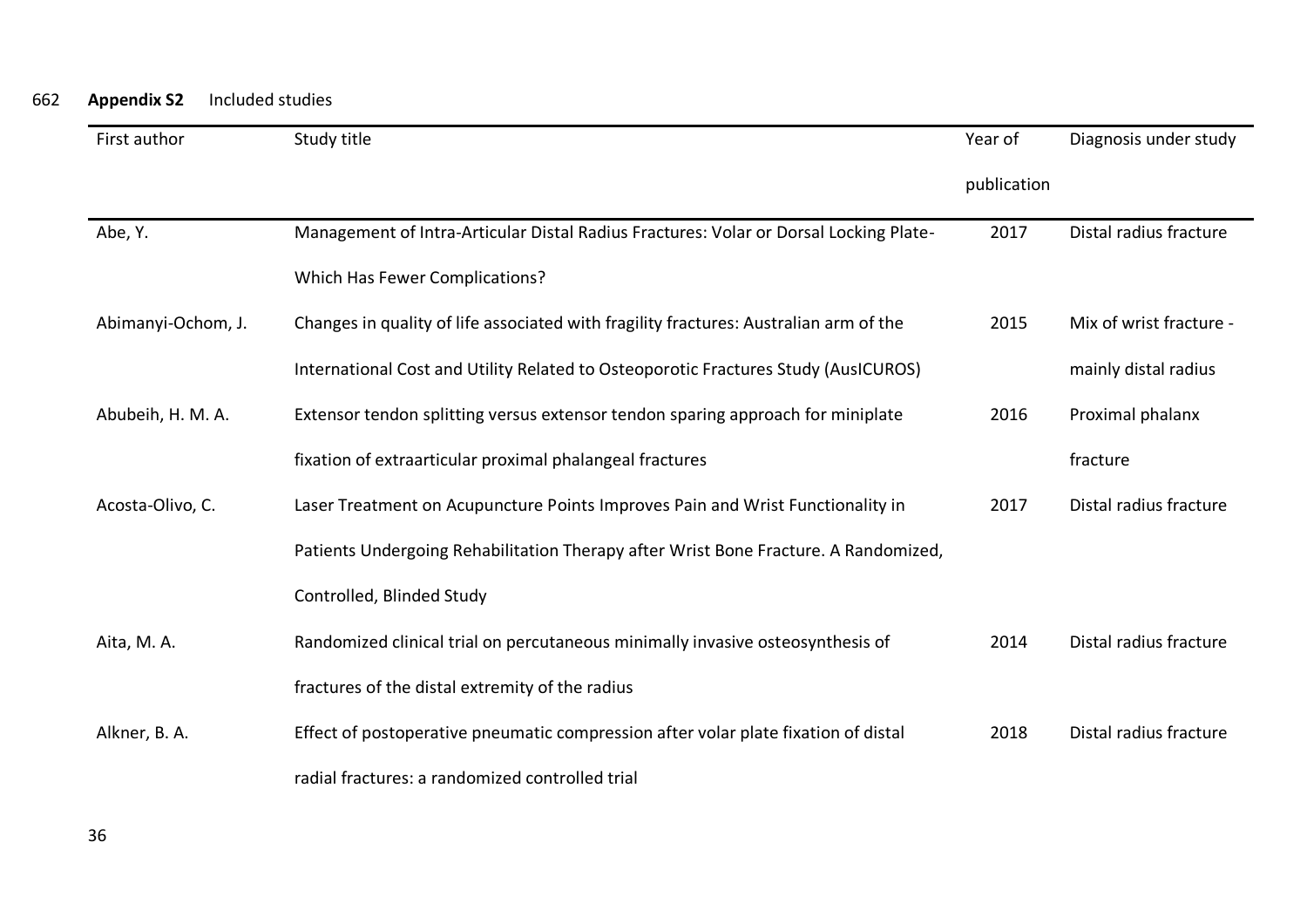**Appendix S2** Included studies

| First author | Study title | Year of publication | Diagnosis under study |
|---|---|---|---|
| Abe, Y. | Management of Intra-Articular Distal Radius Fractures: Volar or Dorsal Locking Plate-Which Has Fewer Complications? | 2017 | Distal radius fracture |
| Abimanyi-Ochom, J. | Changes in quality of life associated with fragility fractures: Australian arm of the International Cost and Utility Related to Osteoporotic Fractures Study (AusICUROS) | 2015 | Mix of wrist fracture - mainly distal radius |
| Abubeih, H. M. A. | Extensor tendon splitting versus extensor tendon sparing approach for miniplate fixation of extraarticular proximal phalangeal fractures | 2016 | Proximal phalanx fracture |
| Acosta-Olivo, C. | Laser Treatment on Acupuncture Points Improves Pain and Wrist Functionality in Patients Undergoing Rehabilitation Therapy after Wrist Bone Fracture. A Randomized, Controlled, Blinded Study | 2017 | Distal radius fracture |
| Aita, M. A. | Randomized clinical trial on percutaneous minimally invasive osteosynthesis of fractures of the distal extremity of the radius | 2014 | Distal radius fracture |
| Alkner, B. A. | Effect of postoperative pneumatic compression after volar plate fixation of distal radial fractures: a randomized controlled trial | 2018 | Distal radius fracture |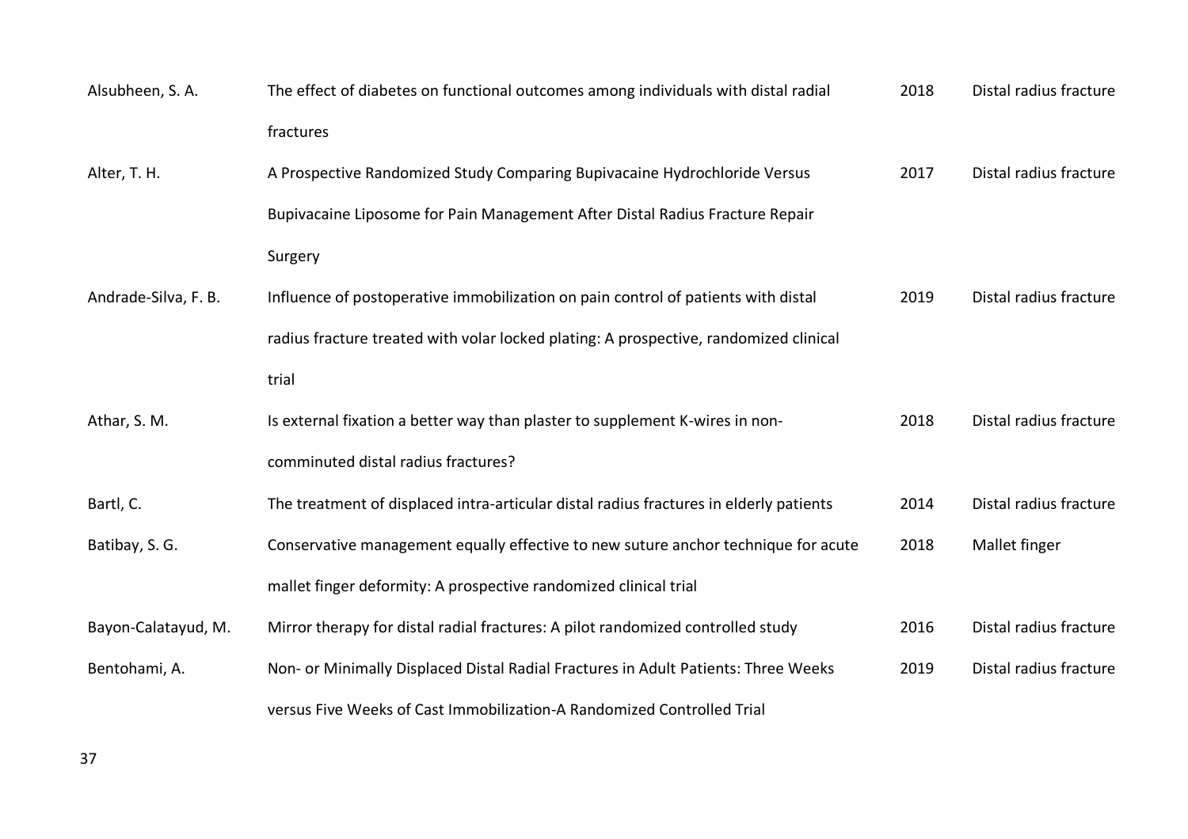| | | | |
|---|---|---|---|
| Alsubheen, S. A. | The effect of diabetes on functional outcomes among individuals with distal radial fractures | 2018 | Distal radius fracture |
| Alter, T. H. | A Prospective Randomized Study Comparing Bupivacaine Hydrochloride Versus Bupivacaine Liposome for Pain Management After Distal Radius Fracture Repair Surgery | 2017 | Distal radius fracture |
| Andrade-Silva, F. B. | Influence of postoperative immobilization on pain control of patients with distal radius fracture treated with volar locked plating: A prospective, randomized clinical trial | 2019 | Distal radius fracture |
| Athar, S. M. | Is external fixation a better way than plaster to supplement K-wires in non-comminuted distal radius fractures? | 2018 | Distal radius fracture |
| Bartl, C. | The treatment of displaced intra-articular distal radius fractures in elderly patients | 2014 | Distal radius fracture |
| Batibay, S. G. | Conservative management equally effective to new suture anchor technique for acute mallet finger deformity: A prospective randomized clinical trial | 2018 | Mallet finger |
| Bayon-Calatayud, M. | Mirror therapy for distal radial fractures: A pilot randomized controlled study | 2016 | Distal radius fracture |
| Bentohami, A. | Non- or Minimally Displaced Distal Radial Fractures in Adult Patients: Three Weeks versus Five Weeks of Cast Immobilization-A Randomized Controlled Trial | 2019 | Distal radius fracture |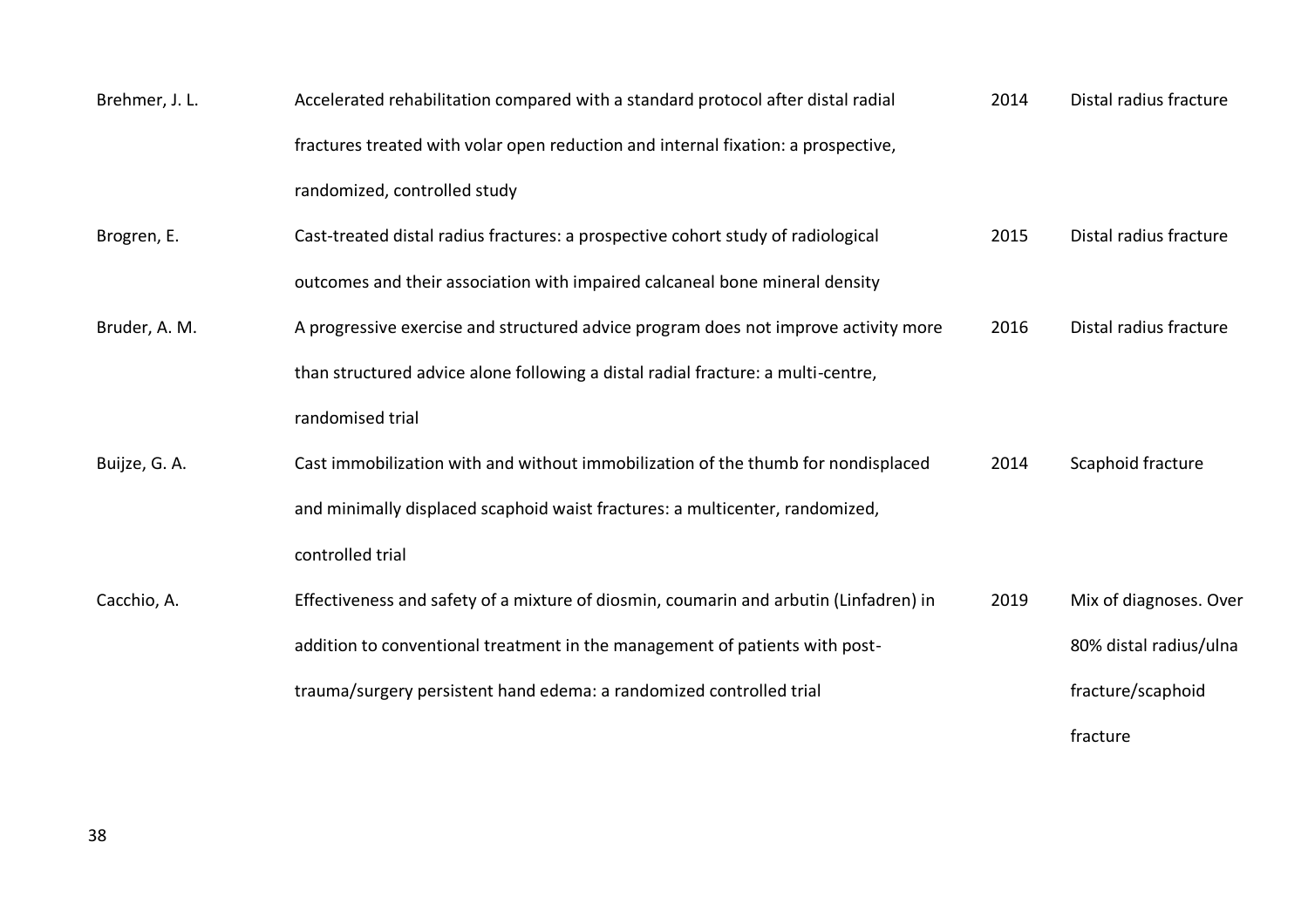| | | | |
|---|---|---|---|
| Brehmer, J. L. | Accelerated rehabilitation compared with a standard protocol after distal radial fractures treated with volar open reduction and internal fixation: a prospective, randomized, controlled study | 2014 | Distal radius fracture |
| Brogren, E. | Cast-treated distal radius fractures: a prospective cohort study of radiological outcomes and their association with impaired calcaneal bone mineral density | 2015 | Distal radius fracture |
| Bruder, A. M. | A progressive exercise and structured advice program does not improve activity more than structured advice alone following a distal radial fracture: a multi-centre, randomised trial | 2016 | Distal radius fracture |
| Buijze, G. A. | Cast immobilization with and without immobilization of the thumb for nondisplaced and minimally displaced scaphoid waist fractures: a multicenter, randomized, controlled trial | 2014 | Scaphoid fracture |
| Cacchio, A. | Effectiveness and safety of a mixture of diosmin, coumarin and arbutin (Linfadren) in addition to conventional treatment in the management of patients with post-trauma/surgery persistent hand edema: a randomized controlled trial | 2019 | Mix of diagnoses. Over 80% distal radius/ulna fracture/scaphoid fracture |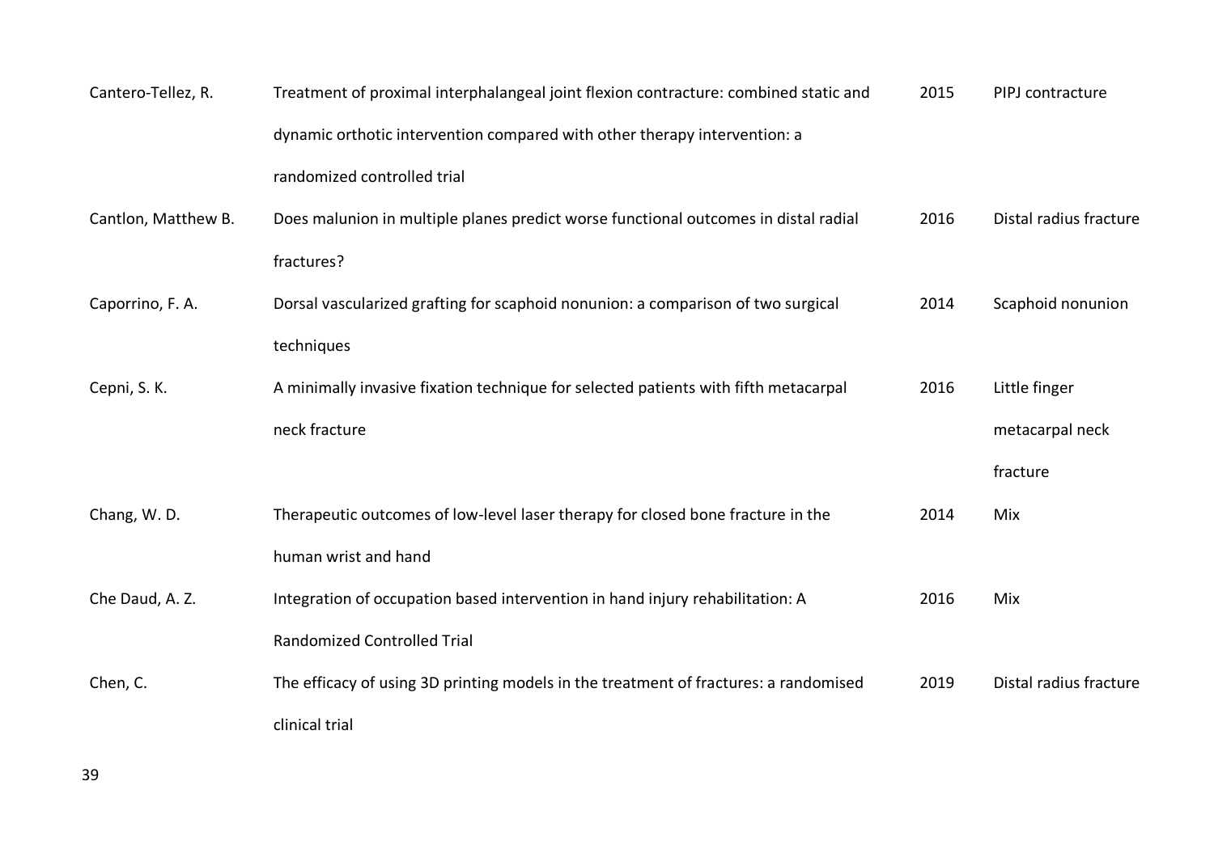| | | | |
|---|---|---|---|
| Cantero-Tellez, R. | Treatment of proximal interphalangeal joint flexion contracture: combined static and dynamic orthotic intervention compared with other therapy intervention: a randomized controlled trial | 2015 | PIPJ contracture |
| Cantlon, Matthew B. | Does malunion in multiple planes predict worse functional outcomes in distal radial fractures? | 2016 | Distal radius fracture |
| Caporrino, F. A. | Dorsal vascularized grafting for scaphoid nonunion: a comparison of two surgical techniques | 2014 | Scaphoid nonunion |
| Cepni, S. K. | A minimally invasive fixation technique for selected patients with fifth metacarpal neck fracture | 2016 | Little finger metacarpal neck fracture |
| Chang, W. D. | Therapeutic outcomes of low-level laser therapy for closed bone fracture in the human wrist and hand | 2014 | Mix |
| Che Daud, A. Z. | Integration of occupation based intervention in hand injury rehabilitation: A Randomized Controlled Trial | 2016 | Mix |
| Chen, C. | The efficacy of using 3D printing models in the treatment of fractures: a randomised clinical trial | 2019 | Distal radius fracture |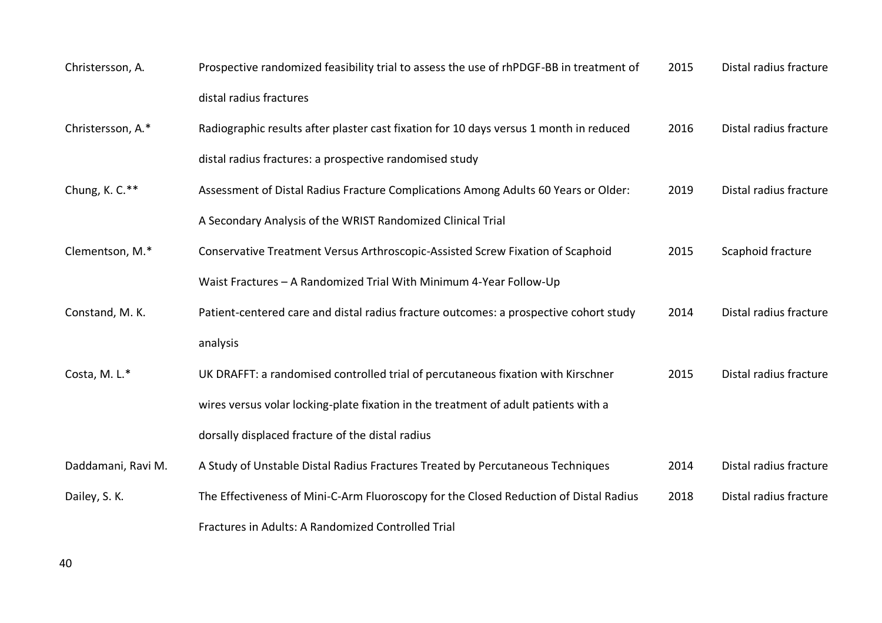| | | | |
|---|---|---|---|
| Christersson, A. | Prospective randomized feasibility trial to assess the use of rhPDGF-BB in treatment of distal radius fractures | 2015 | Distal radius fracture |
| Christersson, A.* | Radiographic results after plaster cast fixation for 10 days versus 1 month in reduced distal radius fractures: a prospective randomised study | 2016 | Distal radius fracture |
| Chung, K. C.** | Assessment of Distal Radius Fracture Complications Among Adults 60 Years or Older: A Secondary Analysis of the WRIST Randomized Clinical Trial | 2019 | Distal radius fracture |
| Clementson, M.* | Conservative Treatment Versus Arthroscopic-Assisted Screw Fixation of Scaphoid Waist Fractures – A Randomized Trial With Minimum 4-Year Follow-Up | 2015 | Scaphoid fracture |
| Constand, M. K. | Patient-centered care and distal radius fracture outcomes: a prospective cohort study analysis | 2014 | Distal radius fracture |
| Costa, M. L.* | UK DRAFFT: a randomised controlled trial of percutaneous fixation with Kirschner wires versus volar locking-plate fixation in the treatment of adult patients with a dorsally displaced fracture of the distal radius | 2015 | Distal radius fracture |
| Daddamani, Ravi M. | A Study of Unstable Distal Radius Fractures Treated by Percutaneous Techniques | 2014 | Distal radius fracture |
| Dailey, S. K. | The Effectiveness of Mini-C-Arm Fluoroscopy for the Closed Reduction of Distal Radius Fractures in Adults: A Randomized Controlled Trial | 2018 | Distal radius fracture |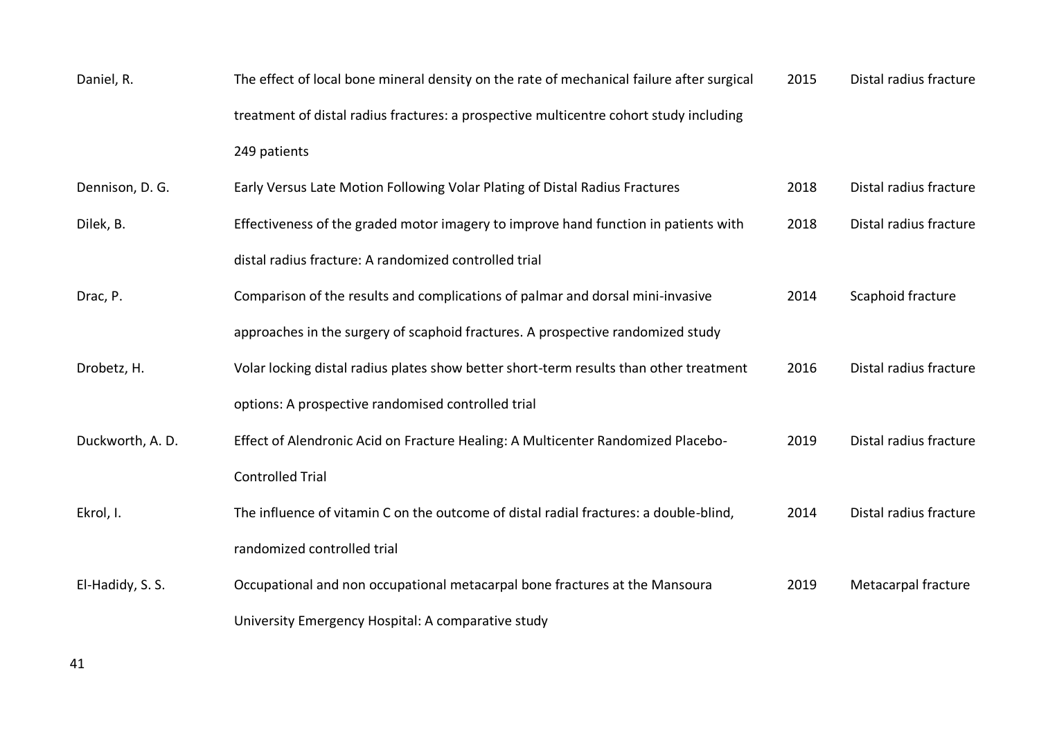| | | | |
|---|---|---|---|
| Daniel, R. | The effect of local bone mineral density on the rate of mechanical failure after surgical treatment of distal radius fractures: a prospective multicentre cohort study including 249 patients | 2015 | Distal radius fracture |
| Dennison, D. G. | Early Versus Late Motion Following Volar Plating of Distal Radius Fractures | 2018 | Distal radius fracture |
| Dilek, B. | Effectiveness of the graded motor imagery to improve hand function in patients with distal radius fracture: A randomized controlled trial | 2018 | Distal radius fracture |
| Drac, P. | Comparison of the results and complications of palmar and dorsal mini-invasive approaches in the surgery of scaphoid fractures. A prospective randomized study | 2014 | Scaphoid fracture |
| Drobetz, H. | Volar locking distal radius plates show better short-term results than other treatment options: A prospective randomised controlled trial | 2016 | Distal radius fracture |
| Duckworth, A. D. | Effect of Alendronic Acid on Fracture Healing: A Multicenter Randomized Placebo-Controlled Trial | 2019 | Distal radius fracture |
| Ekrol, I. | The influence of vitamin C on the outcome of distal radial fractures: a double-blind, randomized controlled trial | 2014 | Distal radius fracture |
| El-Hadidy, S. S. | Occupational and non occupational metacarpal bone fractures at the Mansoura University Emergency Hospital: A comparative study | 2019 | Metacarpal fracture |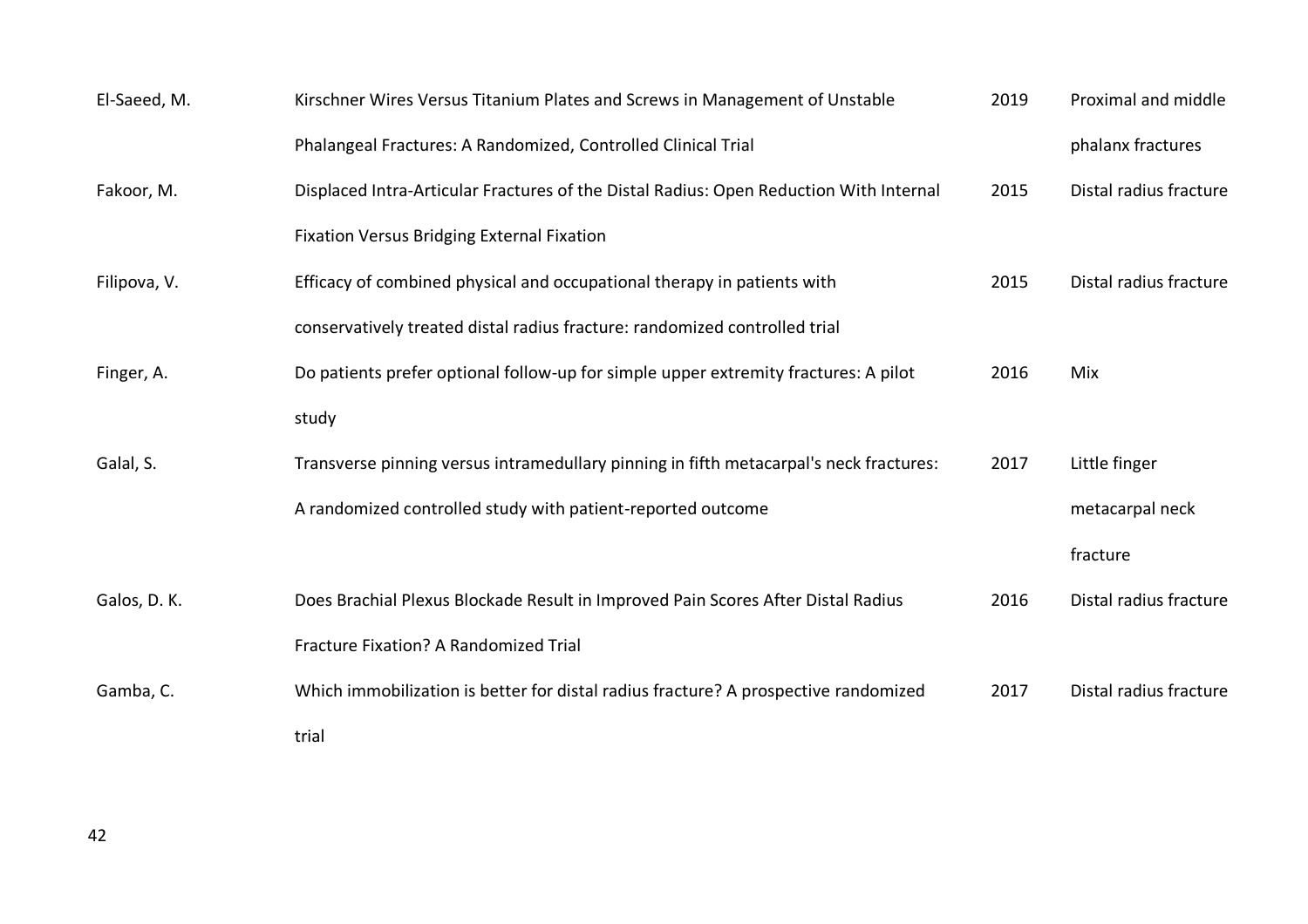| | | | |
|---|---|---|---|
| El-Saeed, M. | Kirschner Wires Versus Titanium Plates and Screws in Management of Unstable Phalangeal Fractures: A Randomized, Controlled Clinical Trial | 2019 | Proximal and middle phalanx fractures |
| Fakoor, M. | Displaced Intra-Articular Fractures of the Distal Radius: Open Reduction With Internal Fixation Versus Bridging External Fixation | 2015 | Distal radius fracture |
| Filipova, V. | Efficacy of combined physical and occupational therapy in patients with conservatively treated distal radius fracture: randomized controlled trial | 2015 | Distal radius fracture |
| Finger, A. | Do patients prefer optional follow-up for simple upper extremity fractures: A pilot study | 2016 | Mix |
| Galal, S. | Transverse pinning versus intramedullary pinning in fifth metacarpal's neck fractures: A randomized controlled study with patient-reported outcome | 2017 | Little finger metacarpal neck fracture |
| Galos, D. K. | Does Brachial Plexus Blockade Result in Improved Pain Scores After Distal Radius Fracture Fixation? A Randomized Trial | 2016 | Distal radius fracture |
| Gamba, C. | Which immobilization is better for distal radius fracture? A prospective randomized trial | 2017 | Distal radius fracture |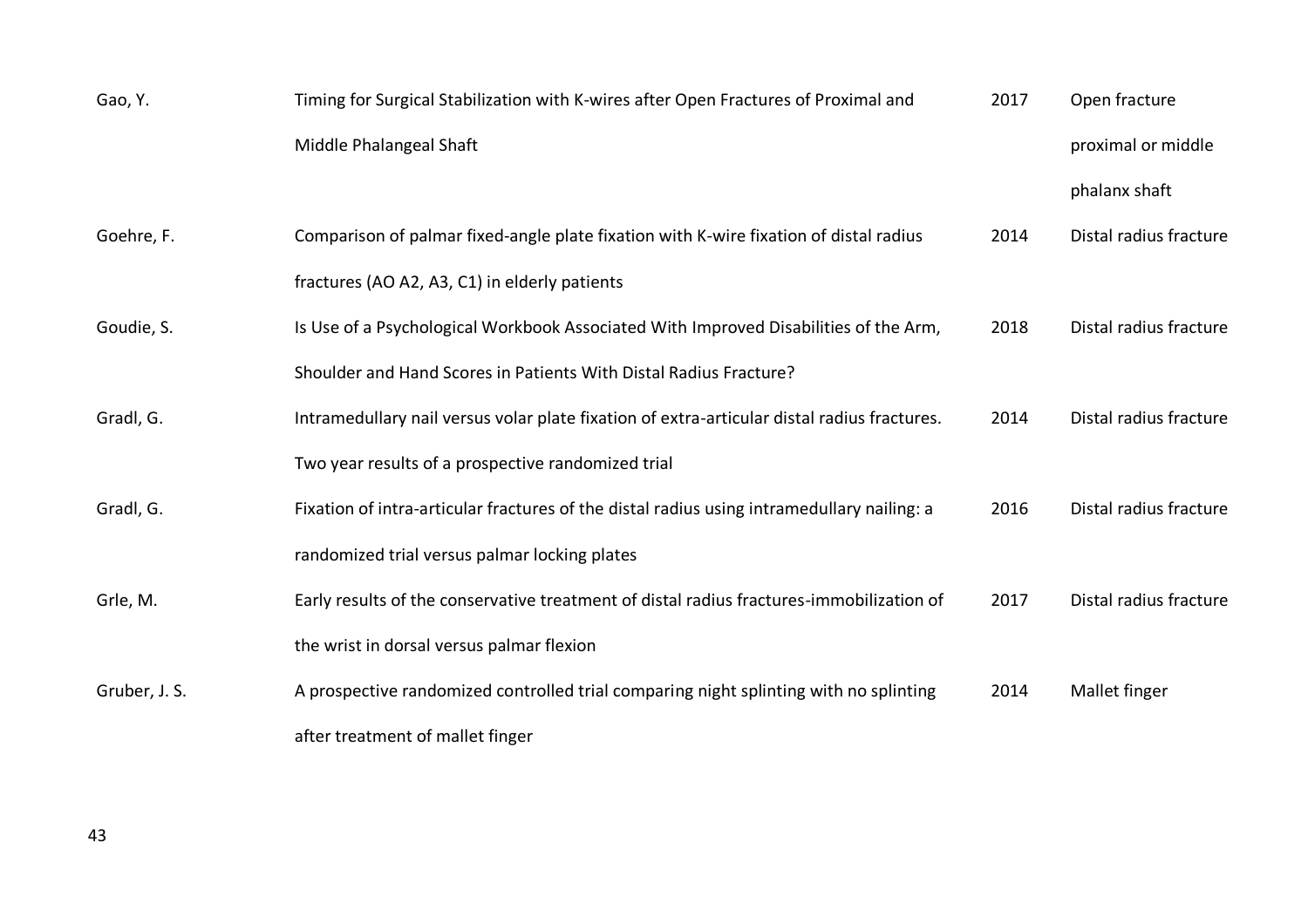| | | | |
|---|---|---|---|
| Gao, Y. | Timing for Surgical Stabilization with K-wires after Open Fractures of Proximal and Middle Phalangeal Shaft | 2017 | Open fracture proximal or middle phalanx shaft |
| Goehre, F. | Comparison of palmar fixed-angle plate fixation with K-wire fixation of distal radius fractures (AO A2, A3, C1) in elderly patients | 2014 | Distal radius fracture |
| Goudie, S. | Is Use of a Psychological Workbook Associated With Improved Disabilities of the Arm, Shoulder and Hand Scores in Patients With Distal Radius Fracture? | 2018 | Distal radius fracture |
| Gradl, G. | Intramedullary nail versus volar plate fixation of extra-articular distal radius fractures. Two year results of a prospective randomized trial | 2014 | Distal radius fracture |
| Gradl, G. | Fixation of intra-articular fractures of the distal radius using intramedullary nailing: a randomized trial versus palmar locking plates | 2016 | Distal radius fracture |
| Grle, M. | Early results of the conservative treatment of distal radius fractures-immobilization of the wrist in dorsal versus palmar flexion | 2017 | Distal radius fracture |
| Gruber, J. S. | A prospective randomized controlled trial comparing night splinting with no splinting after treatment of mallet finger | 2014 | Mallet finger |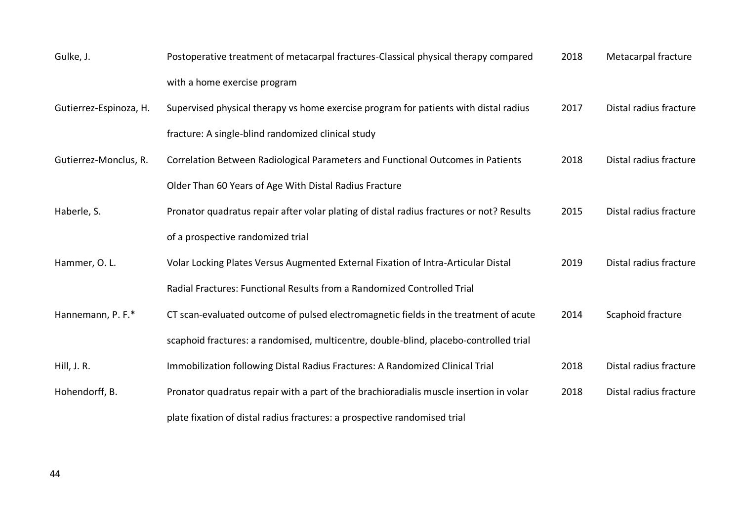| | | | |
|---|---|---|---|
| Gulke, J. | Postoperative treatment of metacarpal fractures-Classical physical therapy compared with a home exercise program | 2018 | Metacarpal fracture |
| Gutierrez-Espinoza, H. | Supervised physical therapy vs home exercise program for patients with distal radius fracture: A single-blind randomized clinical study | 2017 | Distal radius fracture |
| Gutierrez-Monclus, R. | Correlation Between Radiological Parameters and Functional Outcomes in Patients Older Than 60 Years of Age With Distal Radius Fracture | 2018 | Distal radius fracture |
| Haberle, S. | Pronator quadratus repair after volar plating of distal radius fractures or not? Results of a prospective randomized trial | 2015 | Distal radius fracture |
| Hammer, O. L. | Volar Locking Plates Versus Augmented External Fixation of Intra-Articular Distal Radial Fractures: Functional Results from a Randomized Controlled Trial | 2019 | Distal radius fracture |
| Hannemann, P. F.* | CT scan-evaluated outcome of pulsed electromagnetic fields in the treatment of acute scaphoid fractures: a randomised, multicentre, double-blind, placebo-controlled trial | 2014 | Scaphoid fracture |
| Hill, J. R. | Immobilization following Distal Radius Fractures: A Randomized Clinical Trial | 2018 | Distal radius fracture |
| Hohendorff, B. | Pronator quadratus repair with a part of the brachioradialis muscle insertion in volar plate fixation of distal radius fractures: a prospective randomised trial | 2018 | Distal radius fracture |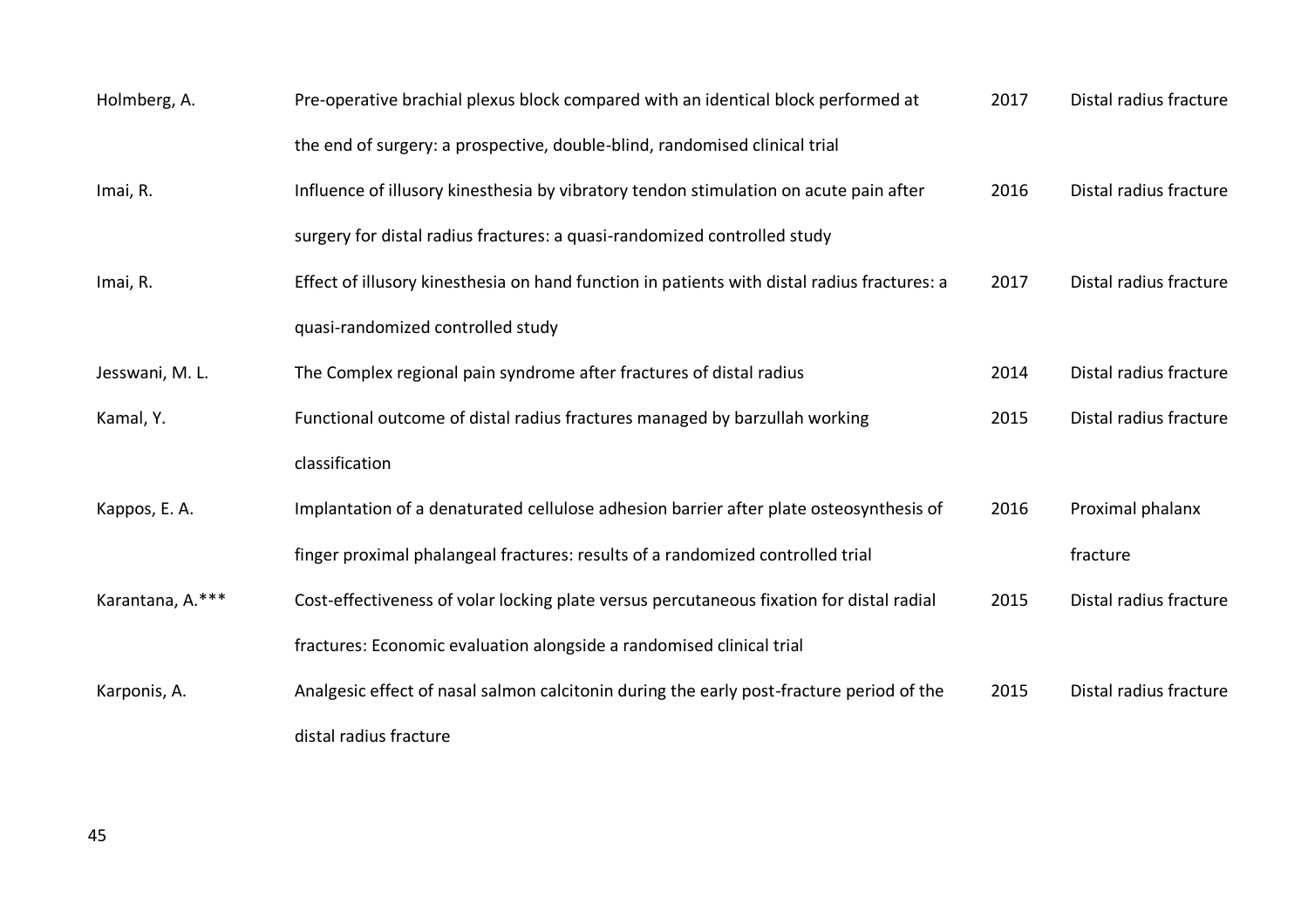| | | | |
|---|---|---|---|
| Holmberg, A. | Pre-operative brachial plexus block compared with an identical block performed at the end of surgery: a prospective, double-blind, randomised clinical trial | 2017 | Distal radius fracture |
| Imai, R. | Influence of illusory kinesthesia by vibratory tendon stimulation on acute pain after surgery for distal radius fractures: a quasi-randomized controlled study | 2016 | Distal radius fracture |
| Imai, R. | Effect of illusory kinesthesia on hand function in patients with distal radius fractures: a quasi-randomized controlled study | 2017 | Distal radius fracture |
| Jesswani, M. L. | The Complex regional pain syndrome after fractures of distal radius | 2014 | Distal radius fracture |
| Kamal, Y. | Functional outcome of distal radius fractures managed by barzullah working classification | 2015 | Distal radius fracture |
| Kappos, E. A. | Implantation of a denaturated cellulose adhesion barrier after plate osteosynthesis of finger proximal phalangeal fractures: results of a randomized controlled trial | 2016 | Proximal phalanx fracture |
| Karantana, A.*** | Cost-effectiveness of volar locking plate versus percutaneous fixation for distal radial fractures: Economic evaluation alongside a randomised clinical trial | 2015 | Distal radius fracture |
| Karponis, A. | Analgesic effect of nasal salmon calcitonin during the early post-fracture period of the distal radius fracture | 2015 | Distal radius fracture |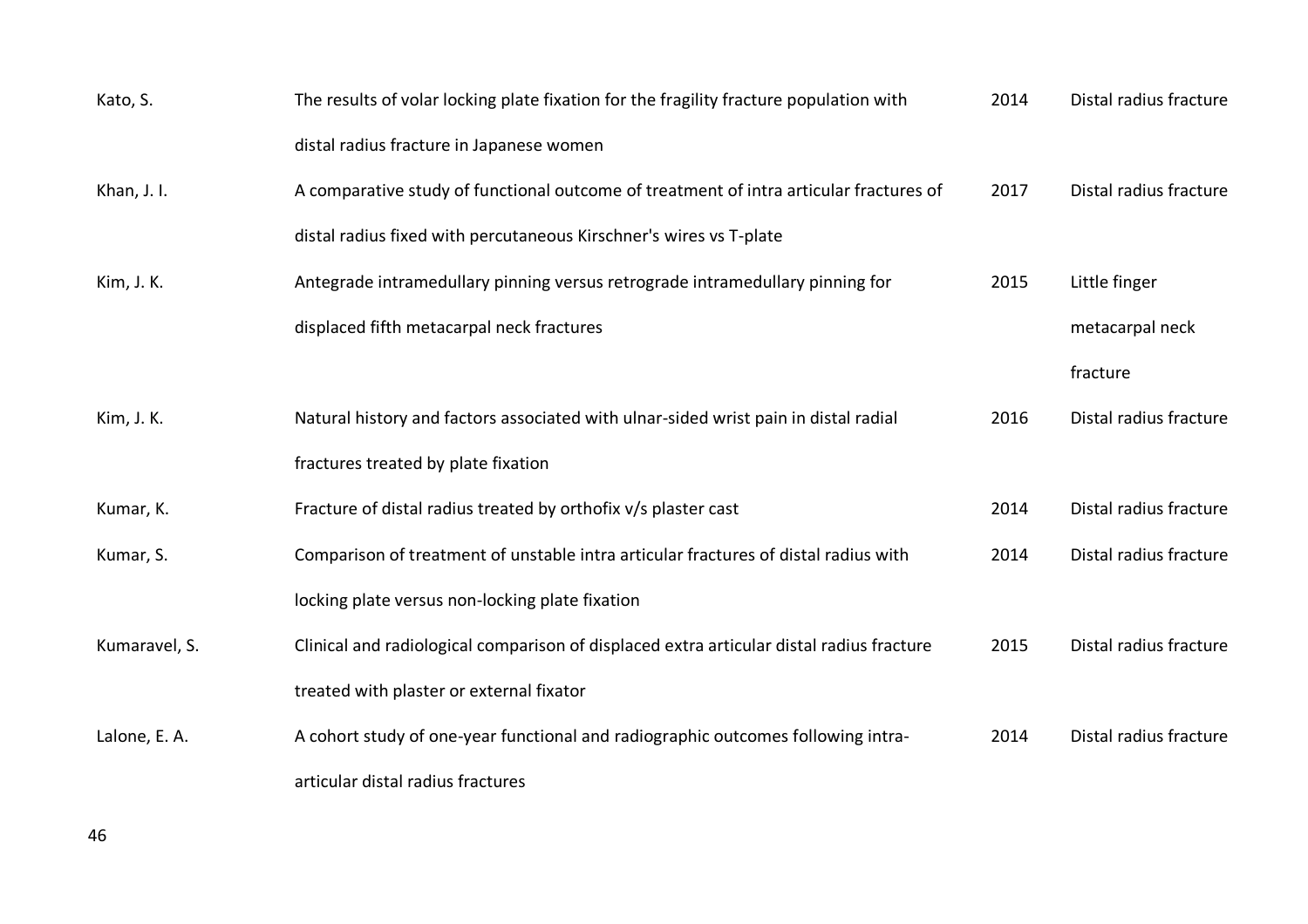| | | | |
|---|---|---|---|
| Kato, S. | The results of volar locking plate fixation for the fragility fracture population with distal radius fracture in Japanese women | 2014 | Distal radius fracture |
| Khan, J. I. | A comparative study of functional outcome of treatment of intra articular fractures of distal radius fixed with percutaneous Kirschner's wires vs T-plate | 2017 | Distal radius fracture |
| Kim, J. K. | Antegrade intramedullary pinning versus retrograde intramedullary pinning for displaced fifth metacarpal neck fractures | 2015 | Little finger metacarpal neck fracture |
| Kim, J. K. | Natural history and factors associated with ulnar-sided wrist pain in distal radial fractures treated by plate fixation | 2016 | Distal radius fracture |
| Kumar, K. | Fracture of distal radius treated by orthofix v/s plaster cast | 2014 | Distal radius fracture |
| Kumar, S. | Comparison of treatment of unstable intra articular fractures of distal radius with locking plate versus non-locking plate fixation | 2014 | Distal radius fracture |
| Kumaravel, S. | Clinical and radiological comparison of displaced extra articular distal radius fracture treated with plaster or external fixator | 2015 | Distal radius fracture |
| Lalone, E. A. | A cohort study of one-year functional and radiographic outcomes following intra-articular distal radius fractures | 2014 | Distal radius fracture |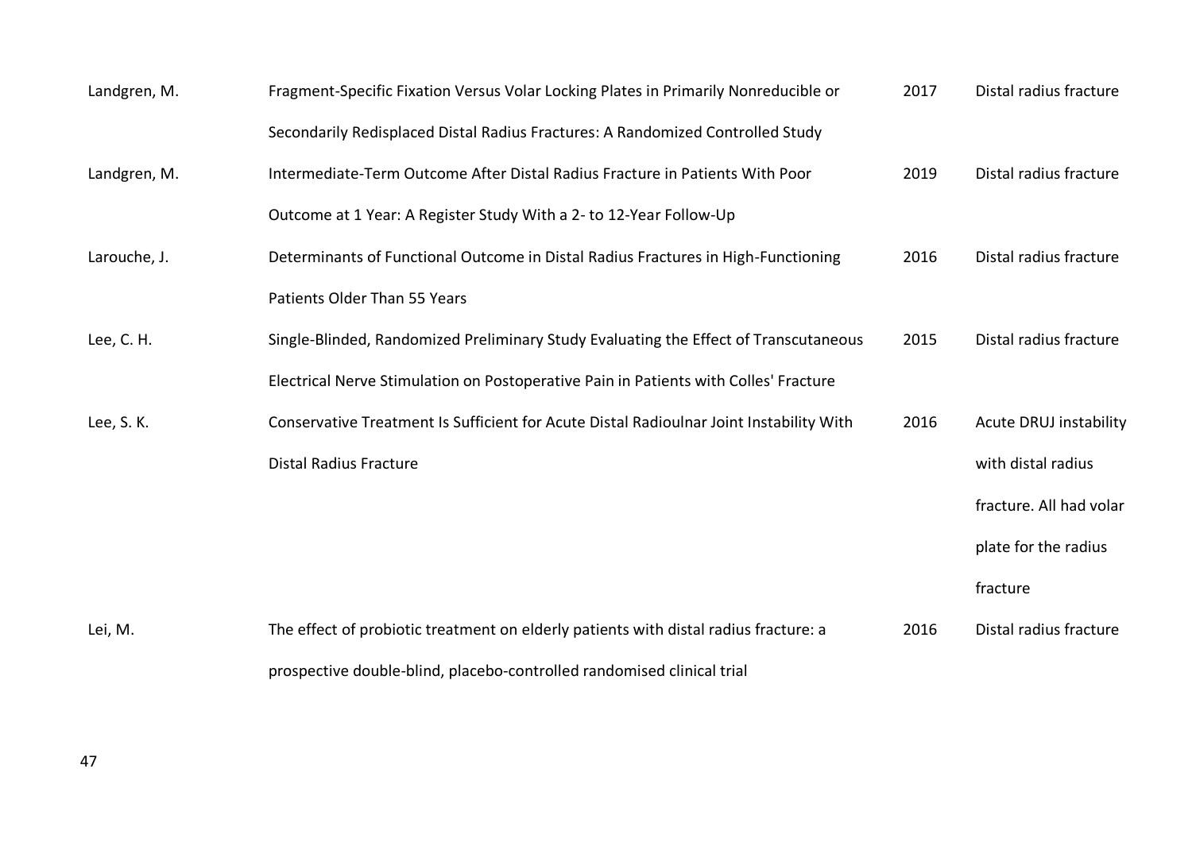| | | | |
|---|---|---|---|
| Landgren, M. | Fragment-Specific Fixation Versus Volar Locking Plates in Primarily Nonreducible or Secondarily Redisplaced Distal Radius Fractures: A Randomized Controlled Study | 2017 | Distal radius fracture |
| Landgren, M. | Intermediate-Term Outcome After Distal Radius Fracture in Patients With Poor Outcome at 1 Year: A Register Study With a 2- to 12-Year Follow-Up | 2019 | Distal radius fracture |
| Larouche, J. | Determinants of Functional Outcome in Distal Radius Fractures in High-Functioning Patients Older Than 55 Years | 2016 | Distal radius fracture |
| Lee, C. H. | Single-Blinded, Randomized Preliminary Study Evaluating the Effect of Transcutaneous Electrical Nerve Stimulation on Postoperative Pain in Patients with Colles' Fracture | 2015 | Distal radius fracture |
| Lee, S. K. | Conservative Treatment Is Sufficient for Acute Distal Radioulnar Joint Instability With Distal Radius Fracture | 2016 | Acute DRUJ instability with distal radius fracture. All had volar plate for the radius fracture |
| Lei, M. | The effect of probiotic treatment on elderly patients with distal radius fracture: a prospective double-blind, placebo-controlled randomised clinical trial | 2016 | Distal radius fracture |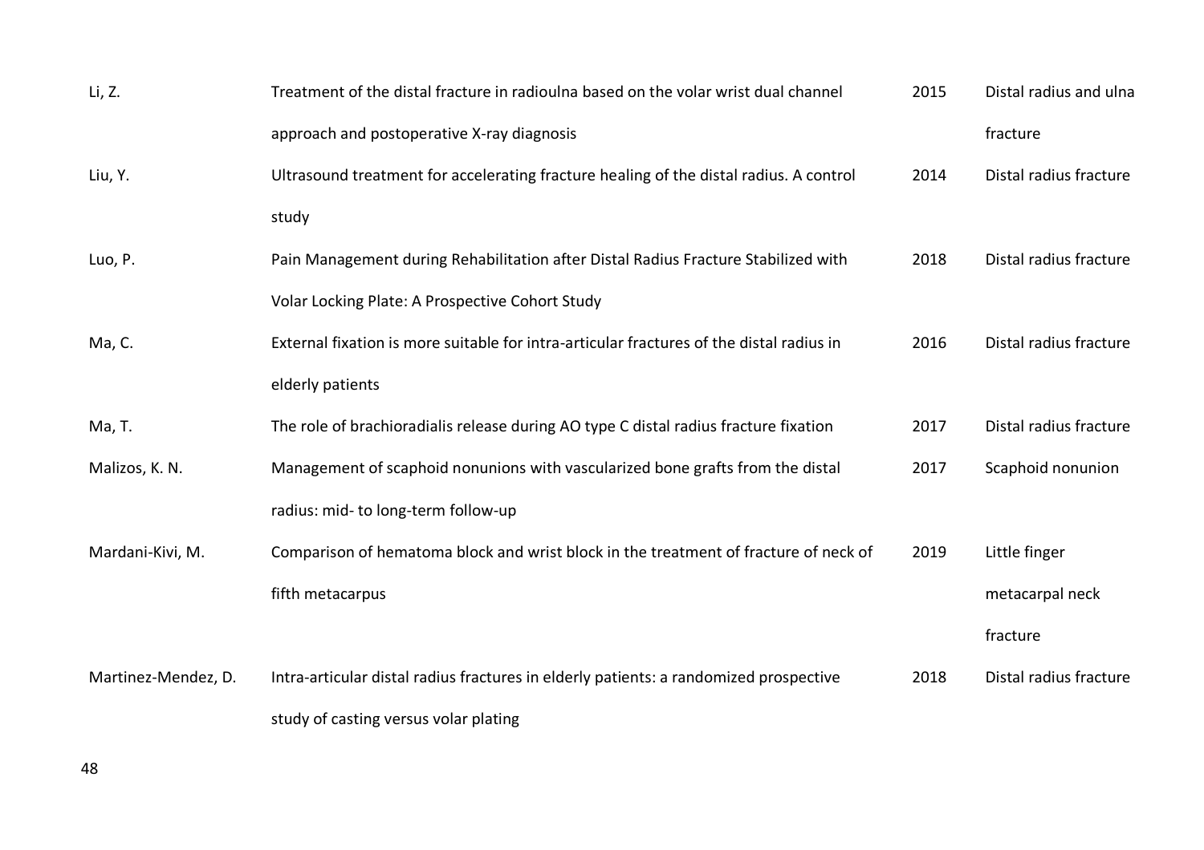| | | | |
|---|---|---|---|
| Li, Z. | Treatment of the distal fracture in radioulna based on the volar wrist dual channel approach and postoperative X-ray diagnosis | 2015 | Distal radius and ulna fracture |
| Liu, Y. | Ultrasound treatment for accelerating fracture healing of the distal radius. A control study | 2014 | Distal radius fracture |
| Luo, P. | Pain Management during Rehabilitation after Distal Radius Fracture Stabilized with Volar Locking Plate: A Prospective Cohort Study | 2018 | Distal radius fracture |
| Ma, C. | External fixation is more suitable for intra-articular fractures of the distal radius in elderly patients | 2016 | Distal radius fracture |
| Ma, T. | The role of brachioradialis release during AO type C distal radius fracture fixation | 2017 | Distal radius fracture |
| Malizos, K. N. | Management of scaphoid nonunions with vascularized bone grafts from the distal radius: mid- to long-term follow-up | 2017 | Scaphoid nonunion |
| Mardani-Kivi, M. | Comparison of hematoma block and wrist block in the treatment of fracture of neck of fifth metacarpus | 2019 | Little finger metacarpal neck fracture |
| Martinez-Mendez, D. | Intra-articular distal radius fractures in elderly patients: a randomized prospective study of casting versus volar plating | 2018 | Distal radius fracture |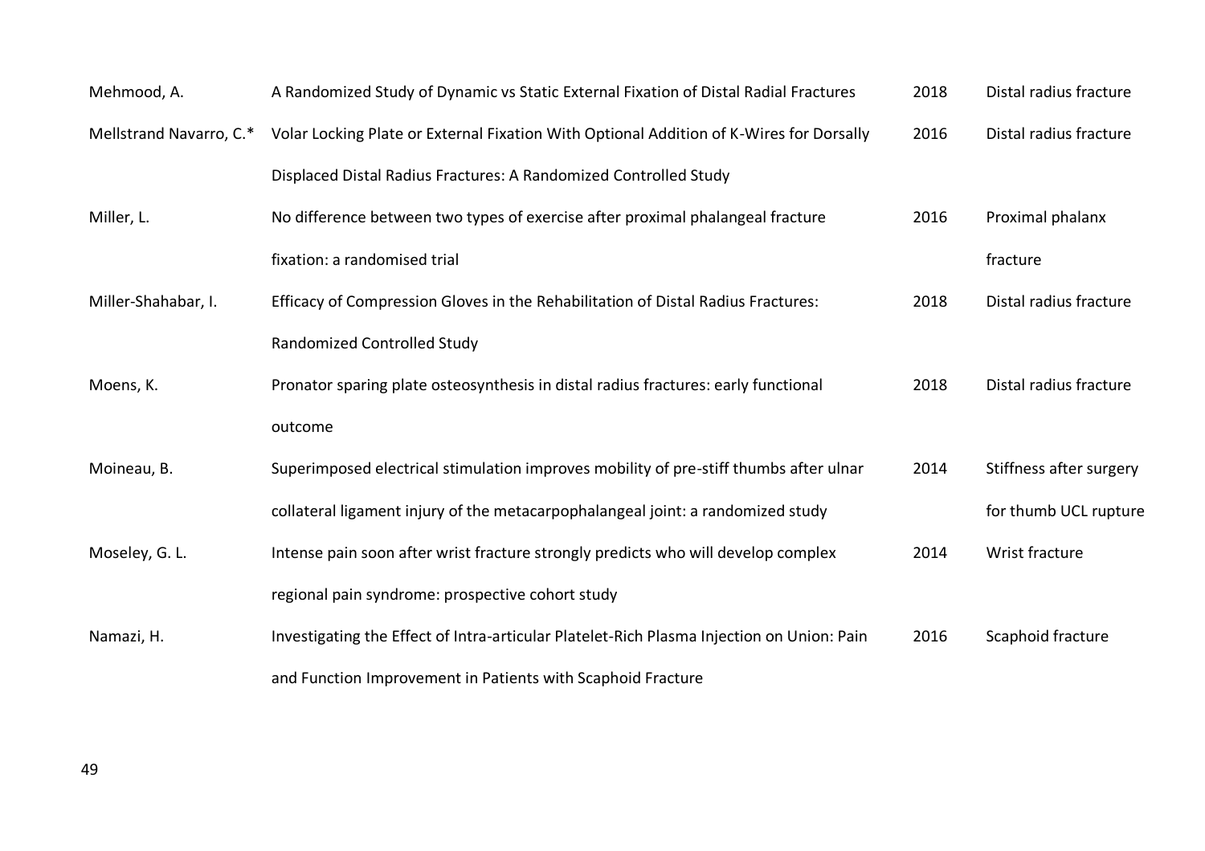| | | | |
|---|---|---|---|
| Mehmood, A. | A Randomized Study of Dynamic vs Static External Fixation of Distal Radial Fractures | 2018 | Distal radius fracture |
| Mellstrand Navarro, C.* | Volar Locking Plate or External Fixation With Optional Addition of K-Wires for Dorsally Displaced Distal Radius Fractures: A Randomized Controlled Study | 2016 | Distal radius fracture |
| Miller, L. | No difference between two types of exercise after proximal phalangeal fracture fixation: a randomised trial | 2016 | Proximal phalanx fracture |
| Miller-Shahabar, I. | Efficacy of Compression Gloves in the Rehabilitation of Distal Radius Fractures: Randomized Controlled Study | 2018 | Distal radius fracture |
| Moens, K. | Pronator sparing plate osteosynthesis in distal radius fractures: early functional outcome | 2018 | Distal radius fracture |
| Moineau, B. | Superimposed electrical stimulation improves mobility of pre-stiff thumbs after ulnar collateral ligament injury of the metacarpophalangeal joint: a randomized study | 2014 | Stiffness after surgery for thumb UCL rupture |
| Moseley, G. L. | Intense pain soon after wrist fracture strongly predicts who will develop complex regional pain syndrome: prospective cohort study | 2014 | Wrist fracture |
| Namazi, H. | Investigating the Effect of Intra-articular Platelet-Rich Plasma Injection on Union: Pain and Function Improvement in Patients with Scaphoid Fracture | 2016 | Scaphoid fracture |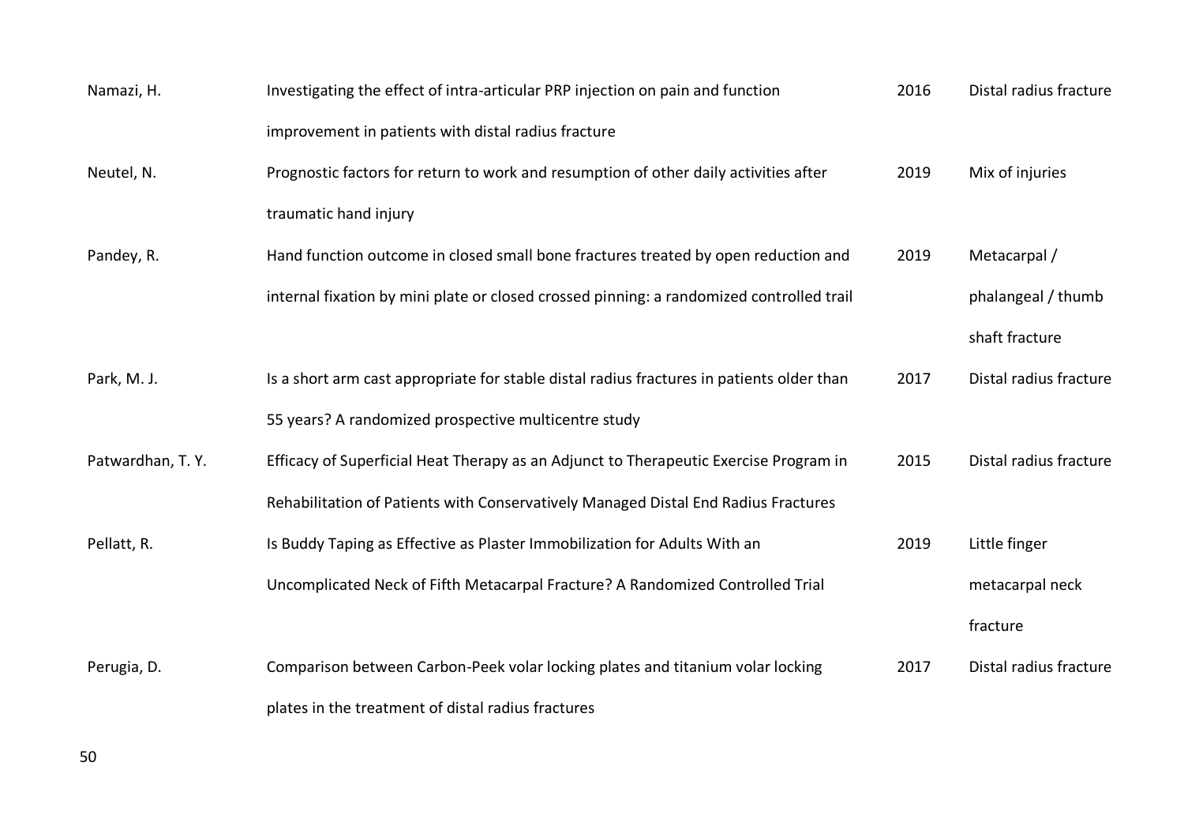| | | | |
|---|---|---|---|
| Namazi, H. | Investigating the effect of intra-articular PRP injection on pain and function improvement in patients with distal radius fracture | 2016 | Distal radius fracture |
| Neutel, N. | Prognostic factors for return to work and resumption of other daily activities after traumatic hand injury | 2019 | Mix of injuries |
| Pandey, R. | Hand function outcome in closed small bone fractures treated by open reduction and internal fixation by mini plate or closed crossed pinning: a randomized controlled trail | 2019 | Metacarpal / phalangeal / thumb shaft fracture |
| Park, M. J. | Is a short arm cast appropriate for stable distal radius fractures in patients older than 55 years? A randomized prospective multicentre study | 2017 | Distal radius fracture |
| Patwardhan, T. Y. | Efficacy of Superficial Heat Therapy as an Adjunct to Therapeutic Exercise Program in Rehabilitation of Patients with Conservatively Managed Distal End Radius Fractures | 2015 | Distal radius fracture |
| Pellatt, R. | Is Buddy Taping as Effective as Plaster Immobilization for Adults With an Uncomplicated Neck of Fifth Metacarpal Fracture? A Randomized Controlled Trial | 2019 | Little finger metacarpal neck fracture |
| Perugia, D. | Comparison between Carbon-Peek volar locking plates and titanium volar locking plates in the treatment of distal radius fractures | 2017 | Distal radius fracture |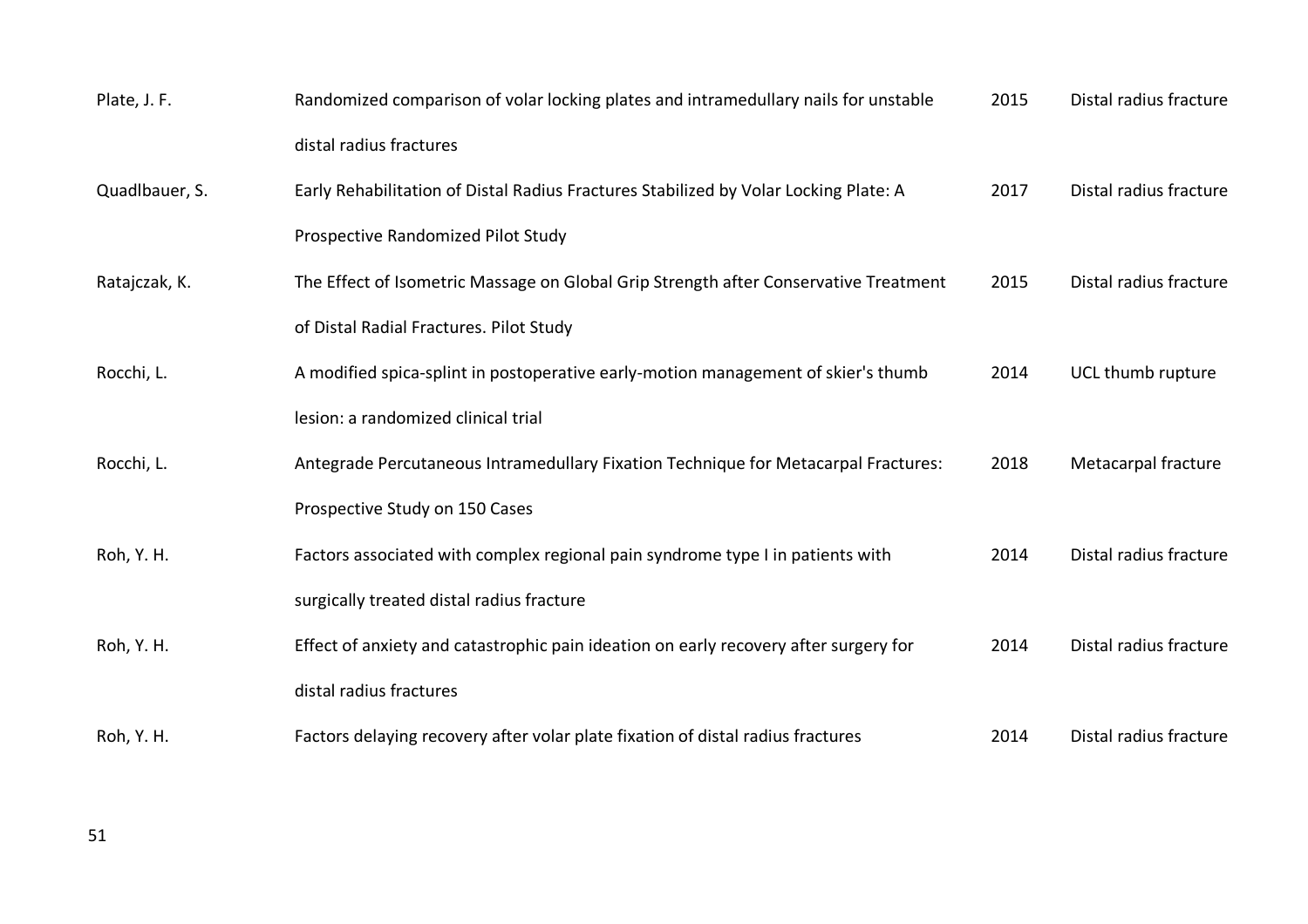| | | | |
|---|---|---|---|
| Plate, J. F. | Randomized comparison of volar locking plates and intramedullary nails for unstable distal radius fractures | 2015 | Distal radius fracture |
| Quadlbauer, S. | Early Rehabilitation of Distal Radius Fractures Stabilized by Volar Locking Plate: A Prospective Randomized Pilot Study | 2017 | Distal radius fracture |
| Ratajczak, K. | The Effect of Isometric Massage on Global Grip Strength after Conservative Treatment of Distal Radial Fractures. Pilot Study | 2015 | Distal radius fracture |
| Rocchi, L. | A modified spica-splint in postoperative early-motion management of skier's thumb lesion: a randomized clinical trial | 2014 | UCL thumb rupture |
| Rocchi, L. | Antegrade Percutaneous Intramedullary Fixation Technique for Metacarpal Fractures: Prospective Study on 150 Cases | 2018 | Metacarpal fracture |
| Roh, Y. H. | Factors associated with complex regional pain syndrome type I in patients with surgically treated distal radius fracture | 2014 | Distal radius fracture |
| Roh, Y. H. | Effect of anxiety and catastrophic pain ideation on early recovery after surgery for distal radius fractures | 2014 | Distal radius fracture |
| Roh, Y. H. | Factors delaying recovery after volar plate fixation of distal radius fractures | 2014 | Distal radius fracture |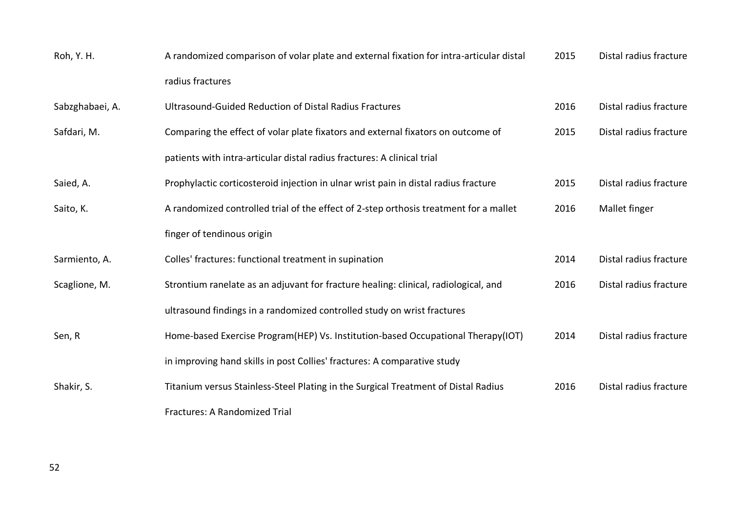| | | | |
|---|---|---|---|
| Roh, Y. H. | A randomized comparison of volar plate and external fixation for intra-articular distal radius fractures | 2015 | Distal radius fracture |
| Sabzghabaei, A. | Ultrasound-Guided Reduction of Distal Radius Fractures | 2016 | Distal radius fracture |
| Safdari, M. | Comparing the effect of volar plate fixators and external fixators on outcome of patients with intra-articular distal radius fractures: A clinical trial | 2015 | Distal radius fracture |
| Saied, A. | Prophylactic corticosteroid injection in ulnar wrist pain in distal radius fracture | 2015 | Distal radius fracture |
| Saito, K. | A randomized controlled trial of the effect of 2-step orthosis treatment for a mallet finger of tendinous origin | 2016 | Mallet finger |
| Sarmiento, A. | Colles' fractures: functional treatment in supination | 2014 | Distal radius fracture |
| Scaglione, M. | Strontium ranelate as an adjuvant for fracture healing: clinical, radiological, and ultrasound findings in a randomized controlled study on wrist fractures | 2016 | Distal radius fracture |
| Sen, R | Home-based Exercise Program(HEP) Vs. Institution-based Occupational Therapy(IOT) in improving hand skills in post Collies' fractures: A comparative study | 2014 | Distal radius fracture |
| Shakir, S. | Titanium versus Stainless-Steel Plating in the Surgical Treatment of Distal Radius Fractures: A Randomized Trial | 2016 | Distal radius fracture |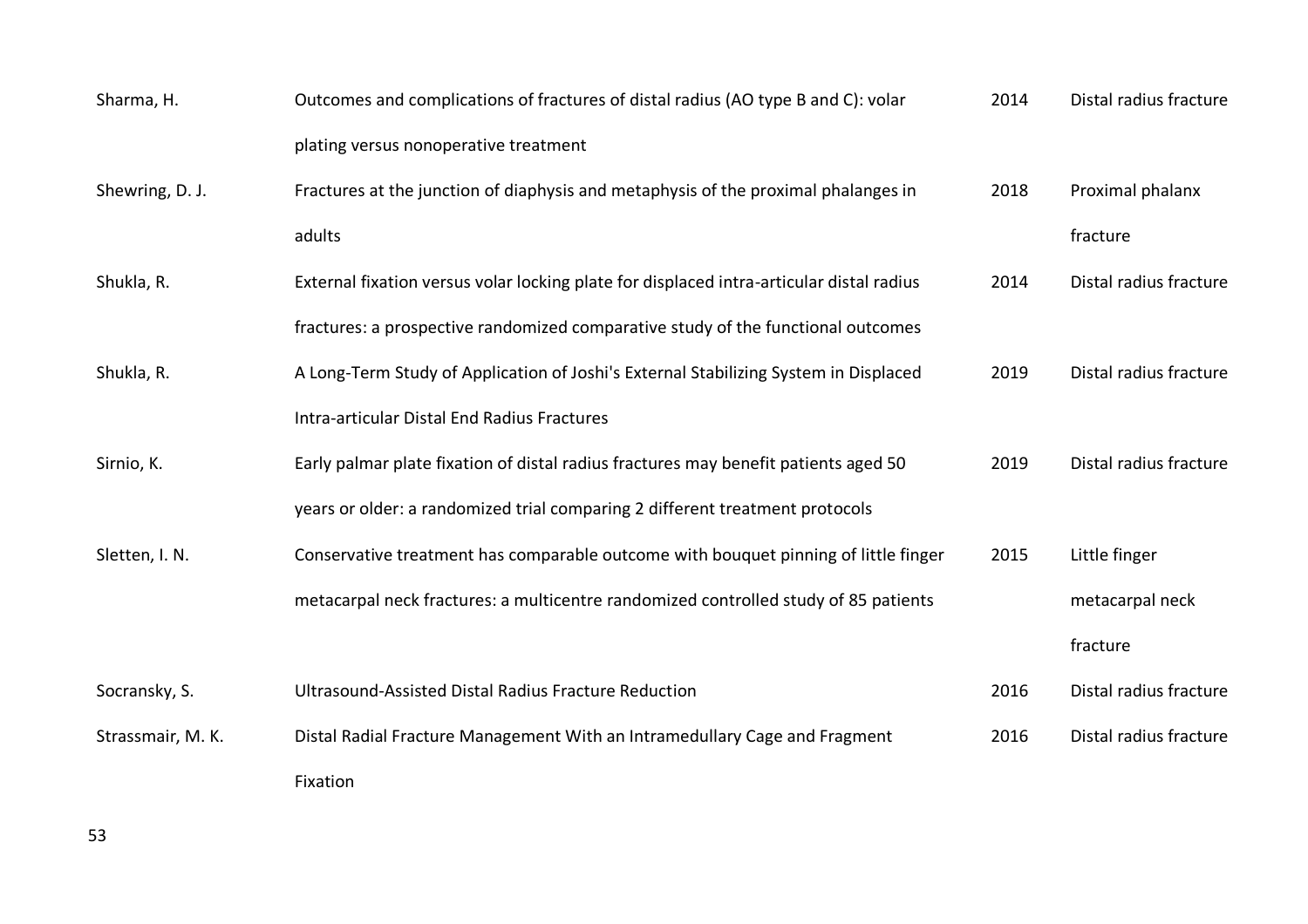| | | | |
|---|---|---|---|
| Sharma, H. | Outcomes and complications of fractures of distal radius (AO type B and C): volar plating versus nonoperative treatment | 2014 | Distal radius fracture |
| Shewring, D. J. | Fractures at the junction of diaphysis and metaphysis of the proximal phalanges in adults | 2018 | Proximal phalanx fracture |
| Shukla, R. | External fixation versus volar locking plate for displaced intra-articular distal radius fractures: a prospective randomized comparative study of the functional outcomes | 2014 | Distal radius fracture |
| Shukla, R. | A Long-Term Study of Application of Joshi's External Stabilizing System in Displaced Intra-articular Distal End Radius Fractures | 2019 | Distal radius fracture |
| Sirnio, K. | Early palmar plate fixation of distal radius fractures may benefit patients aged 50 years or older: a randomized trial comparing 2 different treatment protocols | 2019 | Distal radius fracture |
| Sletten, I. N. | Conservative treatment has comparable outcome with bouquet pinning of little finger metacarpal neck fractures: a multicentre randomized controlled study of 85 patients | 2015 | Little finger metacarpal neck fracture |
| Socransky, S. | Ultrasound-Assisted Distal Radius Fracture Reduction | 2016 | Distal radius fracture |
| Strassmair, M. K. | Distal Radial Fracture Management With an Intramedullary Cage and Fragment Fixation | 2016 | Distal radius fracture |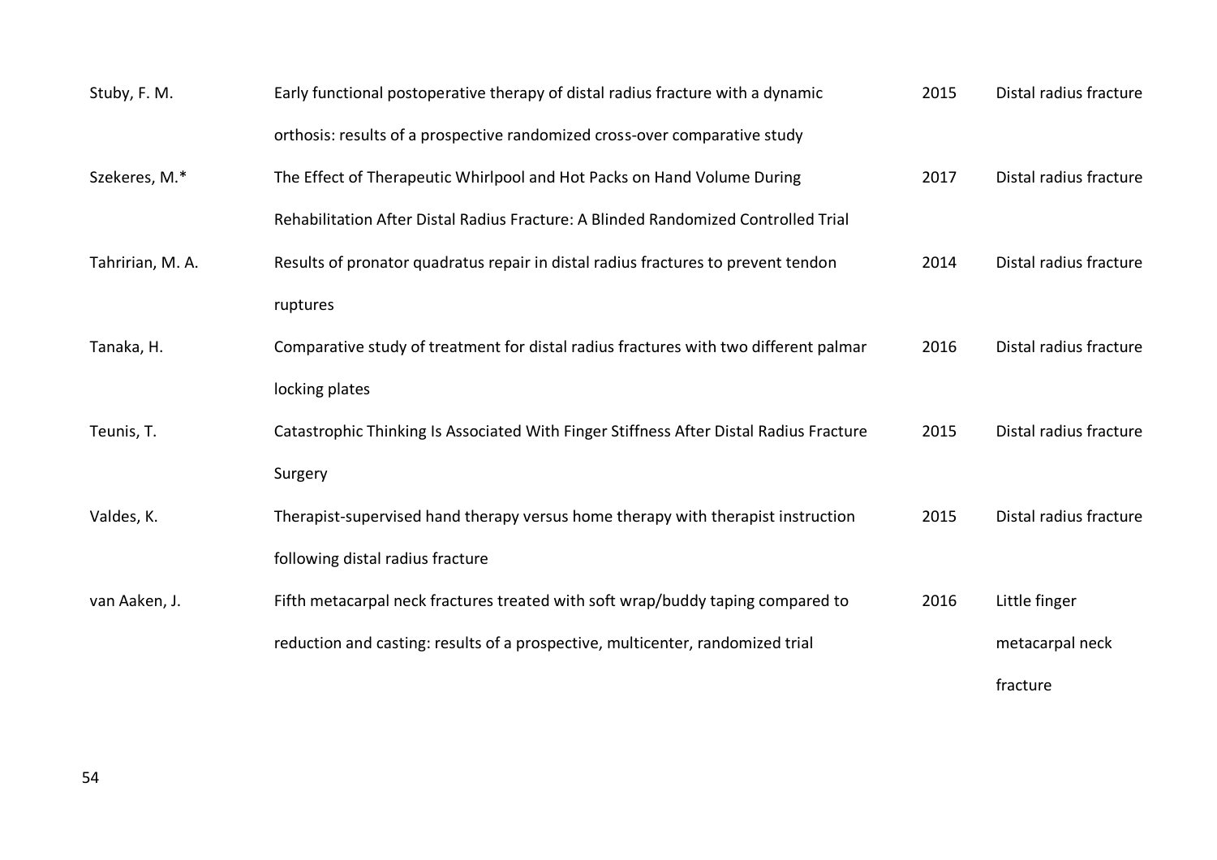| | | | |
|---|---|---|---|
| Stuby, F. M. | Early functional postoperative therapy of distal radius fracture with a dynamic orthosis: results of a prospective randomized cross-over comparative study | 2015 | Distal radius fracture |
| Szekeres, M.* | The Effect of Therapeutic Whirlpool and Hot Packs on Hand Volume During Rehabilitation After Distal Radius Fracture: A Blinded Randomized Controlled Trial | 2017 | Distal radius fracture |
| Tahririan, M. A. | Results of pronator quadratus repair in distal radius fractures to prevent tendon ruptures | 2014 | Distal radius fracture |
| Tanaka, H. | Comparative study of treatment for distal radius fractures with two different palmar locking plates | 2016 | Distal radius fracture |
| Teunis, T. | Catastrophic Thinking Is Associated With Finger Stiffness After Distal Radius Fracture Surgery | 2015 | Distal radius fracture |
| Valdes, K. | Therapist-supervised hand therapy versus home therapy with therapist instruction following distal radius fracture | 2015 | Distal radius fracture |
| van Aaken, J. | Fifth metacarpal neck fractures treated with soft wrap/buddy taping compared to reduction and casting: results of a prospective, multicenter, randomized trial | 2016 | Little finger metacarpal neck fracture |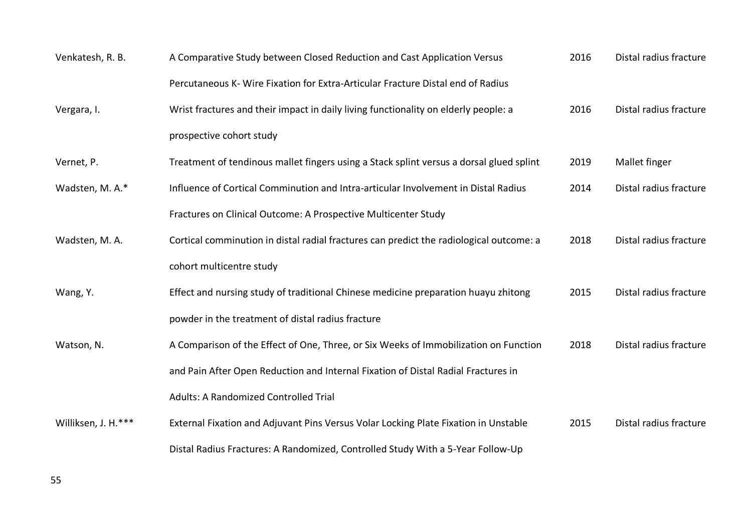| | | | |
|---|---|---|---|
| Venkatesh, R. B. | A Comparative Study between Closed Reduction and Cast Application Versus Percutaneous K- Wire Fixation for Extra-Articular Fracture Distal end of Radius | 2016 | Distal radius fracture |
| Vergara, I. | Wrist fractures and their impact in daily living functionality on elderly people: a prospective cohort study | 2016 | Distal radius fracture |
| Vernet, P. | Treatment of tendinous mallet fingers using a Stack splint versus a dorsal glued splint | 2019 | Mallet finger |
| Wadsten, M. A.* | Influence of Cortical Comminution and Intra-articular Involvement in Distal Radius Fractures on Clinical Outcome: A Prospective Multicenter Study | 2014 | Distal radius fracture |
| Wadsten, M. A. | Cortical comminution in distal radial fractures can predict the radiological outcome: a cohort multicentre study | 2018 | Distal radius fracture |
| Wang, Y. | Effect and nursing study of traditional Chinese medicine preparation huayu zhitong powder in the treatment of distal radius fracture | 2015 | Distal radius fracture |
| Watson, N. | A Comparison of the Effect of One, Three, or Six Weeks of Immobilization on Function and Pain After Open Reduction and Internal Fixation of Distal Radial Fractures in Adults: A Randomized Controlled Trial | 2018 | Distal radius fracture |
| Williksen, J. H.*** | External Fixation and Adjuvant Pins Versus Volar Locking Plate Fixation in Unstable Distal Radius Fractures: A Randomized, Controlled Study With a 5-Year Follow-Up | 2015 | Distal radius fracture |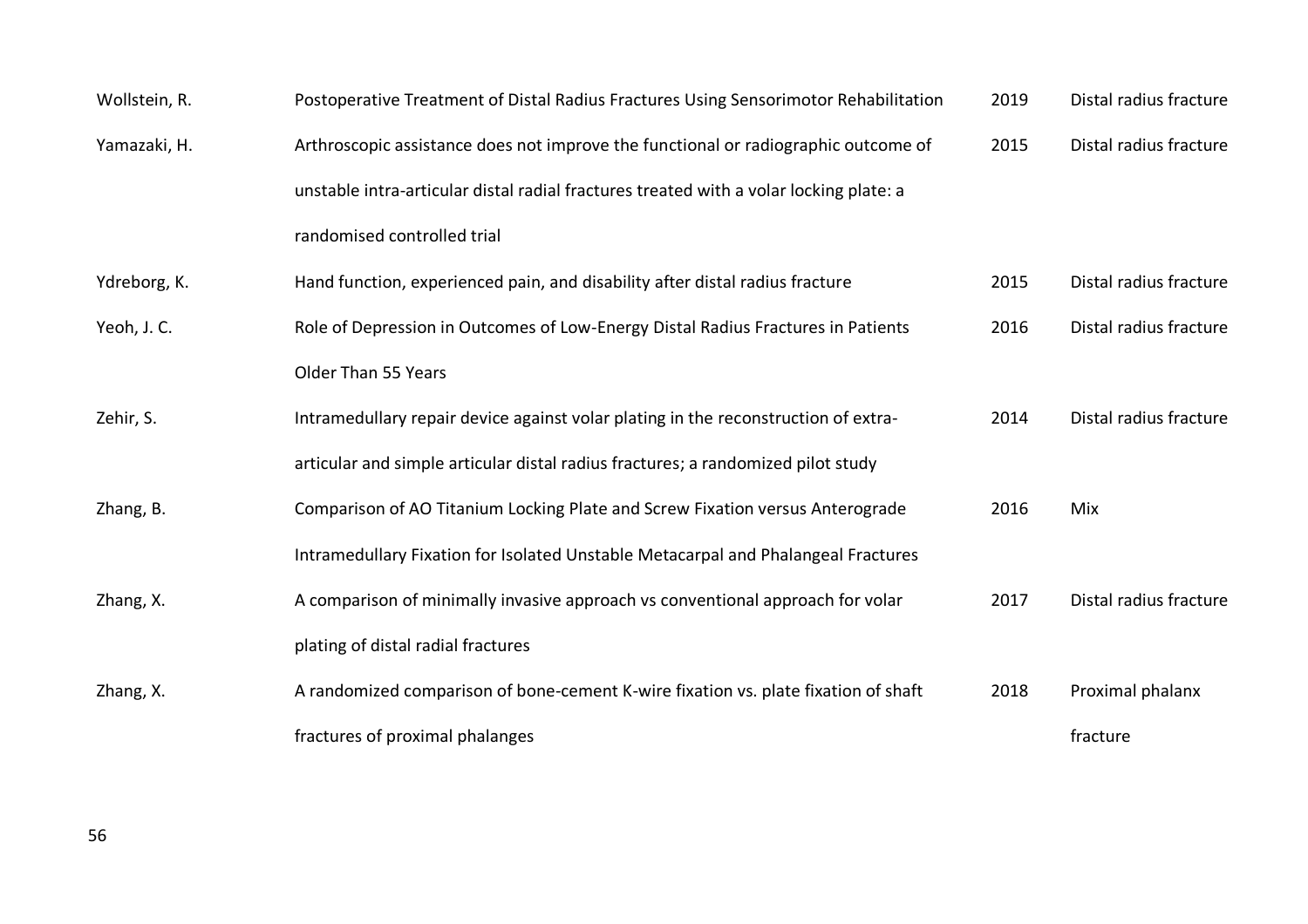| | | | |
|---|---|---|---|
| Wollstein, R. | Postoperative Treatment of Distal Radius Fractures Using Sensorimotor Rehabilitation | 2019 | Distal radius fracture |
| Yamazaki, H. | Arthroscopic assistance does not improve the functional or radiographic outcome of unstable intra-articular distal radial fractures treated with a volar locking plate: a randomised controlled trial | 2015 | Distal radius fracture |
| Ydreborg, K. | Hand function, experienced pain, and disability after distal radius fracture | 2015 | Distal radius fracture |
| Yeoh, J. C. | Role of Depression in Outcomes of Low-Energy Distal Radius Fractures in Patients Older Than 55 Years | 2016 | Distal radius fracture |
| Zehir, S. | Intramedullary repair device against volar plating in the reconstruction of extra-articular and simple articular distal radius fractures; a randomized pilot study | 2014 | Distal radius fracture |
| Zhang, B. | Comparison of AO Titanium Locking Plate and Screw Fixation versus Anterograde Intramedullary Fixation for Isolated Unstable Metacarpal and Phalangeal Fractures | 2016 | Mix |
| Zhang, X. | A comparison of minimally invasive approach vs conventional approach for volar plating of distal radial fractures | 2017 | Distal radius fracture |
| Zhang, X. | A randomized comparison of bone-cement K-wire fixation vs. plate fixation of shaft fractures of proximal phalanges | 2018 | Proximal phalanx fracture |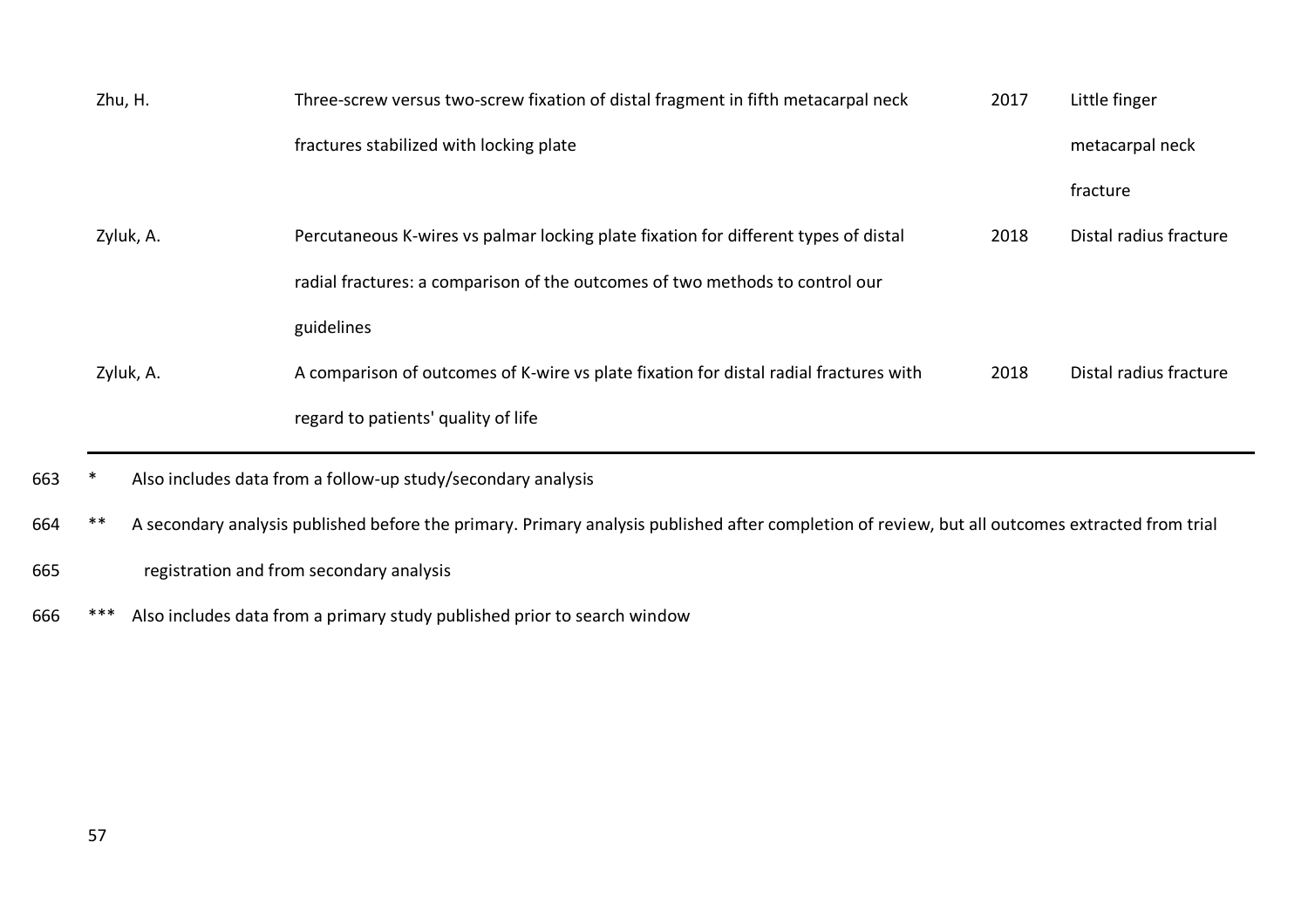| | | | |
|---|---|---|---|
| Zhu, H. | Three-screw versus two-screw fixation of distal fragment in fifth metacarpal neck fractures stabilized with locking plate | 2017 | Little finger metacarpal neck fracture |
| Zyluk, A. | Percutaneous K-wires vs palmar locking plate fixation for different types of distal radial fractures: a comparison of the outcomes of two methods to control our guidelines | 2018 | Distal radius fracture |
| Zyluk, A. | A comparison of outcomes of K-wire vs plate fixation for distal radial fractures with regard to patients' quality of life | 2018 | Distal radius fracture |

663 * Also includes data from a follow-up study/secondary analysis

664 ** A secondary analysis published before the primary. Primary analysis published after completion of review, but all outcomes extracted from trial
665 registration and from secondary analysis

666 *** Also includes data from a primary study published prior to search window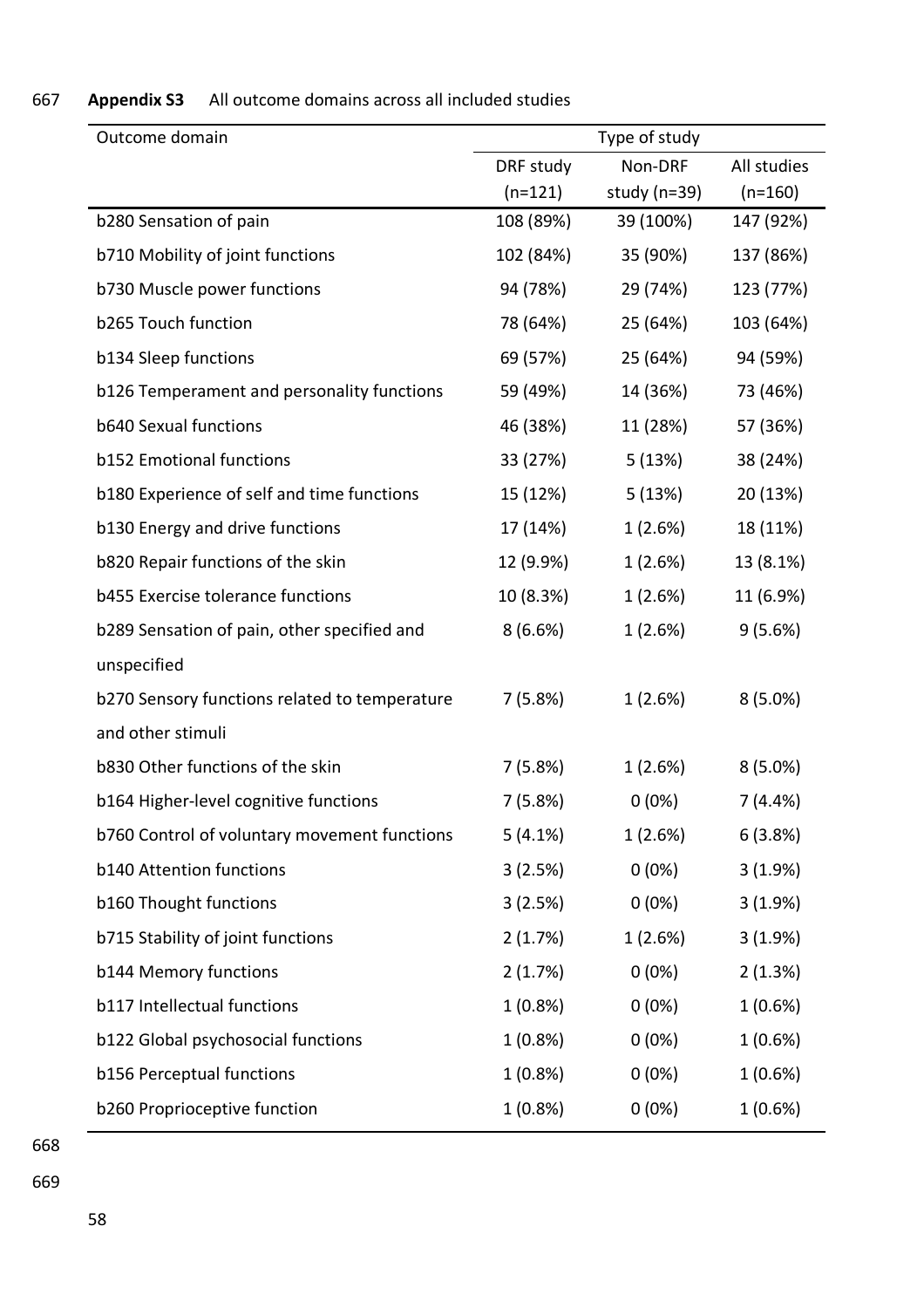**Appendix S3** All outcome domains across all included studies

| Outcome domain | Type of study | | |
|---|---|---|---|
| | DRF study (n=121) | Non-DRF study (n=39) | All studies (n=160) |
| b280 Sensation of pain | 108 (89%) | 39 (100%) | 147 (92%) |
| b710 Mobility of joint functions | 102 (84%) | 35 (90%) | 137 (86%) |
| b730 Muscle power functions | 94 (78%) | 29 (74%) | 123 (77%) |
| b265 Touch function | 78 (64%) | 25 (64%) | 103 (64%) |
| b134 Sleep functions | 69 (57%) | 25 (64%) | 94 (59%) |
| b126 Temperament and personality functions | 59 (49%) | 14 (36%) | 73 (46%) |
| b640 Sexual functions | 46 (38%) | 11 (28%) | 57 (36%) |
| b152 Emotional functions | 33 (27%) | 5 (13%) | 38 (24%) |
| b180 Experience of self and time functions | 15 (12%) | 5 (13%) | 20 (13%) |
| b130 Energy and drive functions | 17 (14%) | 1 (2.6%) | 18 (11%) |
| b820 Repair functions of the skin | 12 (9.9%) | 1 (2.6%) | 13 (8.1%) |
| b455 Exercise tolerance functions | 10 (8.3%) | 1 (2.6%) | 11 (6.9%) |
| b289 Sensation of pain, other specified and unspecified | 8 (6.6%) | 1 (2.6%) | 9 (5.6%) |
| b270 Sensory functions related to temperature and other stimuli | 7 (5.8%) | 1 (2.6%) | 8 (5.0%) |
| b830 Other functions of the skin | 7 (5.8%) | 1 (2.6%) | 8 (5.0%) |
| b164 Higher-level cognitive functions | 7 (5.8%) | 0 (0%) | 7 (4.4%) |
| b760 Control of voluntary movement functions | 5 (4.1%) | 1 (2.6%) | 6 (3.8%) |
| b140 Attention functions | 3 (2.5%) | 0 (0%) | 3 (1.9%) |
| b160 Thought functions | 3 (2.5%) | 0 (0%) | 3 (1.9%) |
| b715 Stability of joint functions | 2 (1.7%) | 1 (2.6%) | 3 (1.9%) |
| b144 Memory functions | 2 (1.7%) | 0 (0%) | 2 (1.3%) |
| b117 Intellectual functions | 1 (0.8%) | 0 (0%) | 1 (0.6%) |
| b122 Global psychosocial functions | 1 (0.8%) | 0 (0%) | 1 (0.6%) |
| b156 Perceptual functions | 1 (0.8%) | 0 (0%) | 1 (0.6%) |
| b260 Proprioceptive function | 1 (0.8%) | 0 (0%) | 1 (0.6%) |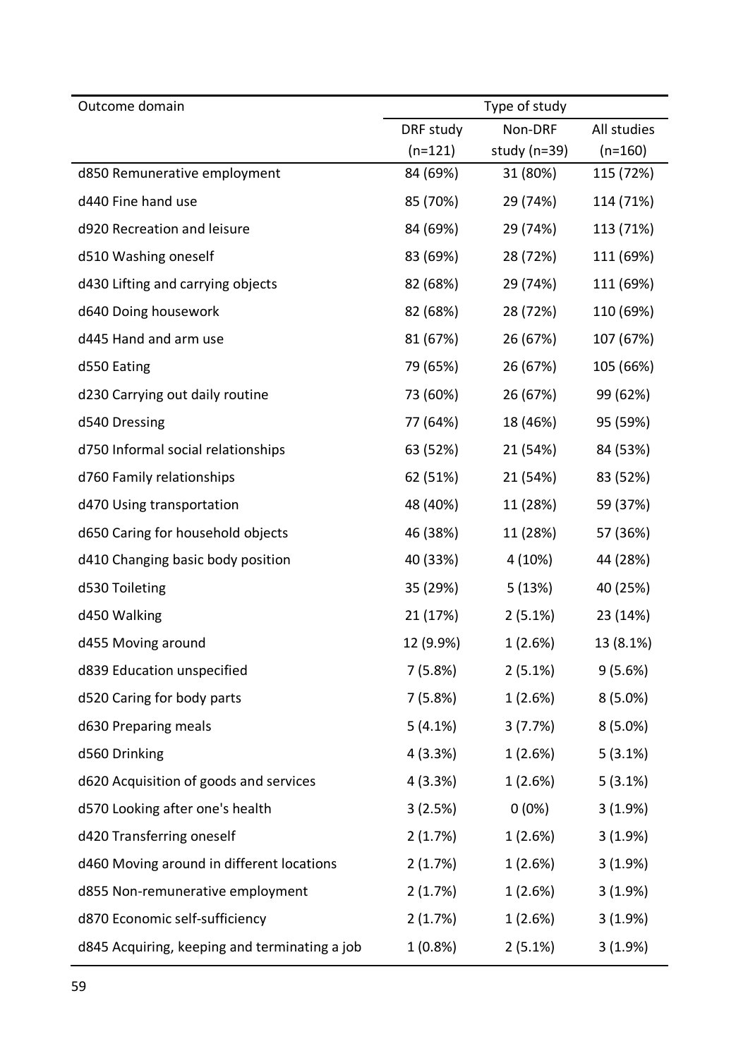| Outcome domain | Type of study | | |
|---|---|---|---|
| | DRF study (n=121) | Non-DRF study (n=39) | All studies (n=160) |
| d850 Remunerative employment | 84 (69%) | 31 (80%) | 115 (72%) |
| d440 Fine hand use | 85 (70%) | 29 (74%) | 114 (71%) |
| d920 Recreation and leisure | 84 (69%) | 29 (74%) | 113 (71%) |
| d510 Washing oneself | 83 (69%) | 28 (72%) | 111 (69%) |
| d430 Lifting and carrying objects | 82 (68%) | 29 (74%) | 111 (69%) |
| d640 Doing housework | 82 (68%) | 28 (72%) | 110 (69%) |
| d445 Hand and arm use | 81 (67%) | 26 (67%) | 107 (67%) |
| d550 Eating | 79 (65%) | 26 (67%) | 105 (66%) |
| d230 Carrying out daily routine | 73 (60%) | 26 (67%) | 99 (62%) |
| d540 Dressing | 77 (64%) | 18 (46%) | 95 (59%) |
| d750 Informal social relationships | 63 (52%) | 21 (54%) | 84 (53%) |
| d760 Family relationships | 62 (51%) | 21 (54%) | 83 (52%) |
| d470 Using transportation | 48 (40%) | 11 (28%) | 59 (37%) |
| d650 Caring for household objects | 46 (38%) | 11 (28%) | 57 (36%) |
| d410 Changing basic body position | 40 (33%) | 4 (10%) | 44 (28%) |
| d530 Toileting | 35 (29%) | 5 (13%) | 40 (25%) |
| d450 Walking | 21 (17%) | 2 (5.1%) | 23 (14%) |
| d455 Moving around | 12 (9.9%) | 1 (2.6%) | 13 (8.1%) |
| d839 Education unspecified | 7 (5.8%) | 2 (5.1%) | 9 (5.6%) |
| d520 Caring for body parts | 7 (5.8%) | 1 (2.6%) | 8 (5.0%) |
| d630 Preparing meals | 5 (4.1%) | 3 (7.7%) | 8 (5.0%) |
| d560 Drinking | 4 (3.3%) | 1 (2.6%) | 5 (3.1%) |
| d620 Acquisition of goods and services | 4 (3.3%) | 1 (2.6%) | 5 (3.1%) |
| d570 Looking after one's health | 3 (2.5%) | 0 (0%) | 3 (1.9%) |
| d420 Transferring oneself | 2 (1.7%) | 1 (2.6%) | 3 (1.9%) |
| d460 Moving around in different locations | 2 (1.7%) | 1 (2.6%) | 3 (1.9%) |
| d855 Non-remunerative employment | 2 (1.7%) | 1 (2.6%) | 3 (1.9%) |
| d870 Economic self-sufficiency | 2 (1.7%) | 1 (2.6%) | 3 (1.9%) |
| d845 Acquiring, keeping and terminating a job | 1 (0.8%) | 2 (5.1%) | 3 (1.9%) |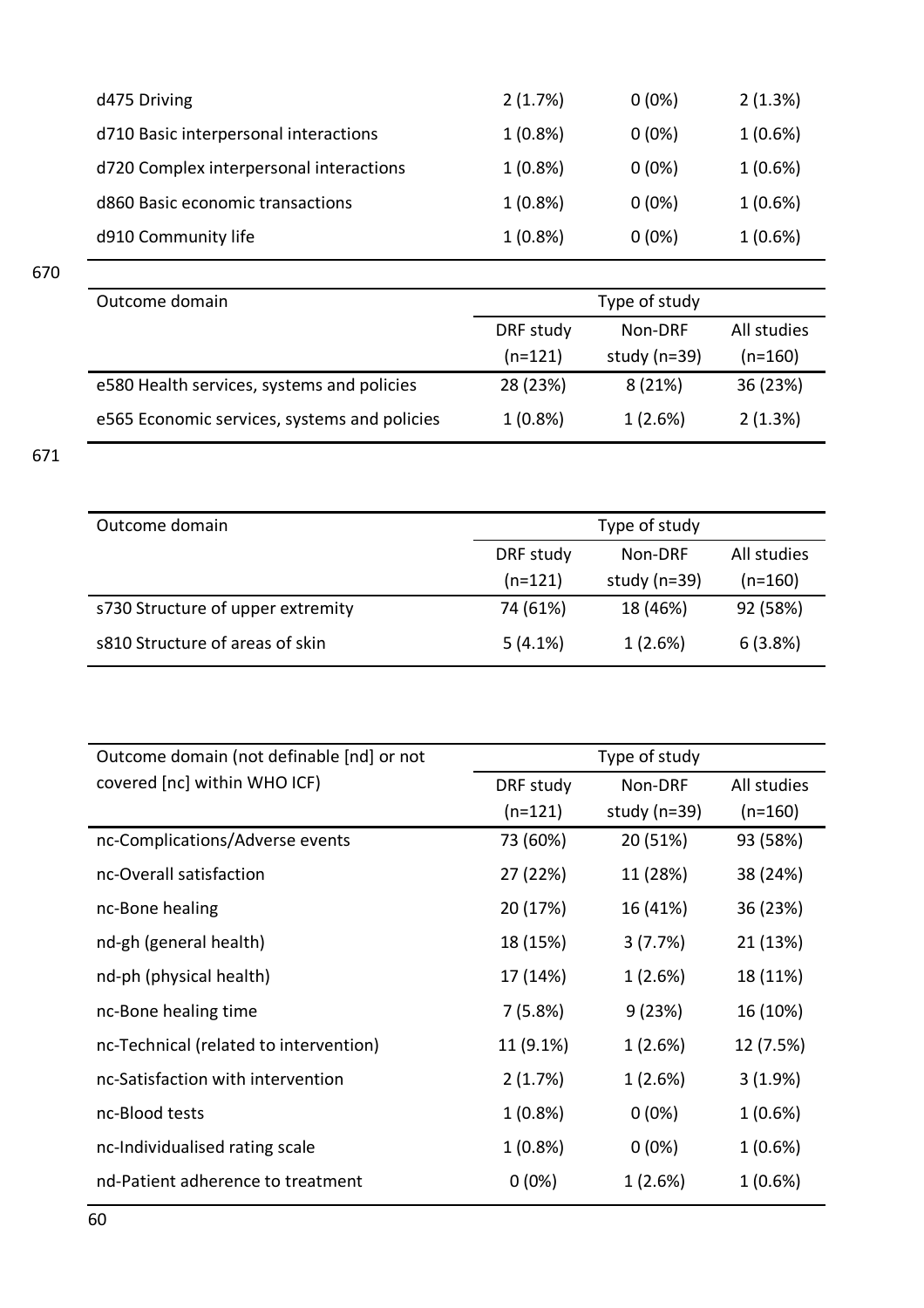| | | | |
|---|---|---|---|
| d475 Driving | 2 (1.7%) | 0 (0%) | 2 (1.3%) |
| d710 Basic interpersonal interactions | 1 (0.8%) | 0 (0%) | 1 (0.6%) |
| d720 Complex interpersonal interactions | 1 (0.8%) | 0 (0%) | 1 (0.6%) |
| d860 Basic economic transactions | 1 (0.8%) | 0 (0%) | 1 (0.6%) |
| d910 Community life | 1 (0.8%) | 0 (0%) | 1 (0.6%) |

| Outcome domain | Type of study | | |
|---|---|---|---|
| | DRF study (n=121) | Non-DRF study (n=39) | All studies (n=160) |
| e580 Health services, systems and policies | 28 (23%) | 8 (21%) | 36 (23%) |
| e565 Economic services, systems and policies | 1 (0.8%) | 1 (2.6%) | 2 (1.3%) |

| Outcome domain | Type of study | | |
|---|---|---|---|
| | DRF study (n=121) | Non-DRF study (n=39) | All studies (n=160) |
| s730 Structure of upper extremity | 74 (61%) | 18 (46%) | 92 (58%) |
| s810 Structure of areas of skin | 5 (4.1%) | 1 (2.6%) | 6 (3.8%) |

| Outcome domain (not definable [nd] or not covered [nc] within WHO ICF) | Type of study | | |
|---|---|---|---|
| | DRF study (n=121) | Non-DRF study (n=39) | All studies (n=160) |
| nc-Complications/Adverse events | 73 (60%) | 20 (51%) | 93 (58%) |
| nc-Overall satisfaction | 27 (22%) | 11 (28%) | 38 (24%) |
| nc-Bone healing | 20 (17%) | 16 (41%) | 36 (23%) |
| nd-gh (general health) | 18 (15%) | 3 (7.7%) | 21 (13%) |
| nd-ph (physical health) | 17 (14%) | 1 (2.6%) | 18 (11%) |
| nc-Bone healing time | 7 (5.8%) | 9 (23%) | 16 (10%) |
| nc-Technical (related to intervention) | 11 (9.1%) | 1 (2.6%) | 12 (7.5%) |
| nc-Satisfaction with intervention | 2 (1.7%) | 1 (2.6%) | 3 (1.9%) |
| nc-Blood tests | 1 (0.8%) | 0 (0%) | 1 (0.6%) |
| nc-Individualised rating scale | 1 (0.8%) | 0 (0%) | 1 (0.6%) |
| nd-Patient adherence to treatment | 0 (0%) | 1 (2.6%) | 1 (0.6%) |